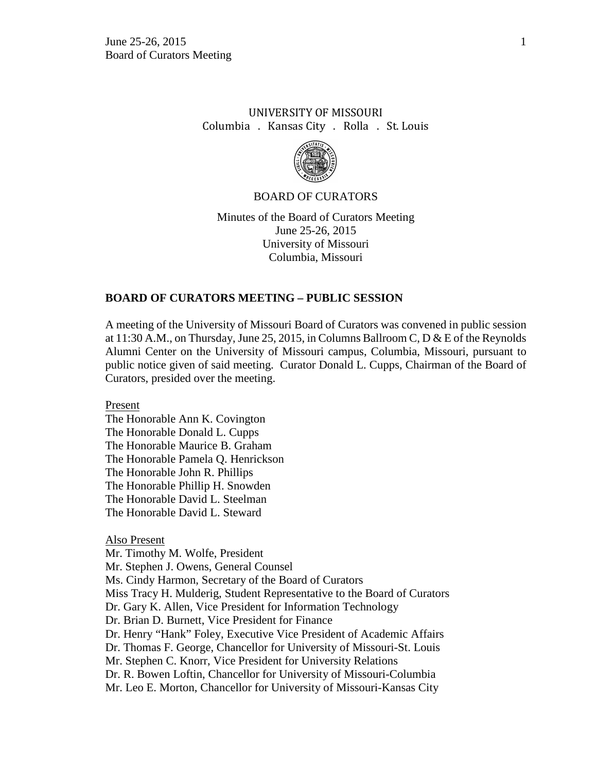UNIVERSITY OF MISSOURI
Columbia . Kansas City . Rolla . St. Louis

BOARD OF CURATORS

Minutes of the Board of Curators Meeting
June 25-26, 2015
University of Missouri
Columbia, Missouri

## BOARD OF CURATORS MEETING – PUBLIC SESSION

A meeting of the University of Missouri Board of Curators was convened in public session at 11:30 A.M., on Thursday, June 25, 2015, in Columns Ballroom C, D & E of the Reynolds Alumni Center on the University of Missouri campus, Columbia, Missouri, pursuant to public notice given of said meeting. Curator Donald L. Cupps, Chairman of the Board of Curators, presided over the meeting.

Present
The Honorable Ann K. Covington
The Honorable Donald L. Cupps
The Honorable Maurice B. Graham
The Honorable Pamela Q. Henrickson
The Honorable John R. Phillips
The Honorable Phillip H. Snowden
The Honorable David L. Steelman
The Honorable David L. Steward

Also Present
Mr. Timothy M. Wolfe, President
Mr. Stephen J. Owens, General Counsel
Ms. Cindy Harmon, Secretary of the Board of Curators
Miss Tracy H. Mulderig, Student Representative to the Board of Curators
Dr. Gary K. Allen, Vice President for Information Technology
Dr. Brian D. Burnett, Vice President for Finance
Dr. Henry "Hank" Foley, Executive Vice President of Academic Affairs
Dr. Thomas F. George, Chancellor for University of Missouri-St. Louis
Mr. Stephen C. Knorr, Vice President for University Relations
Dr. R. Bowen Loftin, Chancellor for University of Missouri-Columbia
Mr. Leo E. Morton, Chancellor for University of Missouri-Kansas City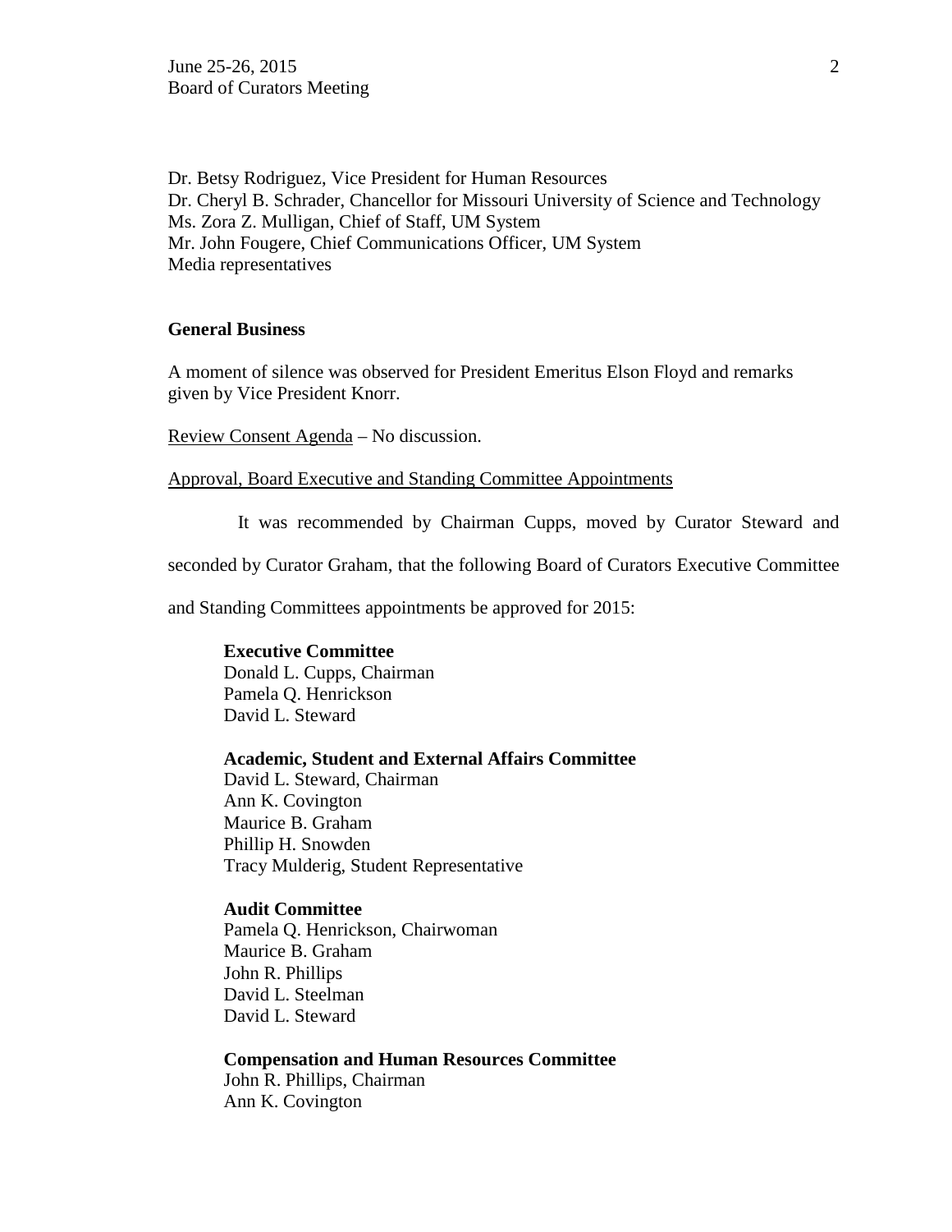Dr. Betsy Rodriguez, Vice President for Human Resources
Dr. Cheryl B. Schrader, Chancellor for Missouri University of Science and Technology
Ms. Zora Z. Mulligan, Chief of Staff, UM System
Mr. John Fougere, Chief Communications Officer, UM System
Media representatives

**General Business**

A moment of silence was observed for President Emeritus Elson Floyd and remarks given by Vice President Knorr.

Review Consent Agenda – No discussion.

Approval, Board Executive and Standing Committee Appointments

It was recommended by Chairman Cupps, moved by Curator Steward and seconded by Curator Graham, that the following Board of Curators Executive Committee and Standing Committees appointments be approved for 2015:

**Executive Committee**
Donald L. Cupps, Chairman
Pamela Q. Henrickson
David L. Steward

**Academic, Student and External Affairs Committee**
David L. Steward, Chairman
Ann K. Covington
Maurice B. Graham
Phillip H. Snowden
Tracy Mulderig, Student Representative

**Audit Committee**
Pamela Q. Henrickson, Chairwoman
Maurice B. Graham
John R. Phillips
David L. Steelman
David L. Steward

**Compensation and Human Resources Committee**
John R. Phillips, Chairman
Ann K. Covington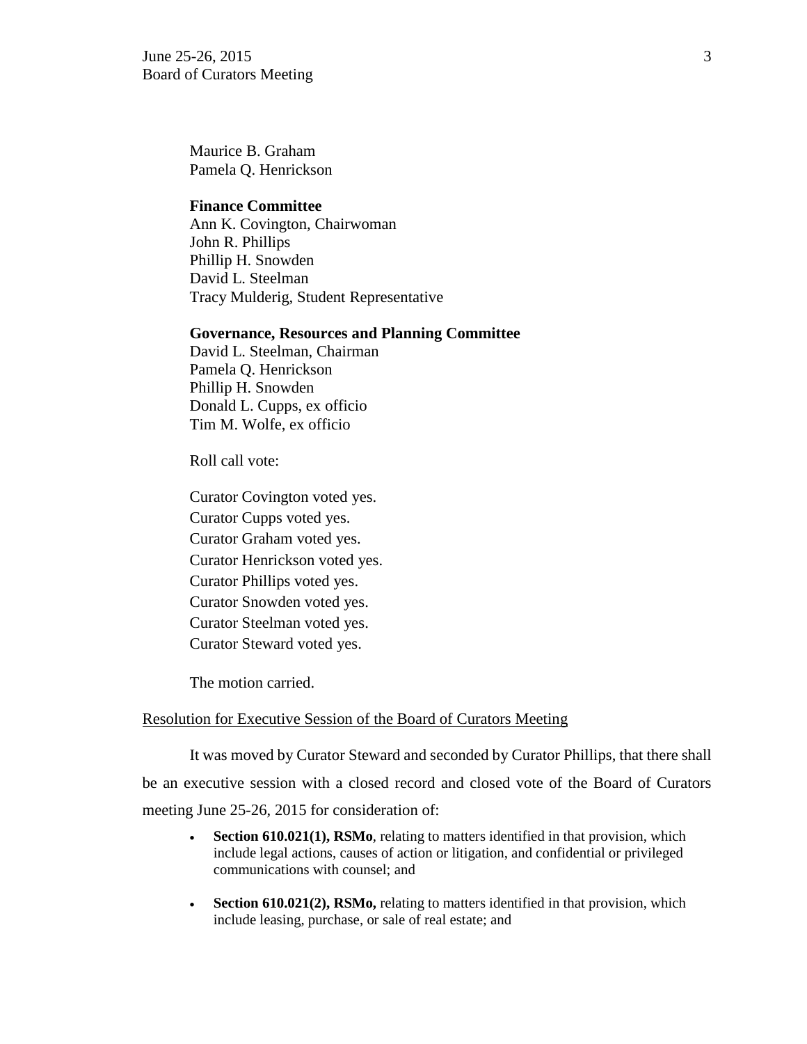Maurice B. Graham
Pamela Q. Henrickson

**Finance Committee**
Ann K. Covington, Chairwoman
John R. Phillips
Phillip H. Snowden
David L. Steelman
Tracy Mulderig, Student Representative

**Governance, Resources and Planning Committee**
David L. Steelman, Chairman
Pamela Q. Henrickson
Phillip H. Snowden
Donald L. Cupps, ex officio
Tim M. Wolfe, ex officio

Roll call vote:

Curator Covington voted yes.
Curator Cupps voted yes.
Curator Graham voted yes.
Curator Henrickson voted yes.
Curator Phillips voted yes.
Curator Snowden voted yes.
Curator Steelman voted yes.
Curator Steward voted yes.

The motion carried.

<u>Resolution for Executive Session of the Board of Curators Meeting</u>

It was moved by Curator Steward and seconded by Curator Phillips, that there shall be an executive session with a closed record and closed vote of the Board of Curators meeting June 25-26, 2015 for consideration of:

- **Section 610.021(1), RSMo**, relating to matters identified in that provision, which include legal actions, causes of action or litigation, and confidential or privileged communications with counsel; and

- **Section 610.021(2), RSMo,** relating to matters identified in that provision, which include leasing, purchase, or sale of real estate; and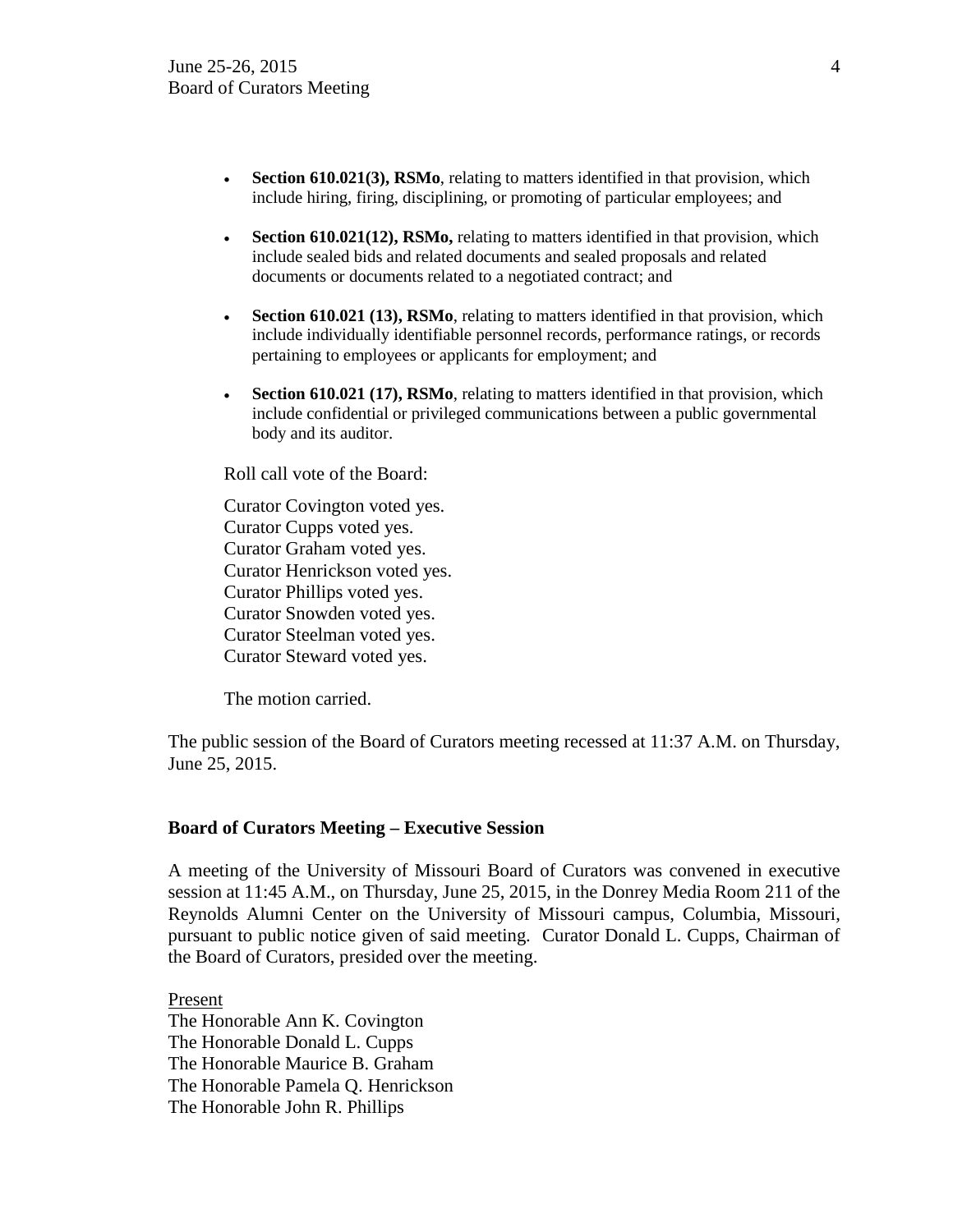- **Section 610.021(3), RSMo**, relating to matters identified in that provision, which include hiring, firing, disciplining, or promoting of particular employees; and
- **Section 610.021(12), RSMo,** relating to matters identified in that provision, which include sealed bids and related documents and sealed proposals and related documents or documents related to a negotiated contract; and
- **Section 610.021 (13), RSMo**, relating to matters identified in that provision, which include individually identifiable personnel records, performance ratings, or records pertaining to employees or applicants for employment; and
- **Section 610.021 (17), RSMo**, relating to matters identified in that provision, which include confidential or privileged communications between a public governmental body and its auditor.

Roll call vote of the Board:

Curator Covington voted yes.
Curator Cupps voted yes.
Curator Graham voted yes.
Curator Henrickson voted yes.
Curator Phillips voted yes.
Curator Snowden voted yes.
Curator Steelman voted yes.
Curator Steward voted yes.

The motion carried.

The public session of the Board of Curators meeting recessed at 11:37 A.M. on Thursday, June 25, 2015.

**Board of Curators Meeting – Executive Session**

A meeting of the University of Missouri Board of Curators was convened in executive session at 11:45 A.M., on Thursday, June 25, 2015, in the Donrey Media Room 211 of the Reynolds Alumni Center on the University of Missouri campus, Columbia, Missouri, pursuant to public notice given of said meeting. Curator Donald L. Cupps, Chairman of the Board of Curators, presided over the meeting.

Present
The Honorable Ann K. Covington
The Honorable Donald L. Cupps
The Honorable Maurice B. Graham
The Honorable Pamela Q. Henrickson
The Honorable John R. Phillips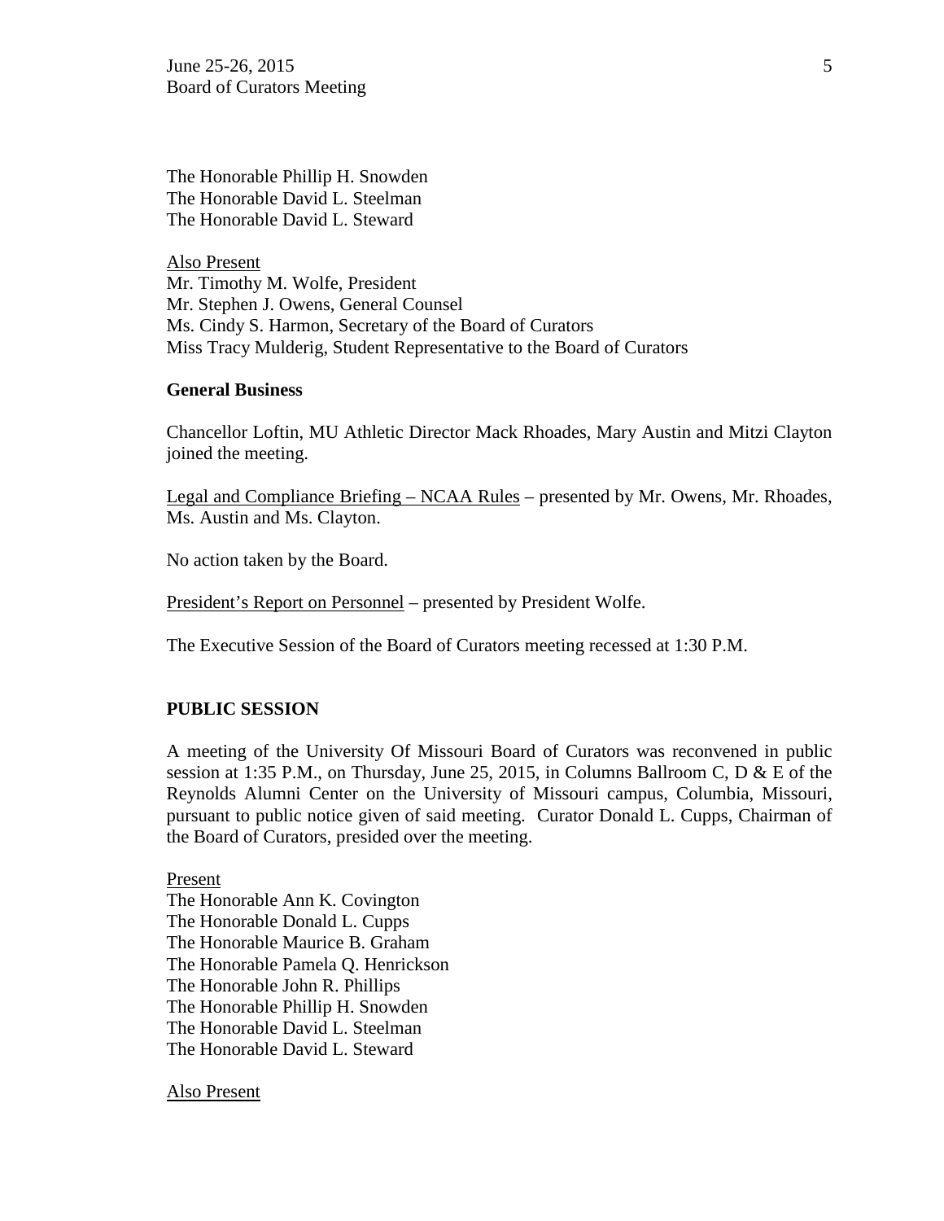The Honorable Phillip H. Snowden
The Honorable David L. Steelman
The Honorable David L. Steward

Also Present
Mr. Timothy M. Wolfe, President
Mr. Stephen J. Owens, General Counsel
Ms. Cindy S. Harmon, Secretary of the Board of Curators
Miss Tracy Mulderig, Student Representative to the Board of Curators

**General Business**

Chancellor Loftin, MU Athletic Director Mack Rhoades, Mary Austin and Mitzi Clayton joined the meeting.

Legal and Compliance Briefing – NCAA Rules – presented by Mr. Owens, Mr. Rhoades, Ms. Austin and Ms. Clayton.

No action taken by the Board.

President's Report on Personnel – presented by President Wolfe.

The Executive Session of the Board of Curators meeting recessed at 1:30 P.M.

**PUBLIC SESSION**

A meeting of the University Of Missouri Board of Curators was reconvened in public session at 1:35 P.M., on Thursday, June 25, 2015, in Columns Ballroom C, D & E of the Reynolds Alumni Center on the University of Missouri campus, Columbia, Missouri, pursuant to public notice given of said meeting. Curator Donald L. Cupps, Chairman of the Board of Curators, presided over the meeting.

Present
The Honorable Ann K. Covington
The Honorable Donald L. Cupps
The Honorable Maurice B. Graham
The Honorable Pamela Q. Henrickson
The Honorable John R. Phillips
The Honorable Phillip H. Snowden
The Honorable David L. Steelman
The Honorable David L. Steward

Also Present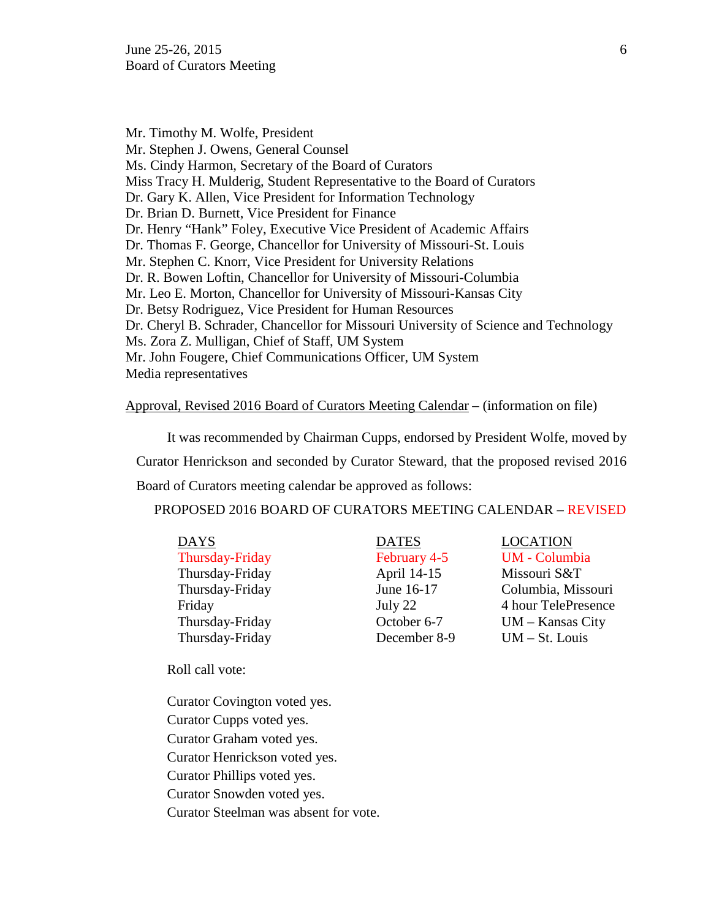Mr. Timothy M. Wolfe, President
Mr. Stephen J. Owens, General Counsel
Ms. Cindy Harmon, Secretary of the Board of Curators
Miss Tracy H. Mulderig, Student Representative to the Board of Curators
Dr. Gary K. Allen, Vice President for Information Technology
Dr. Brian D. Burnett, Vice President for Finance
Dr. Henry "Hank" Foley, Executive Vice President of Academic Affairs
Dr. Thomas F. George, Chancellor for University of Missouri-St. Louis
Mr. Stephen C. Knorr, Vice President for University Relations
Dr. R. Bowen Loftin, Chancellor for University of Missouri-Columbia
Mr. Leo E. Morton, Chancellor for University of Missouri-Kansas City
Dr. Betsy Rodriguez, Vice President for Human Resources
Dr. Cheryl B. Schrader, Chancellor for Missouri University of Science and Technology
Ms. Zora Z. Mulligan, Chief of Staff, UM System
Mr. John Fougere, Chief Communications Officer, UM System
Media representatives

Approval, Revised 2016 Board of Curators Meeting Calendar – (information on file)

It was recommended by Chairman Cupps, endorsed by President Wolfe, moved by Curator Henrickson and seconded by Curator Steward, that the proposed revised 2016 Board of Curators meeting calendar be approved as follows:

PROPOSED 2016 BOARD OF CURATORS MEETING CALENDAR – REVISED

| DAYS | DATES | LOCATION |
|---|---|---|
| Thursday-Friday | February 4-5 | UM - Columbia |
| Thursday-Friday | April 14-15 | Missouri S&T |
| Thursday-Friday | June 16-17 | Columbia, Missouri |
| Friday | July 22 | 4 hour TelePresence |
| Thursday-Friday | October 6-7 | UM – Kansas City |
| Thursday-Friday | December 8-9 | UM – St. Louis |

Roll call vote:

Curator Covington voted yes.
Curator Cupps voted yes.
Curator Graham voted yes.
Curator Henrickson voted yes.
Curator Phillips voted yes.
Curator Snowden voted yes.
Curator Steelman was absent for vote.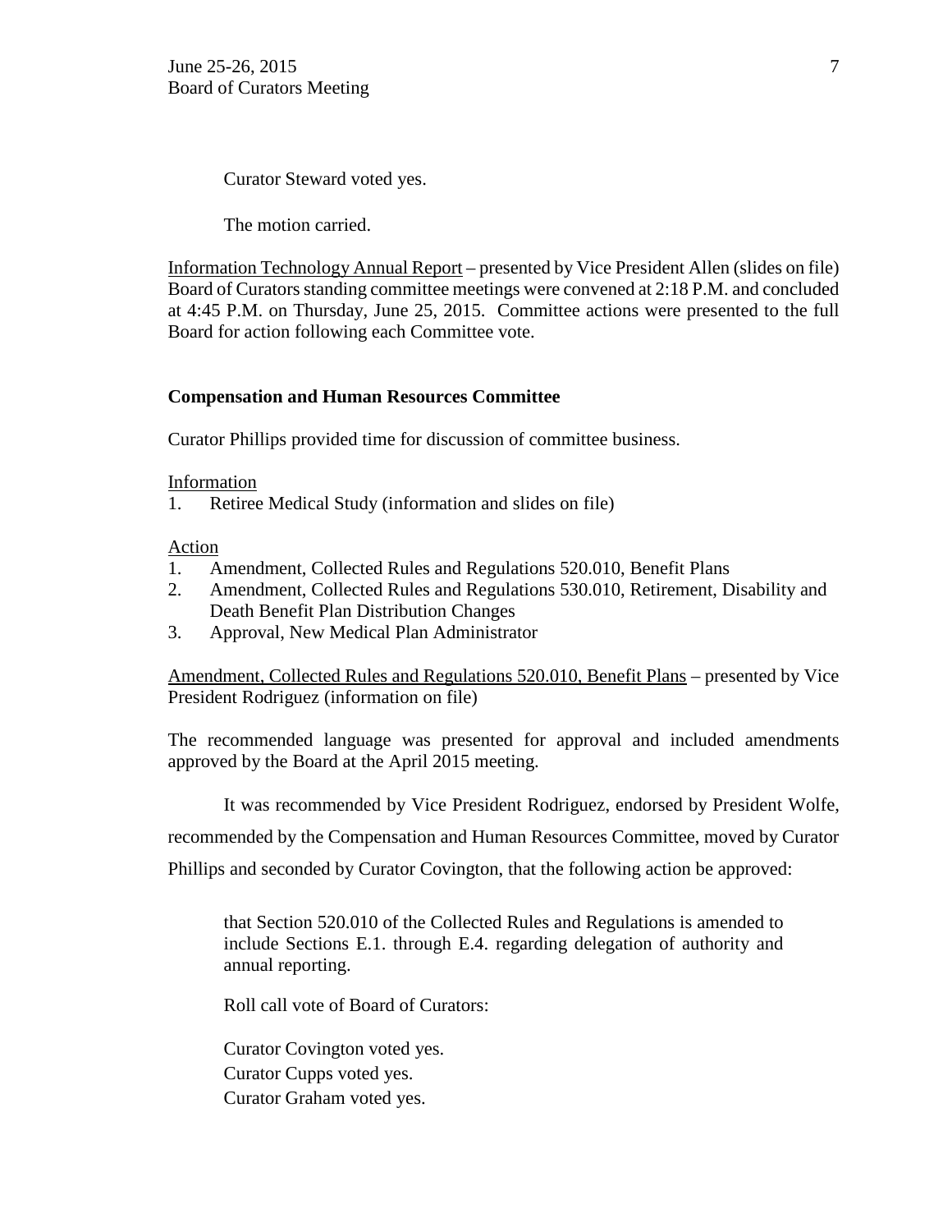Curator Steward voted yes.

The motion carried.

Information Technology Annual Report – presented by Vice President Allen (slides on file) Board of Curators standing committee meetings were convened at 2:18 P.M. and concluded at 4:45 P.M. on Thursday, June 25, 2015. Committee actions were presented to the full Board for action following each Committee vote.

**Compensation and Human Resources Committee**

Curator Phillips provided time for discussion of committee business.

Information

1. Retiree Medical Study (information and slides on file)

Action

1. Amendment, Collected Rules and Regulations 520.010, Benefit Plans
2. Amendment, Collected Rules and Regulations 530.010, Retirement, Disability and Death Benefit Plan Distribution Changes
3. Approval, New Medical Plan Administrator

Amendment, Collected Rules and Regulations 520.010, Benefit Plans – presented by Vice President Rodriguez (information on file)

The recommended language was presented for approval and included amendments approved by the Board at the April 2015 meeting.

It was recommended by Vice President Rodriguez, endorsed by President Wolfe, recommended by the Compensation and Human Resources Committee, moved by Curator Phillips and seconded by Curator Covington, that the following action be approved:

> that Section 520.010 of the Collected Rules and Regulations is amended to include Sections E.1. through E.4. regarding delegation of authority and annual reporting.
>
> Roll call vote of Board of Curators:
>
> Curator Covington voted yes.
> Curator Cupps voted yes.
> Curator Graham voted yes.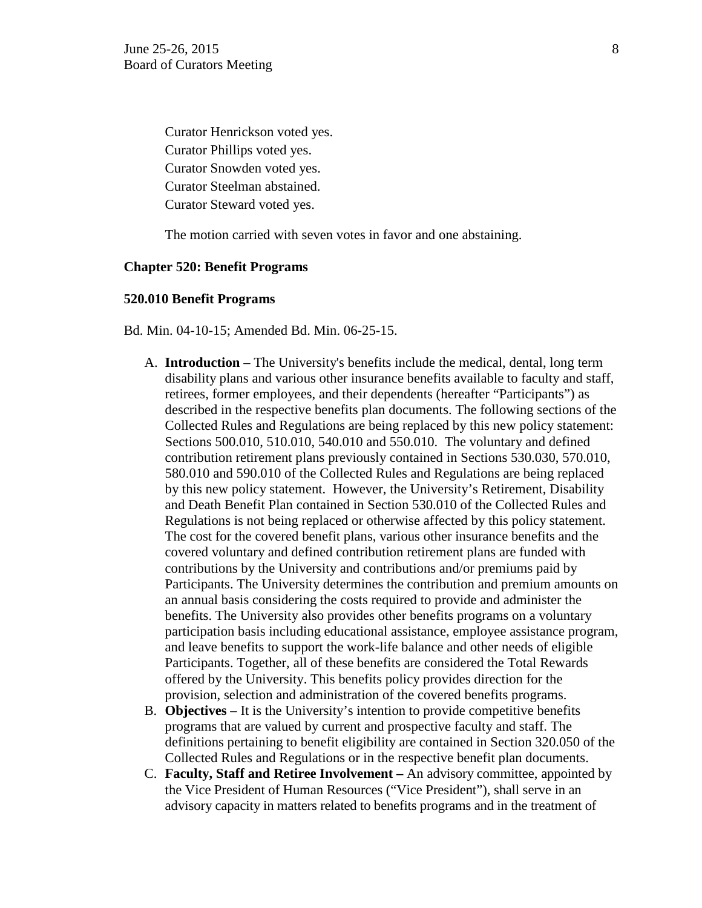Curator Henrickson voted yes.
Curator Phillips voted yes.
Curator Snowden voted yes.
Curator Steelman abstained.
Curator Steward voted yes.

The motion carried with seven votes in favor and one abstaining.

**Chapter 520: Benefit Programs**

**520.010 Benefit Programs**

Bd. Min. 04-10-15; Amended Bd. Min. 06-25-15.

A. **Introduction** – The University's benefits include the medical, dental, long term disability plans and various other insurance benefits available to faculty and staff, retirees, former employees, and their dependents (hereafter "Participants") as described in the respective benefits plan documents. The following sections of the Collected Rules and Regulations are being replaced by this new policy statement: Sections 500.010, 510.010, 540.010 and 550.010. The voluntary and defined contribution retirement plans previously contained in Sections 530.030, 570.010, 580.010 and 590.010 of the Collected Rules and Regulations are being replaced by this new policy statement. However, the University's Retirement, Disability and Death Benefit Plan contained in Section 530.010 of the Collected Rules and Regulations is not being replaced or otherwise affected by this policy statement. The cost for the covered benefit plans, various other insurance benefits and the covered voluntary and defined contribution retirement plans are funded with contributions by the University and contributions and/or premiums paid by Participants. The University determines the contribution and premium amounts on an annual basis considering the costs required to provide and administer the benefits. The University also provides other benefits programs on a voluntary participation basis including educational assistance, employee assistance program, and leave benefits to support the work-life balance and other needs of eligible Participants. Together, all of these benefits are considered the Total Rewards offered by the University. This benefits policy provides direction for the provision, selection and administration of the covered benefits programs.
B. **Objectives** – It is the University's intention to provide competitive benefits programs that are valued by current and prospective faculty and staff. The definitions pertaining to benefit eligibility are contained in Section 320.050 of the Collected Rules and Regulations or in the respective benefit plan documents.
C. **Faculty, Staff and Retiree Involvement –** An advisory committee, appointed by the Vice President of Human Resources ("Vice President"), shall serve in an advisory capacity in matters related to benefits programs and in the treatment of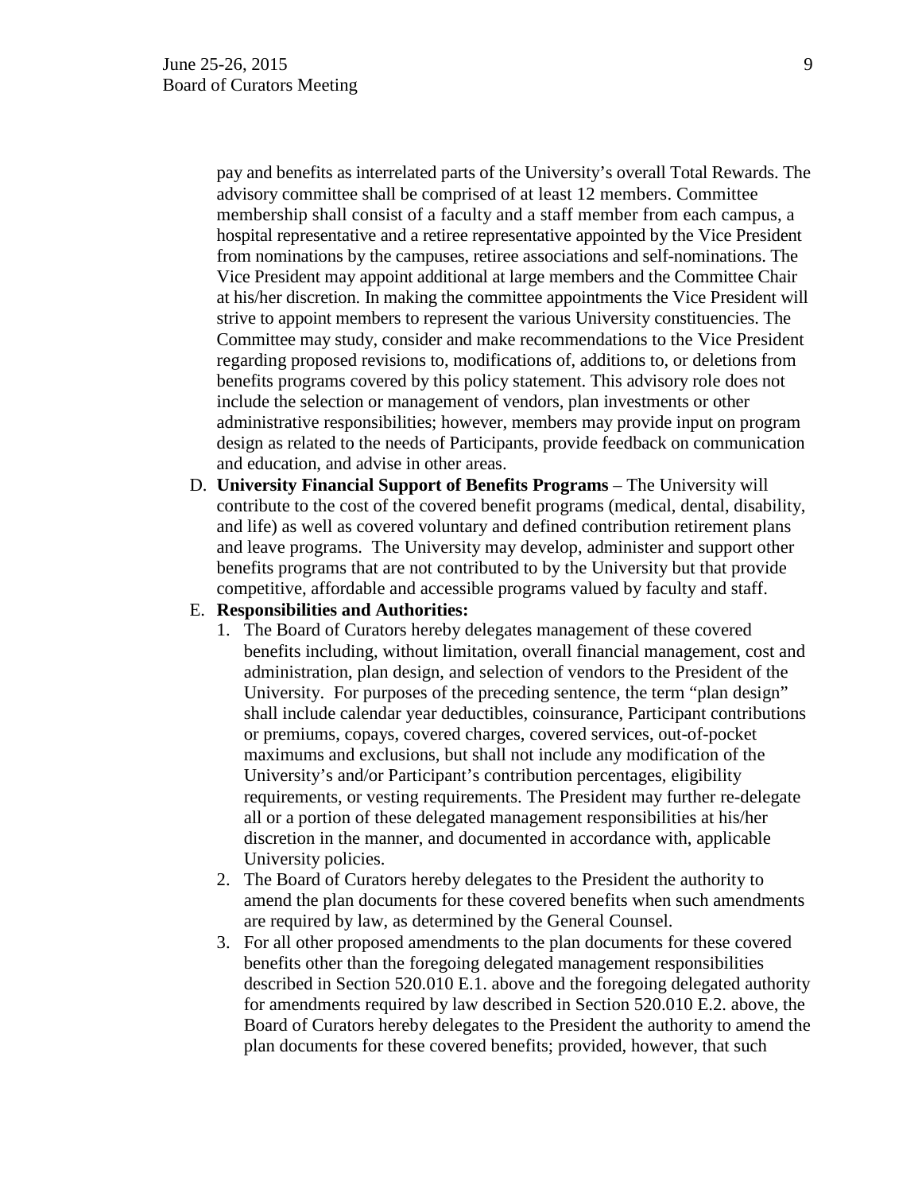pay and benefits as interrelated parts of the University's overall Total Rewards. The advisory committee shall be comprised of at least 12 members. Committee membership shall consist of a faculty and a staff member from each campus, a hospital representative and a retiree representative appointed by the Vice President from nominations by the campuses, retiree associations and self-nominations. The Vice President may appoint additional at large members and the Committee Chair at his/her discretion. In making the committee appointments the Vice President will strive to appoint members to represent the various University constituencies. The Committee may study, consider and make recommendations to the Vice President regarding proposed revisions to, modifications of, additions to, or deletions from benefits programs covered by this policy statement. This advisory role does not include the selection or management of vendors, plan investments or other administrative responsibilities; however, members may provide input on program design as related to the needs of Participants, provide feedback on communication and education, and advise in other areas.

D. **University Financial Support of Benefits Programs** – The University will contribute to the cost of the covered benefit programs (medical, dental, disability, and life) as well as covered voluntary and defined contribution retirement plans and leave programs. The University may develop, administer and support other benefits programs that are not contributed to by the University but that provide competitive, affordable and accessible programs valued by faculty and staff.

E. **Responsibilities and Authorities:**

1. The Board of Curators hereby delegates management of these covered benefits including, without limitation, overall financial management, cost and administration, plan design, and selection of vendors to the President of the University. For purposes of the preceding sentence, the term "plan design" shall include calendar year deductibles, coinsurance, Participant contributions or premiums, copays, covered charges, covered services, out-of-pocket maximums and exclusions, but shall not include any modification of the University's and/or Participant's contribution percentages, eligibility requirements, or vesting requirements. The President may further re-delegate all or a portion of these delegated management responsibilities at his/her discretion in the manner, and documented in accordance with, applicable University policies.
2. The Board of Curators hereby delegates to the President the authority to amend the plan documents for these covered benefits when such amendments are required by law, as determined by the General Counsel.
3. For all other proposed amendments to the plan documents for these covered benefits other than the foregoing delegated management responsibilities described in Section 520.010 E.1. above and the foregoing delegated authority for amendments required by law described in Section 520.010 E.2. above, the Board of Curators hereby delegates to the President the authority to amend the plan documents for these covered benefits; provided, however, that such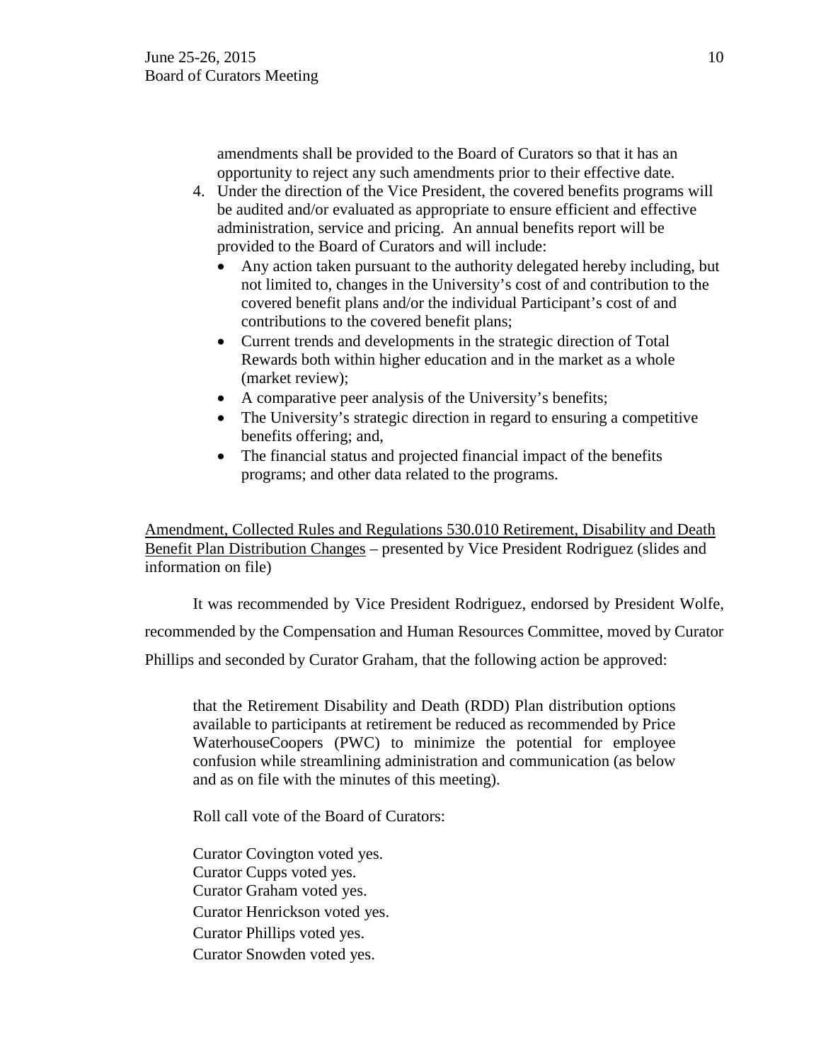amendments shall be provided to the Board of Curators so that it has an opportunity to reject any such amendments prior to their effective date.

4. Under the direction of the Vice President, the covered benefits programs will be audited and/or evaluated as appropriate to ensure efficient and effective administration, service and pricing. An annual benefits report will be provided to the Board of Curators and will include:
   - Any action taken pursuant to the authority delegated hereby including, but not limited to, changes in the University's cost of and contribution to the covered benefit plans and/or the individual Participant's cost of and contributions to the covered benefit plans;
   - Current trends and developments in the strategic direction of Total Rewards both within higher education and in the market as a whole (market review);
   - A comparative peer analysis of the University's benefits;
   - The University's strategic direction in regard to ensuring a competitive benefits offering; and,
   - The financial status and projected financial impact of the benefits programs; and other data related to the programs.

Amendment, Collected Rules and Regulations 530.010 Retirement, Disability and Death Benefit Plan Distribution Changes – presented by Vice President Rodriguez (slides and information on file)

It was recommended by Vice President Rodriguez, endorsed by President Wolfe, recommended by the Compensation and Human Resources Committee, moved by Curator Phillips and seconded by Curator Graham, that the following action be approved:

> that the Retirement Disability and Death (RDD) Plan distribution options available to participants at retirement be reduced as recommended by Price WaterhouseCoopers (PWC) to minimize the potential for employee confusion while streamlining administration and communication (as below and as on file with the minutes of this meeting).
>
> Roll call vote of the Board of Curators:
>
> Curator Covington voted yes.  
> Curator Cupps voted yes.  
> Curator Graham voted yes.  
> Curator Henrickson voted yes.  
> Curator Phillips voted yes.  
> Curator Snowden voted yes.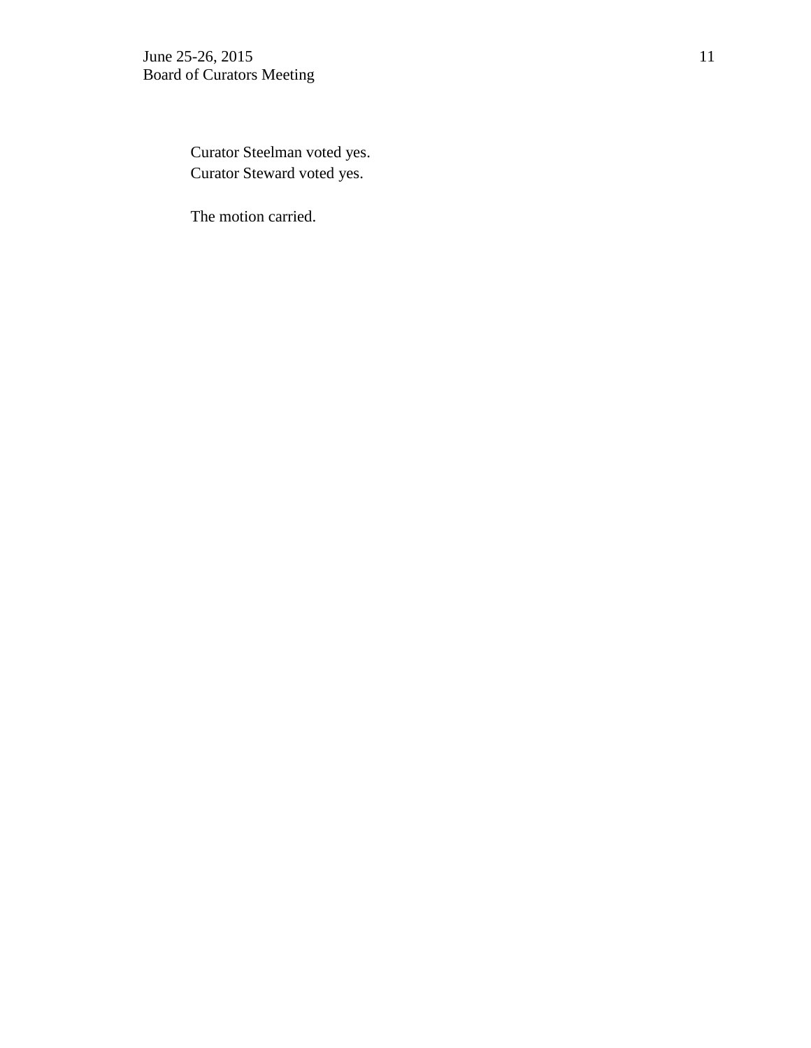Curator Steelman voted yes.
Curator Steward voted yes.

The motion carried.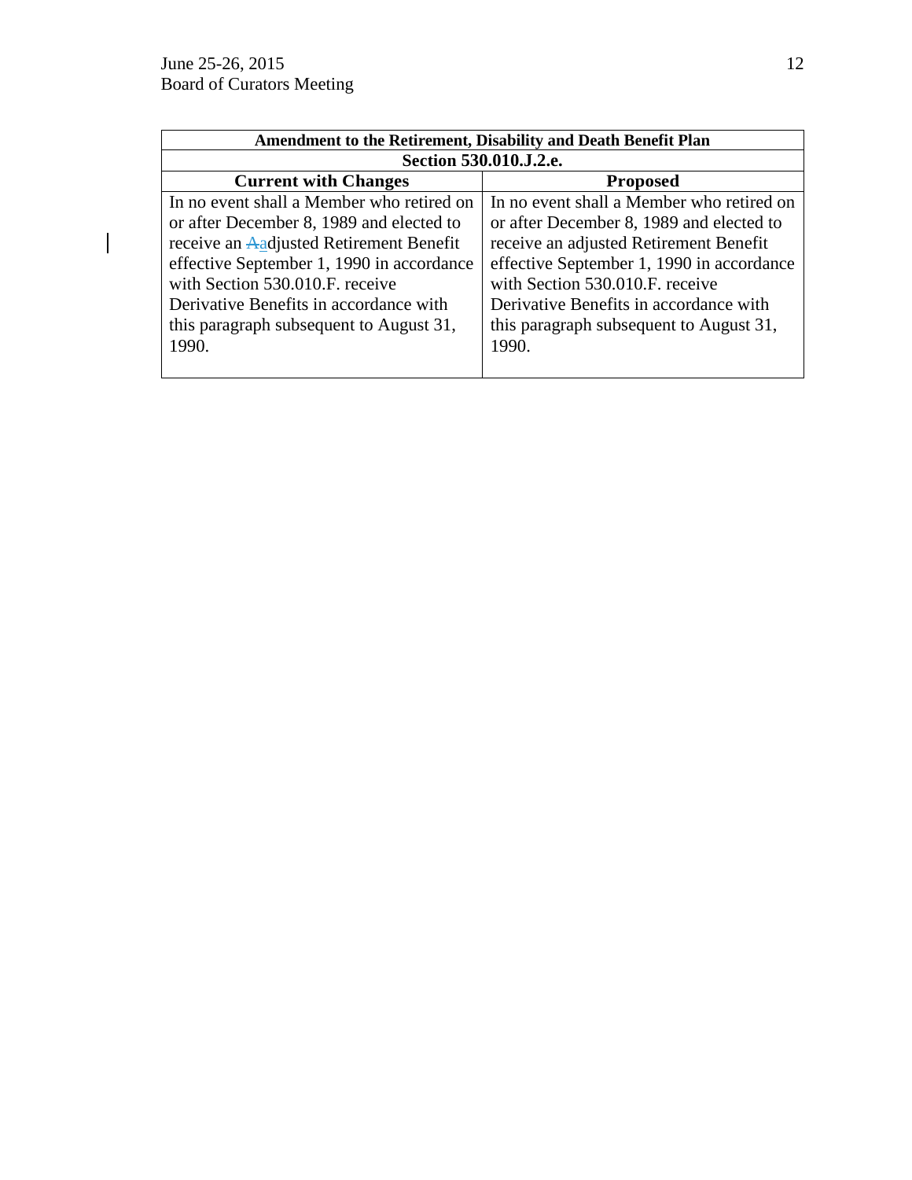| Amendment to the Retirement, Disability and Death Benefit Plan | |
|---|---|
| **Section 530.010.J.2.e.** | |
| **Current with Changes** | **Proposed** |
| In no event shall a Member who retired on or after December 8, 1989 and elected to receive an ~~A~~adjusted Retirement Benefit effective September 1, 1990 in accordance with Section 530.010.F. receive Derivative Benefits in accordance with this paragraph subsequent to August 31, 1990. | In no event shall a Member who retired on or after December 8, 1989 and elected to receive an adjusted Retirement Benefit effective September 1, 1990 in accordance with Section 530.010.F. receive Derivative Benefits in accordance with this paragraph subsequent to August 31, 1990. |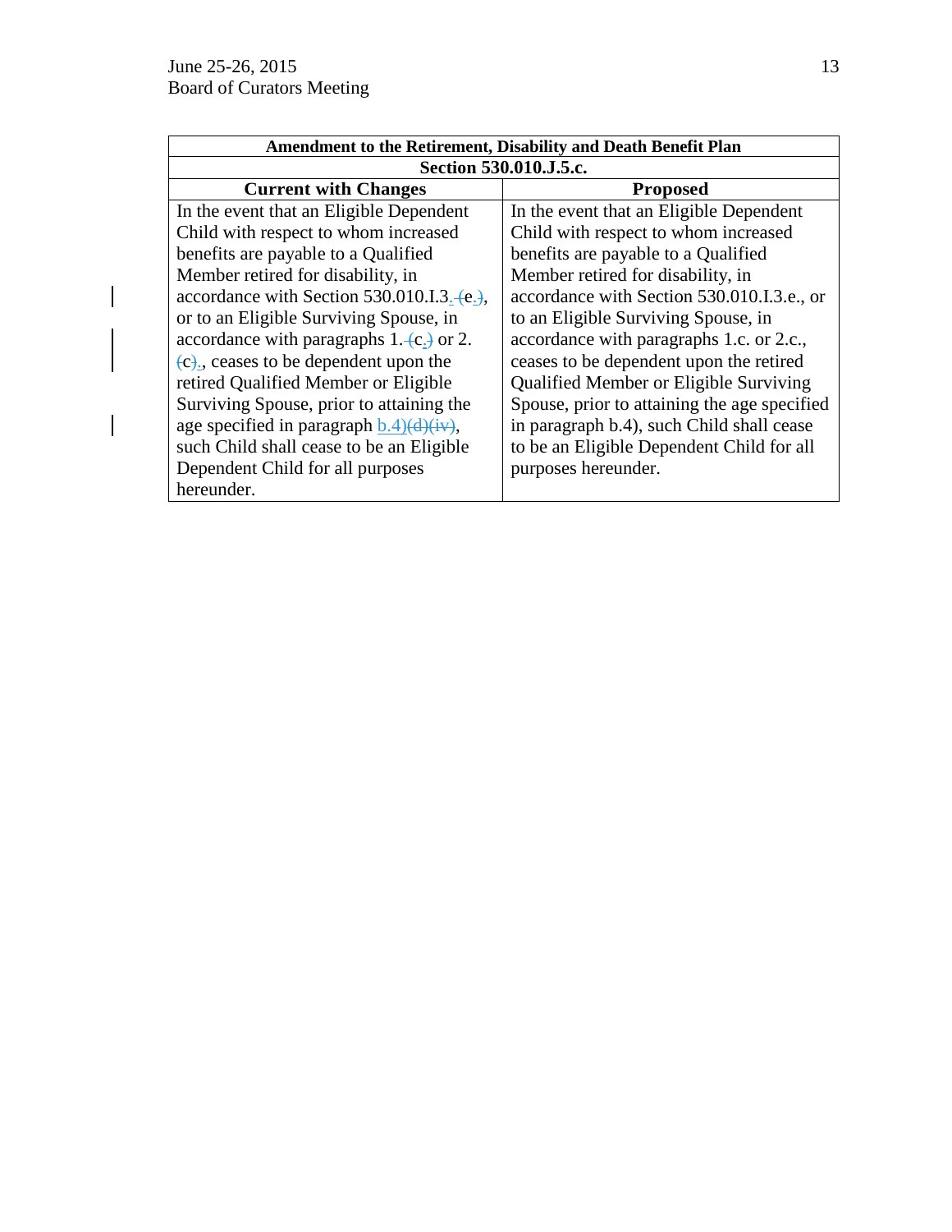| Amendment to the Retirement, Disability and Death Benefit Plan | |
|---|---|
| Section 530.010.J.5.c. | |
| **Current with Changes** | **Proposed** |
| In the event that an Eligible Dependent Child with respect to whom increased benefits are payable to a Qualified Member retired for disability, in accordance with Section 530.010.I.3. (e.), or to an Eligible Surviving Spouse, in accordance with paragraphs 1. (c.) or 2. (c)., ceases to be dependent upon the retired Qualified Member or Eligible Surviving Spouse, prior to attaining the age specified in paragraph b.4)(d)(iv), such Child shall cease to be an Eligible Dependent Child for all purposes hereunder. | In the event that an Eligible Dependent Child with respect to whom increased benefits are payable to a Qualified Member retired for disability, in accordance with Section 530.010.I.3.e., or to an Eligible Surviving Spouse, in accordance with paragraphs 1.c. or 2.c., ceases to be dependent upon the retired Qualified Member or Eligible Surviving Spouse, prior to attaining the age specified in paragraph b.4), such Child shall cease to be an Eligible Dependent Child for all purposes hereunder. |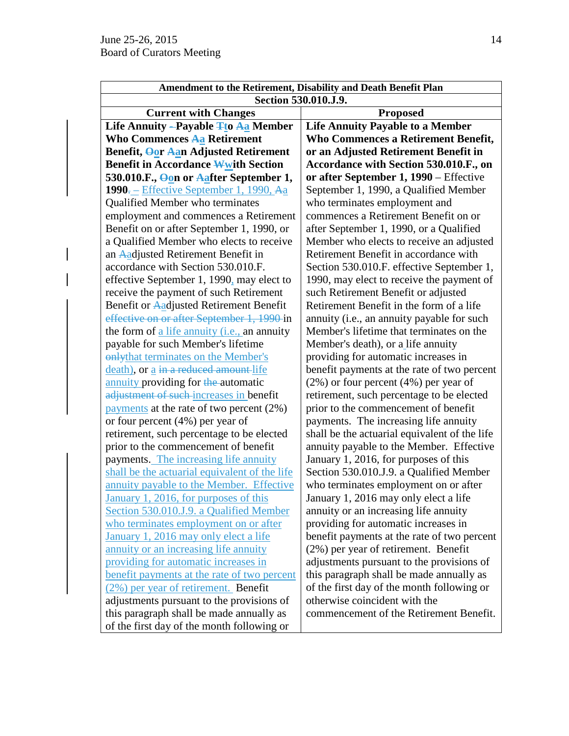| Amendment to the Retirement, Disability and Death Benefit Plan | |
|---|---|
| Section 530.010.J.9. | |
| **Current with Changes** | **Proposed** |
| **Life Annuity ~~-~~Payable ~~T~~to ~~A~~a Member Who Commences ~~A~~a Retirement Benefit, ~~O~~or ~~A~~an Adjusted Retirement Benefit in Accordance ~~W~~with Section 530.010.F., ~~O~~on or ~~A~~after September 1, 1990**~~.~~ – Effective September 1, 1990, ~~A~~a Qualified Member who terminates employment and commences a Retirement Benefit on or after September 1, 1990, or a Qualified Member who elects to receive an ~~A~~adjusted Retirement Benefit in accordance with Section 530.010.F. effective September 1, 1990, may elect to receive the payment of such Retirement Benefit or ~~A~~adjusted Retirement Benefit ~~effective on or after September 1, 1990~~ in the form of a life annuity (i.e., an annuity payable for such Member's lifetime ~~only~~that terminates on the Member's death), or a ~~in a reduced amount~~ life annuity providing for ~~the~~ automatic ~~adjustment of such~~ increases in benefit payments at the rate of two percent (2%) or four percent (4%) per year of retirement, such percentage to be elected prior to the commencement of benefit payments. The increasing life annuity shall be the actuarial equivalent of the life annuity payable to the Member. Effective January 1, 2016, for purposes of this Section 530.010.J.9. a Qualified Member who terminates employment on or after January 1, 2016 may only elect a life annuity or an increasing life annuity providing for automatic increases in benefit payments at the rate of two percent (2%) per year of retirement. Benefit adjustments pursuant to the provisions of this paragraph shall be made annually as of the first day of the month following or | **Life Annuity Payable to a Member Who Commences a Retirement Benefit, or an Adjusted Retirement Benefit in Accordance with Section 530.010.F., on or after September 1, 1990** – Effective September 1, 1990, a Qualified Member who terminates employment and commences a Retirement Benefit on or after September 1, 1990, or a Qualified Member who elects to receive an adjusted Retirement Benefit in accordance with Section 530.010.F. effective September 1, 1990, may elect to receive the payment of such Retirement Benefit or adjusted Retirement Benefit in the form of a life annuity (i.e., an annuity payable for such Member's lifetime that terminates on the Member's death), or a life annuity providing for automatic increases in benefit payments at the rate of two percent (2%) or four percent (4%) per year of retirement, such percentage to be elected prior to the commencement of benefit payments. The increasing life annuity shall be the actuarial equivalent of the life annuity payable to the Member. Effective January 1, 2016, for purposes of this Section 530.010.J.9. a Qualified Member who terminates employment on or after January 1, 2016 may only elect a life annuity or an increasing life annuity providing for automatic increases in benefit payments at the rate of two percent (2%) per year of retirement. Benefit adjustments pursuant to the provisions of this paragraph shall be made annually as of the first day of the month following or otherwise coincident with the commencement of the Retirement Benefit. |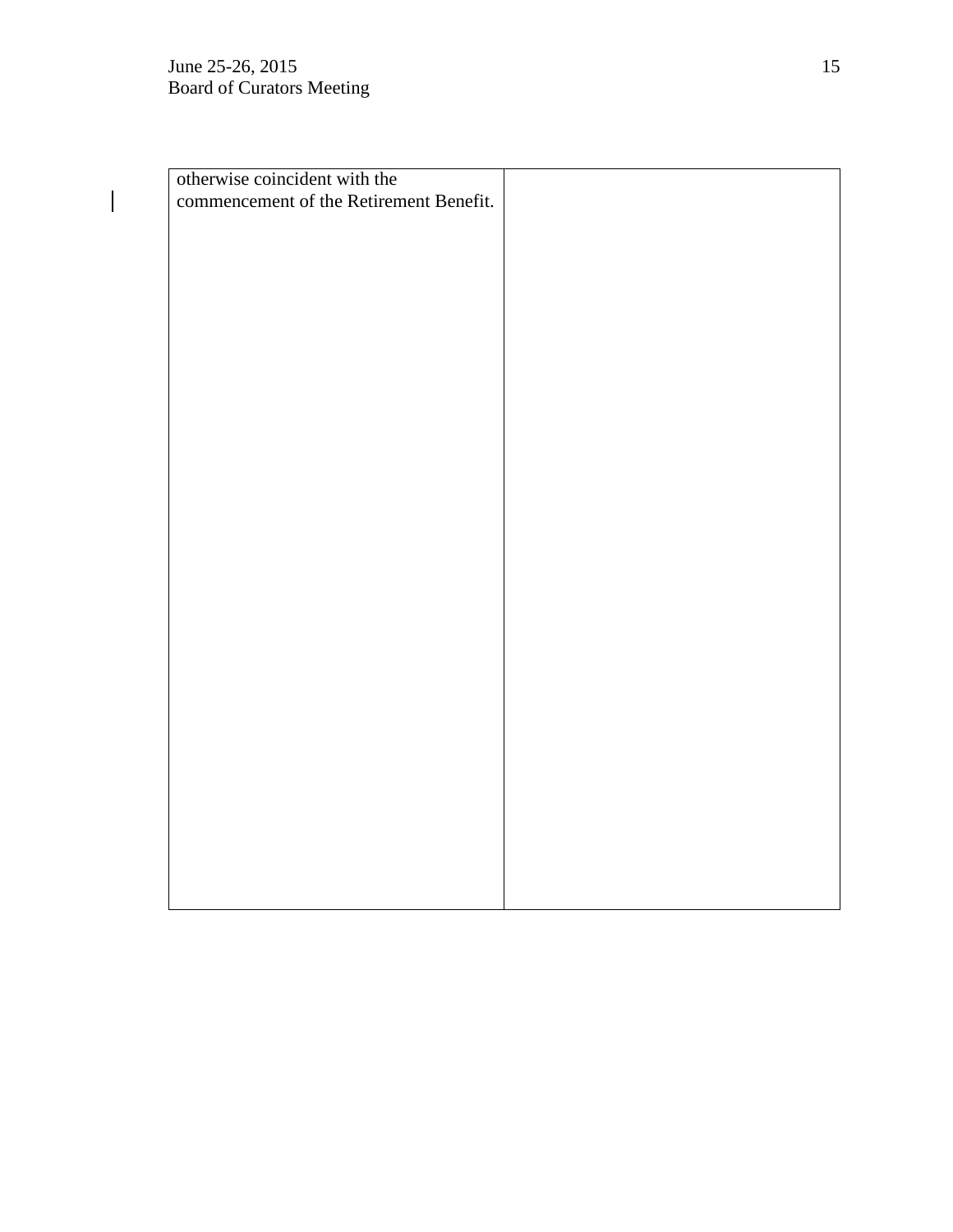| | |
|---|---|
| otherwise coincident with the commencement of the Retirement Benefit. | |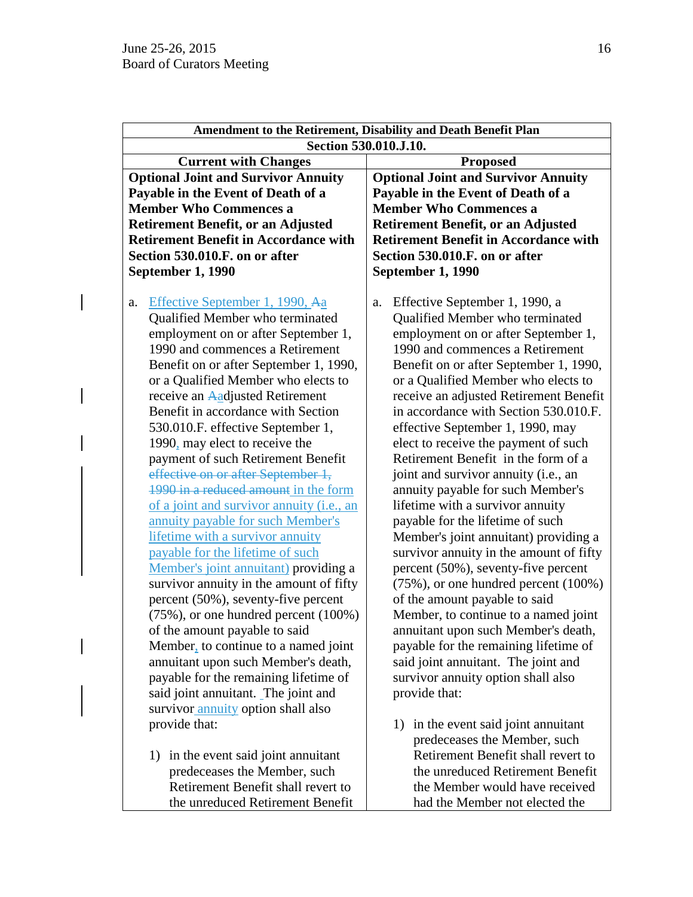| Amendment to the Retirement, Disability and Death Benefit Plan | |
|---|---|
| Section 530.010.J.10. | |
| **Current with Changes** | **Proposed** |
| **Optional Joint and Survivor Annuity Payable in the Event of Death of a Member Who Commences a Retirement Benefit, or an Adjusted Retirement Benefit in Accordance with Section 530.010.F. on or after September 1, 1990** | **Optional Joint and Survivor Annuity Payable in the Event of Death of a Member Who Commences a Retirement Benefit, or an Adjusted Retirement Benefit in Accordance with Section 530.010.F. on or after September 1, 1990** |
| a. Effective September 1, 1990, ~~A~~a Qualified Member who terminated employment on or after September 1, 1990 and commences a Retirement Benefit on or after September 1, 1990, or a Qualified Member who elects to receive an ~~A~~adjusted Retirement Benefit in accordance with Section 530.010.F. effective September 1, 1990, may elect to receive the payment of such Retirement Benefit ~~effective on or after September 1, 1990 in a reduced amount~~ in the form of a joint and survivor annuity (i.e., an annuity payable for such Member's lifetime with a survivor annuity payable for the lifetime of such Member's joint annuitant) providing a survivor annuity in the amount of fifty percent (50%), seventy-five percent (75%), or one hundred percent (100%) of the amount payable to said Member, to continue to a named joint annuitant upon such Member's death, payable for the remaining lifetime of said joint annuitant. The joint and survivor annuity option shall also provide that:<br><br>1) in the event said joint annuitant predeceases the Member, such Retirement Benefit shall revert to the unreduced Retirement Benefit | a. Effective September 1, 1990, a Qualified Member who terminated employment on or after September 1, 1990 and commences a Retirement Benefit on or after September 1, 1990, or a Qualified Member who elects to receive an adjusted Retirement Benefit in accordance with Section 530.010.F. effective September 1, 1990, may elect to receive the payment of such Retirement Benefit in the form of a joint and survivor annuity (i.e., an annuity payable for such Member's lifetime with a survivor annuity payable for the lifetime of such Member's joint annuitant) providing a survivor annuity in the amount of fifty percent (50%), seventy-five percent (75%), or one hundred percent (100%) of the amount payable to said Member, to continue to a named joint annuitant upon such Member's death, payable for the remaining lifetime of said joint annuitant. The joint and survivor annuity option shall also provide that:<br><br>1) in the event said joint annuitant predeceases the Member, such Retirement Benefit shall revert to the unreduced Retirement Benefit the Member would have received had the Member not elected the |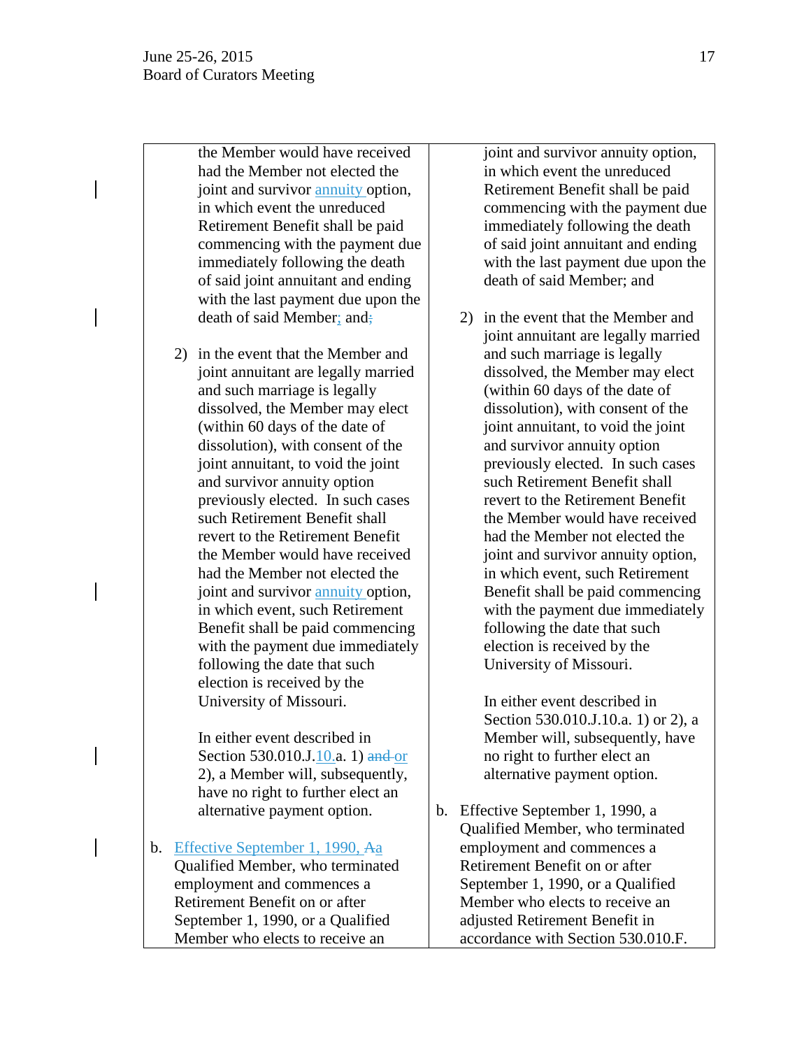| | |
|---|---|
| the Member would have received had the Member not elected the joint and survivor annuity option, in which event the unreduced Retirement Benefit shall be paid commencing with the payment due immediately following the death of said joint annuitant and ending with the last payment due upon the death of said Member; and;<br><br>2) in the event that the Member and joint annuitant are legally married and such marriage is legally dissolved, the Member may elect (within 60 days of the date of dissolution), with consent of the joint annuitant, to void the joint and survivor annuity option previously elected. In such cases such Retirement Benefit shall revert to the Retirement Benefit the Member would have received had the Member not elected the joint and survivor annuity option, in which event, such Retirement Benefit shall be paid commencing with the payment due immediately following the date that such election is received by the University of Missouri.<br><br>In either event described in Section 530.010.J.10.a. 1) ~~and~~ or 2), a Member will, subsequently, have no right to further elect an alternative payment option.<br><br>b. Effective September 1, 1990, ~~A~~a Qualified Member, who terminated employment and commences a Retirement Benefit on or after September 1, 1990, or a Qualified Member who elects to receive an | joint and survivor annuity option, in which event the unreduced Retirement Benefit shall be paid commencing with the payment due immediately following the death of said joint annuitant and ending with the last payment due upon the death of said Member; and<br><br>2) in the event that the Member and joint annuitant are legally married and such marriage is legally dissolved, the Member may elect (within 60 days of the date of dissolution), with consent of the joint annuitant, to void the joint and survivor annuity option previously elected. In such cases such Retirement Benefit shall revert to the Retirement Benefit the Member would have received had the Member not elected the joint and survivor annuity option, in which event, such Retirement Benefit shall be paid commencing with the payment due immediately following the date that such election is received by the University of Missouri.<br><br>In either event described in Section 530.010.J.10.a. 1) or 2), a Member will, subsequently, have no right to further elect an alternative payment option.<br><br>b. Effective September 1, 1990, a Qualified Member, who terminated employment and commences a Retirement Benefit on or after September 1, 1990, or a Qualified Member who elects to receive an adjusted Retirement Benefit in accordance with Section 530.010.F. |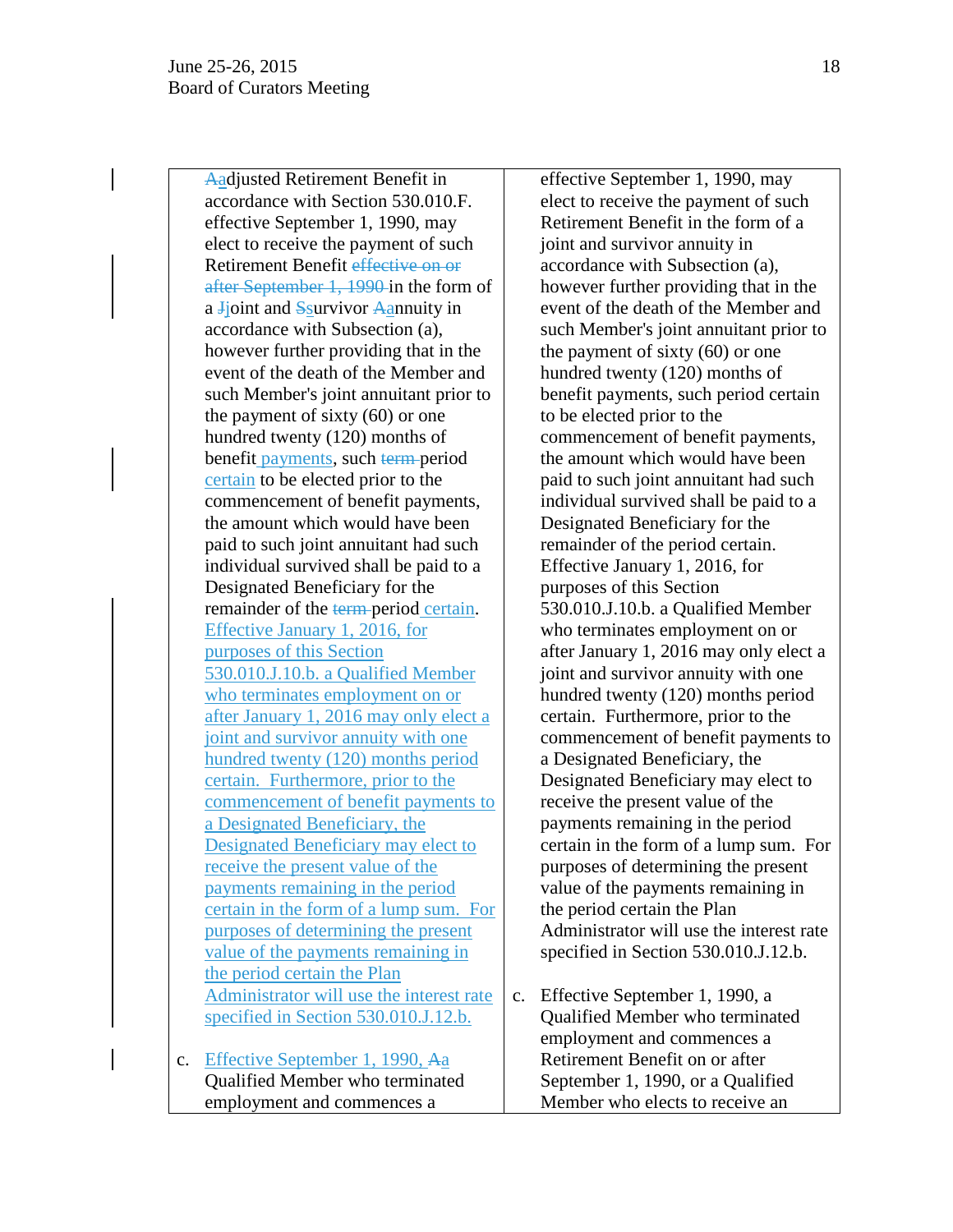| | |
|---|---|
| ~~A~~adjusted Retirement Benefit in accordance with Section 530.010.F. effective September 1, 1990, may elect to receive the payment of such Retirement Benefit ~~effective on or after September 1, 1990~~ in the form of a ~~J~~joint and ~~S~~survivor ~~A~~annuity in accordance with Subsection (a), however further providing that in the event of the death of the Member and such Member's joint annuitant prior to the payment of sixty (60) or one hundred twenty (120) months of benefit payments, such ~~term~~ period certain to be elected prior to the commencement of benefit payments, the amount which would have been paid to such joint annuitant had such individual survived shall be paid to a Designated Beneficiary for the remainder of the ~~term~~ period certain. Effective January 1, 2016, for purposes of this Section 530.010.J.10.b. a Qualified Member who terminates employment on or after January 1, 2016 may only elect a joint and survivor annuity with one hundred twenty (120) months period certain. Furthermore, prior to the commencement of benefit payments to a Designated Beneficiary, the Designated Beneficiary may elect to receive the present value of the payments remaining in the period certain in the form of a lump sum. For purposes of determining the present value of the payments remaining in the period certain the Plan Administrator will use the interest rate specified in Section 530.010.J.12.b.<br><br>c. Effective September 1, 1990, ~~A~~a Qualified Member who terminated employment and commences a | effective September 1, 1990, may elect to receive the payment of such Retirement Benefit in the form of a joint and survivor annuity in accordance with Subsection (a), however further providing that in the event of the death of the Member and such Member's joint annuitant prior to the payment of sixty (60) or one hundred twenty (120) months of benefit payments, such period certain to be elected prior to the commencement of benefit payments, the amount which would have been paid to such joint annuitant had such individual survived shall be paid to a Designated Beneficiary for the remainder of the period certain. Effective January 1, 2016, for purposes of this Section 530.010.J.10.b. a Qualified Member who terminates employment on or after January 1, 2016 may only elect a joint and survivor annuity with one hundred twenty (120) months period certain. Furthermore, prior to the commencement of benefit payments to a Designated Beneficiary, the Designated Beneficiary may elect to receive the present value of the payments remaining in the period certain in the form of a lump sum. For purposes of determining the present value of the payments remaining in the period certain the Plan Administrator will use the interest rate specified in Section 530.010.J.12.b.<br><br>c. Effective September 1, 1990, a Qualified Member who terminated employment and commences a Retirement Benefit on or after September 1, 1990, or a Qualified Member who elects to receive an |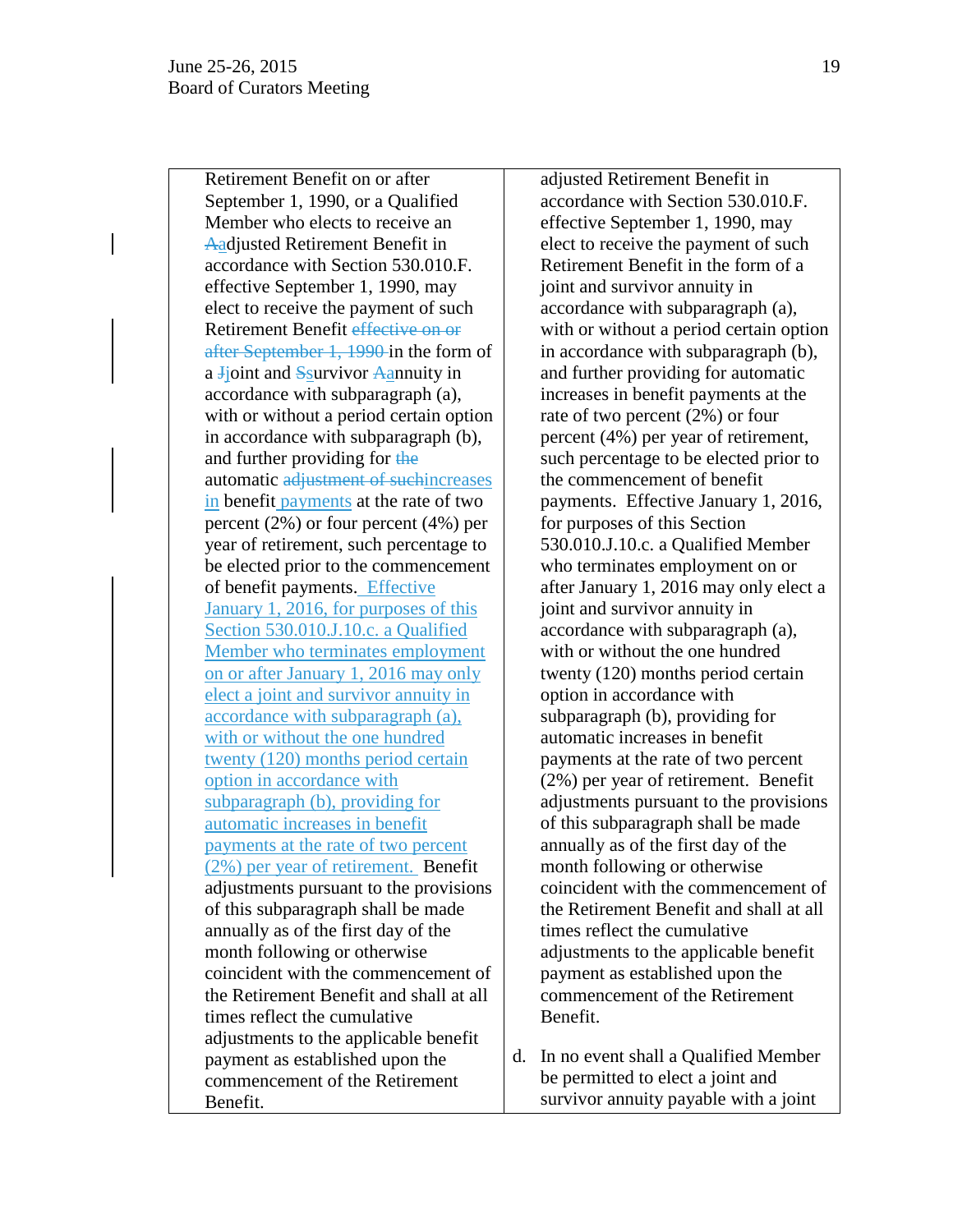| | |
|---|---|
| Retirement Benefit on or after September 1, 1990, or a Qualified Member who elects to receive an ~~A~~adjusted Retirement Benefit in accordance with Section 530.010.F. effective September 1, 1990, may elect to receive the payment of such Retirement Benefit ~~effective on or after September 1, 1990~~ in the form of a ~~J~~joint and ~~S~~survivor ~~A~~annuity in accordance with subparagraph (a), with or without a period certain option in accordance with subparagraph (b), and further providing for ~~the~~ automatic ~~adjustment of such~~increases in benefit payments at the rate of two percent (2%) or four percent (4%) per year of retirement, such percentage to be elected prior to the commencement of benefit payments. Effective January 1, 2016, for purposes of this Section 530.010.J.10.c. a Qualified Member who terminates employment on or after January 1, 2016 may only elect a joint and survivor annuity in accordance with subparagraph (a), with or without the one hundred twenty (120) months period certain option in accordance with subparagraph (b), providing for automatic increases in benefit payments at the rate of two percent (2%) per year of retirement. Benefit adjustments pursuant to the provisions of this subparagraph shall be made annually as of the first day of the month following or otherwise coincident with the commencement of the Retirement Benefit and shall at all times reflect the cumulative adjustments to the applicable benefit payment as established upon the commencement of the Retirement Benefit. | adjusted Retirement Benefit in accordance with Section 530.010.F. effective September 1, 1990, may elect to receive the payment of such Retirement Benefit in the form of a joint and survivor annuity in accordance with subparagraph (a), with or without a period certain option in accordance with subparagraph (b), and further providing for automatic increases in benefit payments at the rate of two percent (2%) or four percent (4%) per year of retirement, such percentage to be elected prior to the commencement of benefit payments. Effective January 1, 2016, for purposes of this Section 530.010.J.10.c. a Qualified Member who terminates employment on or after January 1, 2016 may only elect a joint and survivor annuity in accordance with subparagraph (a), with or without the one hundred twenty (120) months period certain option in accordance with subparagraph (b), providing for automatic increases in benefit payments at the rate of two percent (2%) per year of retirement. Benefit adjustments pursuant to the provisions of this subparagraph shall be made annually as of the first day of the month following or otherwise coincident with the commencement of the Retirement Benefit and shall at all times reflect the cumulative adjustments to the applicable benefit payment as established upon the commencement of the Retirement Benefit.<br><br>d. In no event shall a Qualified Member be permitted to elect a joint and survivor annuity payable with a joint |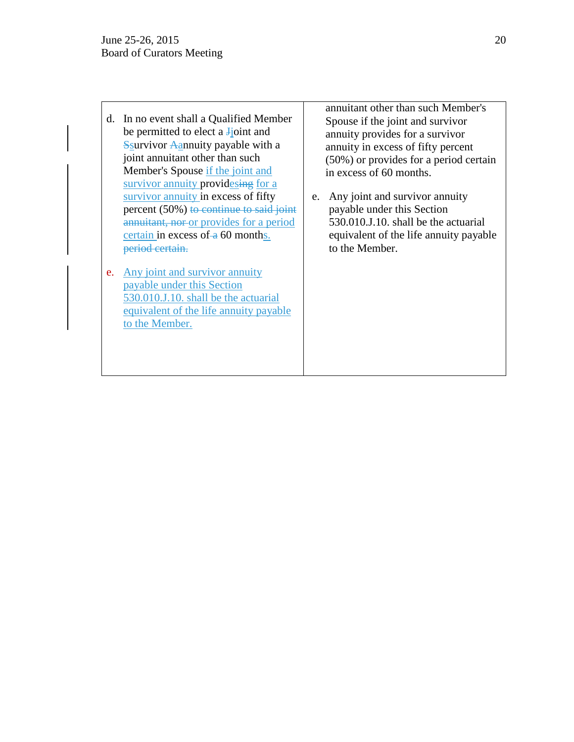| | |
|---|---|
| d. In no event shall a Qualified Member be permitted to elect a ~~J~~joint and ~~S~~survivor ~~A~~annuity payable with a joint annuitant other than such Member's Spouse if the joint and survivor annuity provid~~ing~~es for a survivor annuity in excess of fifty percent (50%) ~~to continue to said joint annuitant, nor~~ or provides for a period certain in excess of ~~a~~ 60 months. ~~period certain.~~<br><br>e. Any joint and survivor annuity payable under this Section 530.010.J.10. shall be the actuarial equivalent of the life annuity payable to the Member. | annuitant other than such Member's Spouse if the joint and survivor annuity provides for a survivor annuity in excess of fifty percent (50%) or provides for a period certain in excess of 60 months.<br><br>e. Any joint and survivor annuity payable under this Section 530.010.J.10. shall be the actuarial equivalent of the life annuity payable to the Member. |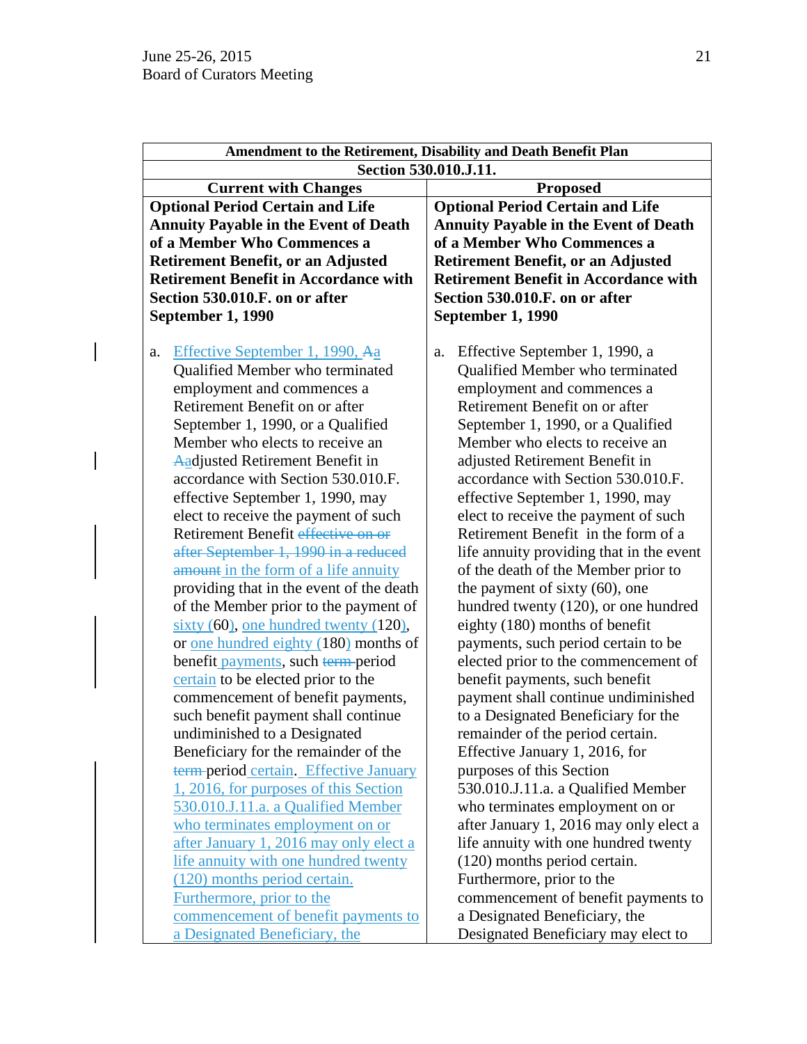| Amendment to the Retirement, Disability and Death Benefit Plan | |
|---|---|
| Section 530.010.J.11. | |
| **Current with Changes** | **Proposed** |
| **Optional Period Certain and Life Annuity Payable in the Event of Death of a Member Who Commences a Retirement Benefit, or an Adjusted Retirement Benefit in Accordance with Section 530.010.F. on or after September 1, 1990** | **Optional Period Certain and Life Annuity Payable in the Event of Death of a Member Who Commences a Retirement Benefit, or an Adjusted Retirement Benefit in Accordance with Section 530.010.F. on or after September 1, 1990** |
| a. Effective September 1, 1990, ~~A~~a Qualified Member who terminated employment and commences a Retirement Benefit on or after September 1, 1990, or a Qualified Member who elects to receive an ~~A~~adjusted Retirement Benefit in accordance with Section 530.010.F. effective September 1, 1990, may elect to receive the payment of such Retirement Benefit ~~effective on or after September 1, 1990 in a reduced amount~~ in the form of a life annuity providing that in the event of the death of the Member prior to the payment of sixty (60), one hundred twenty (120), or one hundred eighty (180) months of benefit payments, such ~~term~~ period certain to be elected prior to the commencement of benefit payments, such benefit payment shall continue undiminished to a Designated Beneficiary for the remainder of the ~~term~~ period certain. Effective January 1, 2016, for purposes of this Section 530.010.J.11.a. a Qualified Member who terminates employment on or after January 1, 2016 may only elect a life annuity with one hundred twenty (120) months period certain. Furthermore, prior to the commencement of benefit payments to a Designated Beneficiary, the | a. Effective September 1, 1990, a Qualified Member who terminated employment and commences a Retirement Benefit on or after September 1, 1990, or a Qualified Member who elects to receive an adjusted Retirement Benefit in accordance with Section 530.010.F. effective September 1, 1990, may elect to receive the payment of such Retirement Benefit in the form of a life annuity providing that in the event of the death of the Member prior to the payment of sixty (60), one hundred twenty (120), or one hundred eighty (180) months of benefit payments, such period certain to be elected prior to the commencement of benefit payments, such benefit payment shall continue undiminished to a Designated Beneficiary for the remainder of the period certain. Effective January 1, 2016, for purposes of this Section 530.010.J.11.a. a Qualified Member who terminates employment on or after January 1, 2016 may only elect a life annuity with one hundred twenty (120) months period certain. Furthermore, prior to the commencement of benefit payments to a Designated Beneficiary, the Designated Beneficiary may elect to |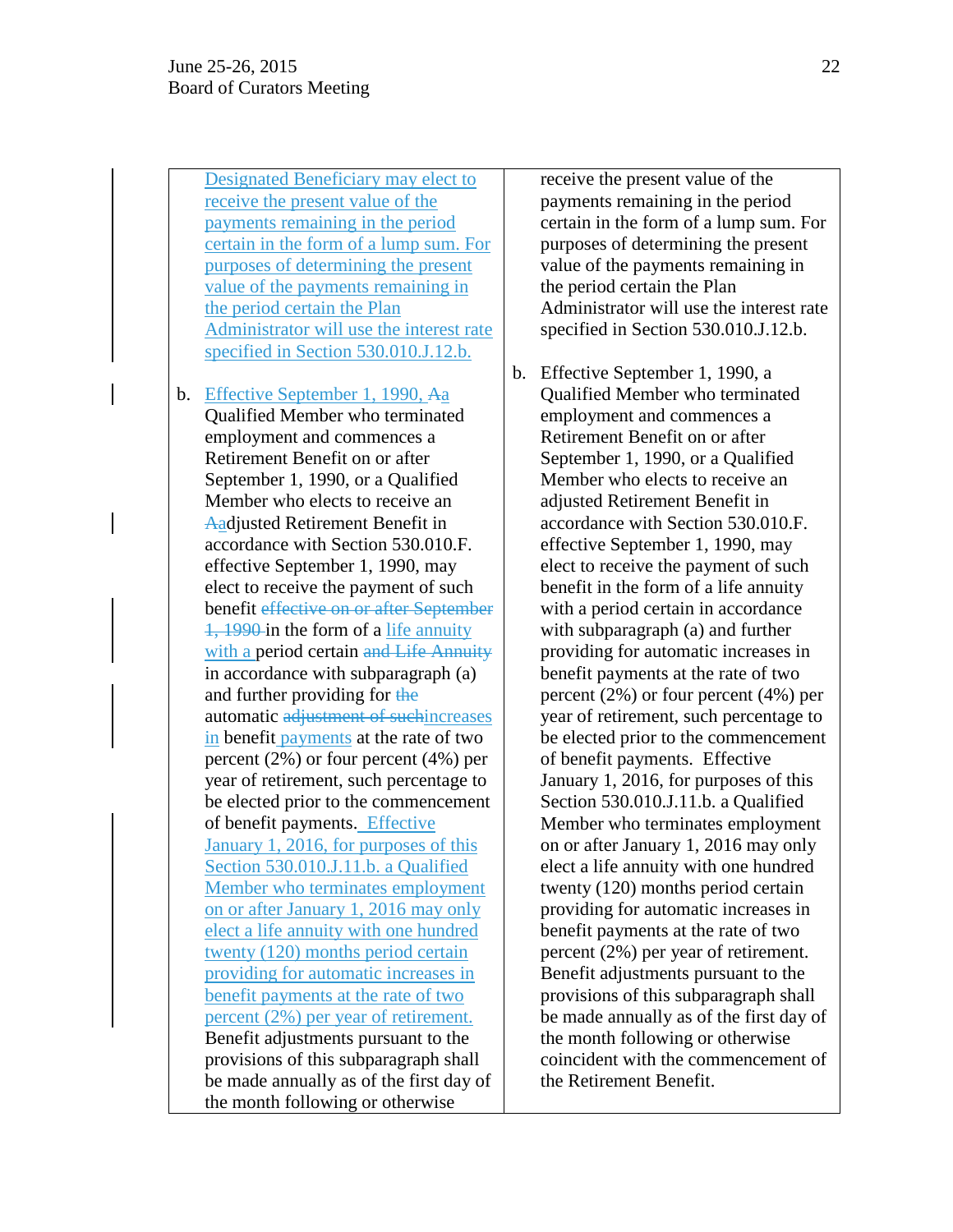| | |
|---|---|
| Designated Beneficiary may elect to receive the present value of the payments remaining in the period certain in the form of a lump sum. For purposes of determining the present value of the payments remaining in the period certain the Plan Administrator will use the interest rate specified in Section 530.010.J.12.b. | receive the present value of the payments remaining in the period certain in the form of a lump sum. For purposes of determining the present value of the payments remaining in the period certain the Plan Administrator will use the interest rate specified in Section 530.010.J.12.b. |
| b. Effective September 1, 1990, ~~A~~a Qualified Member who terminated employment and commences a Retirement Benefit on or after September 1, 1990, or a Qualified Member who elects to receive an ~~A~~adjusted Retirement Benefit in accordance with Section 530.010.F. effective September 1, 1990, may elect to receive the payment of such benefit ~~effective on or after September 1, 1990~~ in the form of a life annuity with a period certain ~~and Life Annuity~~ in accordance with subparagraph (a) and further providing for ~~the~~ automatic ~~adjustment of such~~increases in benefit payments at the rate of two percent (2%) or four percent (4%) per year of retirement, such percentage to be elected prior to the commencement of benefit payments. Effective January 1, 2016, for purposes of this Section 530.010.J.11.b. a Qualified Member who terminates employment on or after January 1, 2016 may only elect a life annuity with one hundred twenty (120) months period certain providing for automatic increases in benefit payments at the rate of two percent (2%) per year of retirement. Benefit adjustments pursuant to the provisions of this subparagraph shall be made annually as of the first day of the month following or otherwise | b. Effective September 1, 1990, a Qualified Member who terminated employment and commences a Retirement Benefit on or after September 1, 1990, or a Qualified Member who elects to receive an adjusted Retirement Benefit in accordance with Section 530.010.F. effective September 1, 1990, may elect to receive the payment of such benefit in the form of a life annuity with a period certain in accordance with subparagraph (a) and further providing for automatic increases in benefit payments at the rate of two percent (2%) or four percent (4%) per year of retirement, such percentage to be elected prior to the commencement of benefit payments. Effective January 1, 2016, for purposes of this Section 530.010.J.11.b. a Qualified Member who terminates employment on or after January 1, 2016 may only elect a life annuity with one hundred twenty (120) months period certain providing for automatic increases in benefit payments at the rate of two percent (2%) per year of retirement. Benefit adjustments pursuant to the provisions of this subparagraph shall be made annually as of the first day of the month following or otherwise coincident with the commencement of the Retirement Benefit. |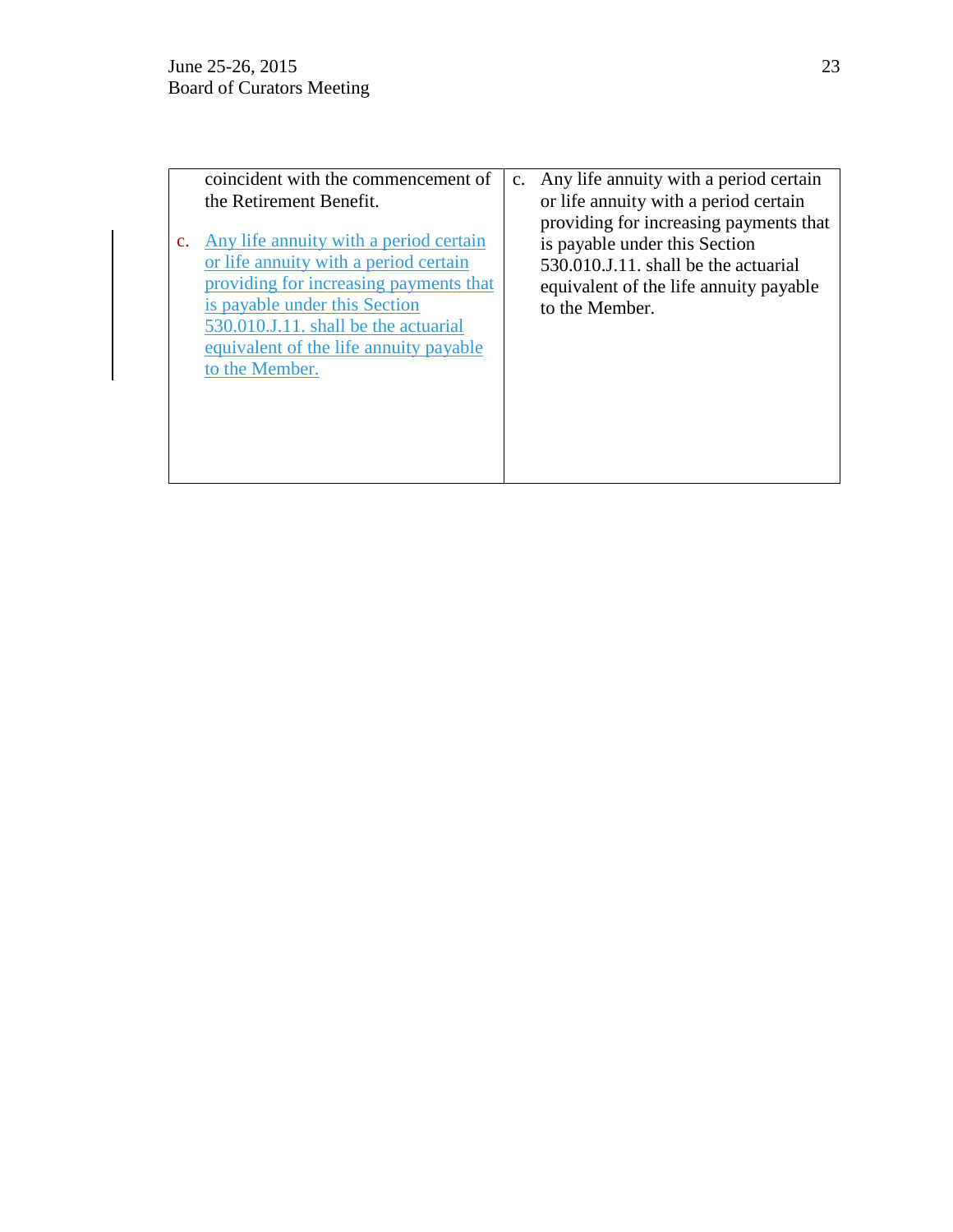| | |
|---|---|
| coincident with the commencement of the Retirement Benefit.<br><br>c. Any life annuity with a period certain or life annuity with a period certain providing for increasing payments that is payable under this Section 530.010.J.11. shall be the actuarial equivalent of the life annuity payable to the Member. | c. Any life annuity with a period certain or life annuity with a period certain providing for increasing payments that is payable under this Section 530.010.J.11. shall be the actuarial equivalent of the life annuity payable to the Member. |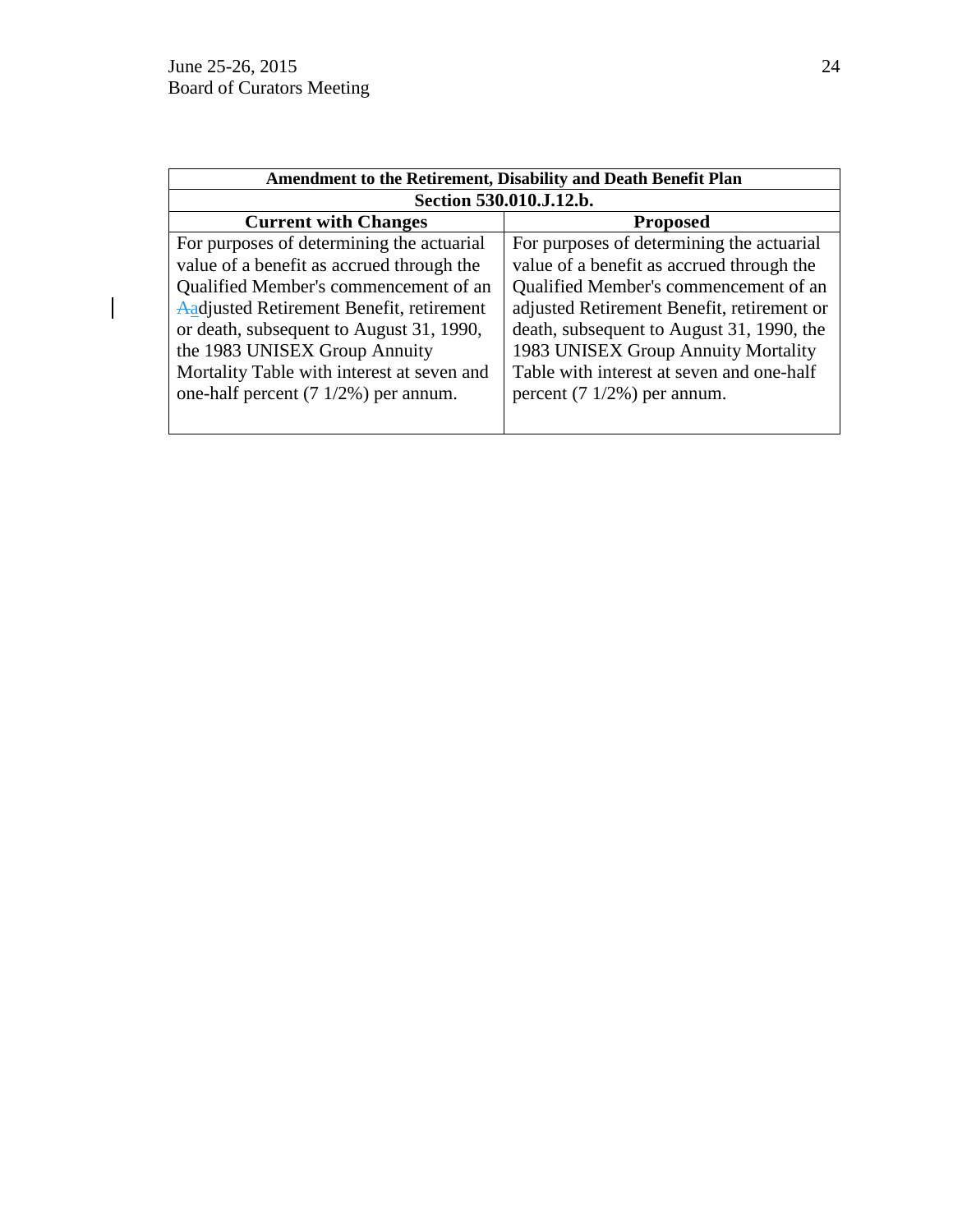| Amendment to the Retirement, Disability and Death Benefit Plan | |
|---|---|
| **Section 530.010.J.12.b.** | |
| **Current with Changes** | **Proposed** |
| For purposes of determining the actuarial value of a benefit as accrued through the Qualified Member's commencement of an ~~A~~adjusted Retirement Benefit, retirement or death, subsequent to August 31, 1990, the 1983 UNISEX Group Annuity Mortality Table with interest at seven and one-half percent (7 1/2%) per annum. | For purposes of determining the actuarial value of a benefit as accrued through the Qualified Member's commencement of an adjusted Retirement Benefit, retirement or death, subsequent to August 31, 1990, the 1983 UNISEX Group Annuity Mortality Table with interest at seven and one-half percent (7 1/2%) per annum. |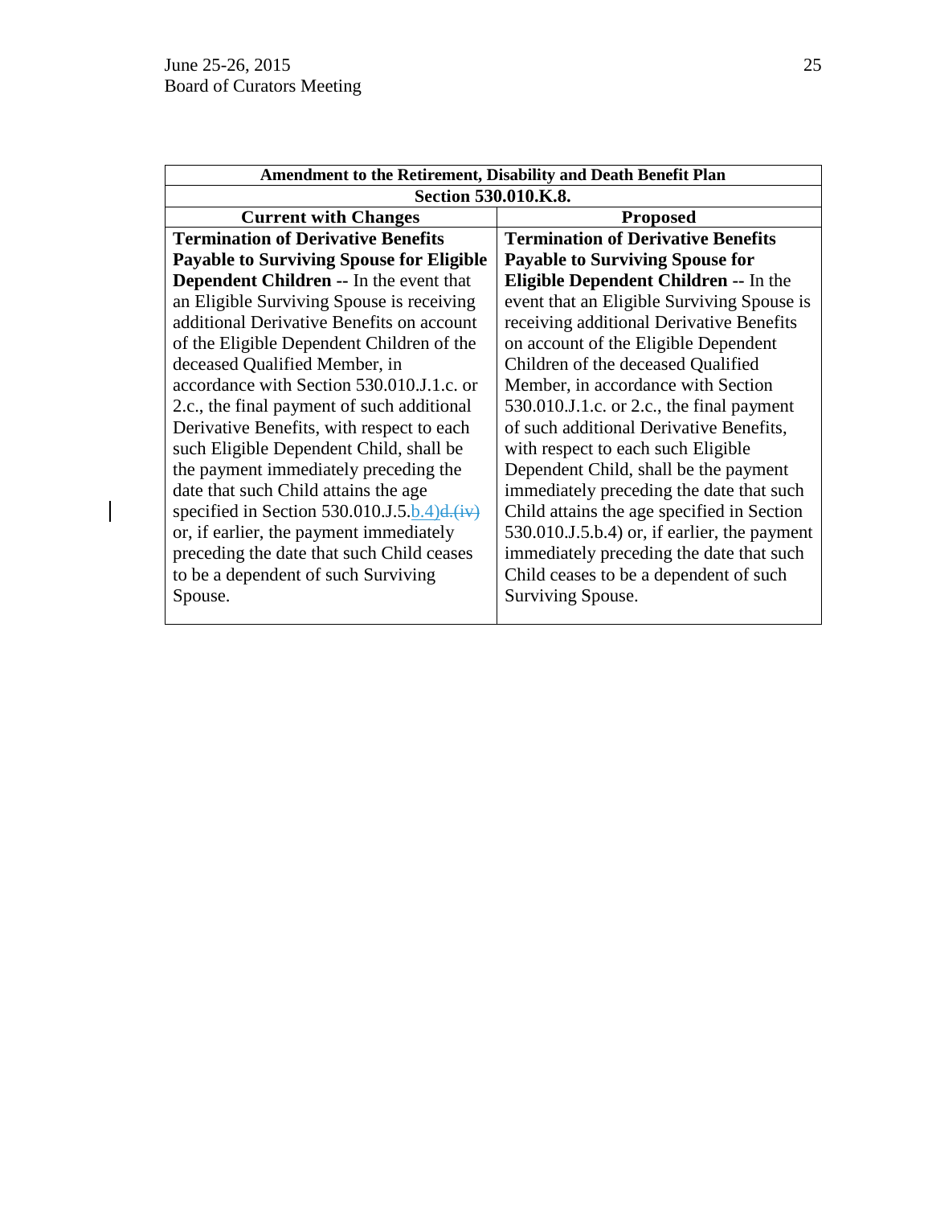| Amendment to the Retirement, Disability and Death Benefit Plan | |
|---|---|
| **Section 530.010.K.8.** | |
| **Current with Changes** | **Proposed** |
| **Termination of Derivative Benefits Payable to Surviving Spouse for Eligible Dependent Children --** In the event that an Eligible Surviving Spouse is receiving additional Derivative Benefits on account of the Eligible Dependent Children of the deceased Qualified Member, in accordance with Section 530.010.J.1.c. or 2.c., the final payment of such additional Derivative Benefits, with respect to each such Eligible Dependent Child, shall be the payment immediately preceding the date that such Child attains the age specified in Section 530.010.J.5.b.4)~~d.(iv)~~ or, if earlier, the payment immediately preceding the date that such Child ceases to be a dependent of such Surviving Spouse. | **Termination of Derivative Benefits Payable to Surviving Spouse for Eligible Dependent Children --** In the event that an Eligible Surviving Spouse is receiving additional Derivative Benefits on account of the Eligible Dependent Children of the deceased Qualified Member, in accordance with Section 530.010.J.1.c. or 2.c., the final payment of such additional Derivative Benefits, with respect to each such Eligible Dependent Child, shall be the payment immediately preceding the date that such Child attains the age specified in Section 530.010.J.5.b.4) or, if earlier, the payment immediately preceding the date that such Child ceases to be a dependent of such Surviving Spouse. |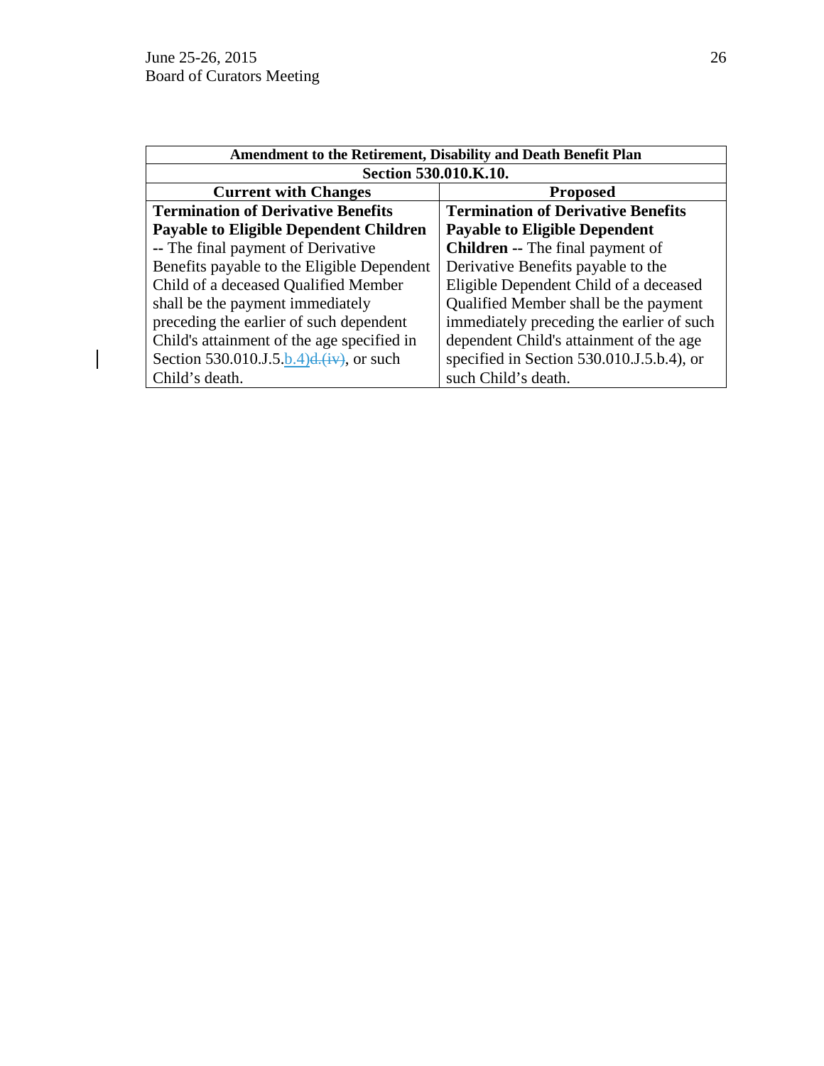| Amendment to the Retirement, Disability and Death Benefit Plan | |
|---|---|
| **Section 530.010.K.10.** | |
| **Current with Changes** | **Proposed** |
| **Termination of Derivative Benefits Payable to Eligible Dependent Children** -- The final payment of Derivative Benefits payable to the Eligible Dependent Child of a deceased Qualified Member shall be the payment immediately preceding the earlier of such dependent Child's attainment of the age specified in Section 530.010.J.5.b.4)~~d.(iv)~~, or such Child's death. | **Termination of Derivative Benefits Payable to Eligible Dependent Children** -- The final payment of Derivative Benefits payable to the Eligible Dependent Child of a deceased Qualified Member shall be the payment immediately preceding the earlier of such dependent Child's attainment of the age specified in Section 530.010.J.5.b.4), or such Child's death. |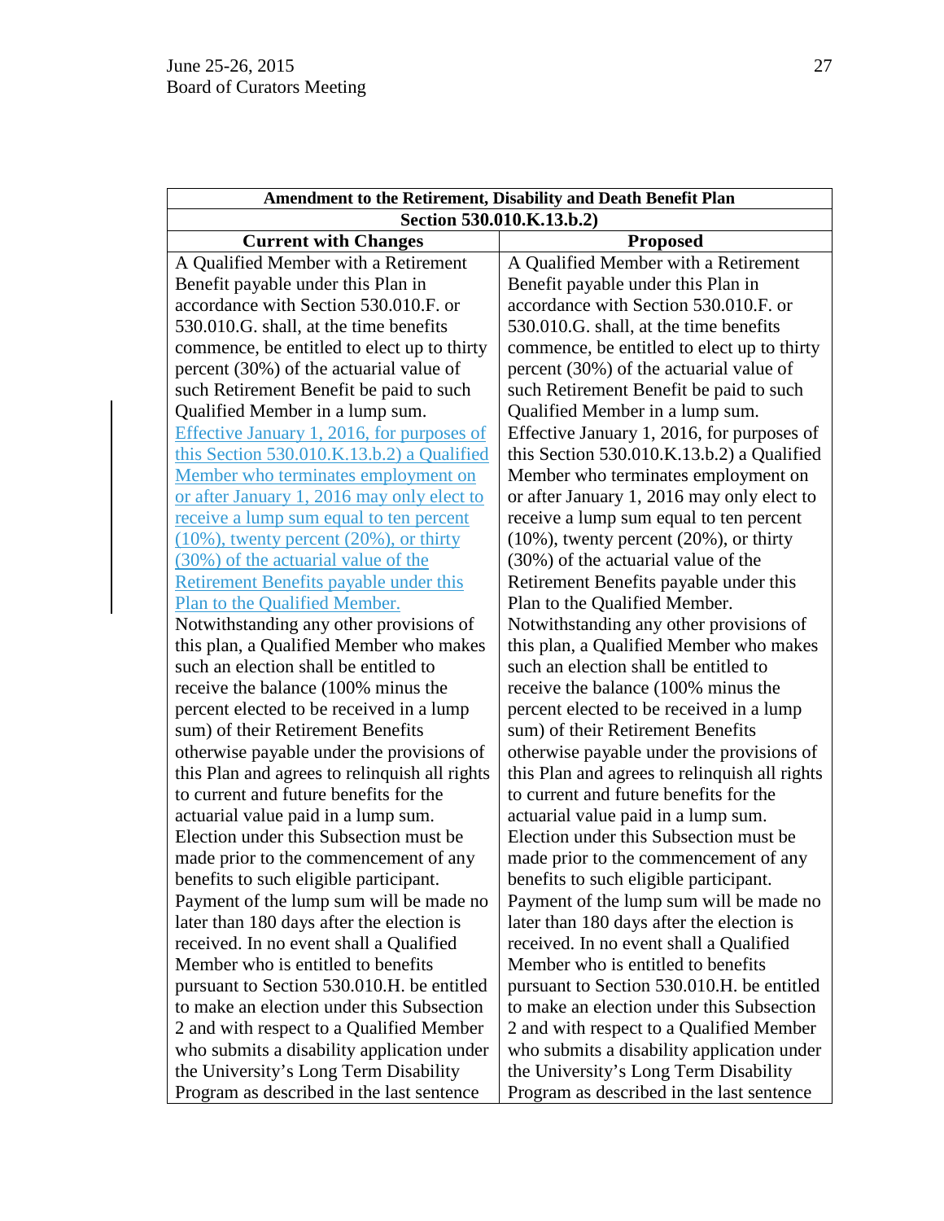| Amendment to the Retirement, Disability and Death Benefit Plan | |
|---|---|
| Section 530.010.K.13.b.2) | |
| **Current with Changes** | **Proposed** |
| A Qualified Member with a Retirement Benefit payable under this Plan in accordance with Section 530.010.F. or 530.010.G. shall, at the time benefits commence, be entitled to elect up to thirty percent (30%) of the actuarial value of such Retirement Benefit be paid to such Qualified Member in a lump sum. <u>Effective January 1, 2016, for purposes of this Section 530.010.K.13.b.2) a Qualified Member who terminates employment on or after January 1, 2016 may only elect to receive a lump sum equal to ten percent (10%), twenty percent (20%), or thirty (30%) of the actuarial value of the Retirement Benefits payable under this Plan to the Qualified Member.</u> Notwithstanding any other provisions of this plan, a Qualified Member who makes such an election shall be entitled to receive the balance (100% minus the percent elected to be received in a lump sum) of their Retirement Benefits otherwise payable under the provisions of this Plan and agrees to relinquish all rights to current and future benefits for the actuarial value paid in a lump sum. Election under this Subsection must be made prior to the commencement of any benefits to such eligible participant. Payment of the lump sum will be made no later than 180 days after the election is received. In no event shall a Qualified Member who is entitled to benefits pursuant to Section 530.010.H. be entitled to make an election under this Subsection 2 and with respect to a Qualified Member who submits a disability application under the University's Long Term Disability Program as described in the last sentence | A Qualified Member with a Retirement Benefit payable under this Plan in accordance with Section 530.010.F. or 530.010.G. shall, at the time benefits commence, be entitled to elect up to thirty percent (30%) of the actuarial value of such Retirement Benefit be paid to such Qualified Member in a lump sum. Effective January 1, 2016, for purposes of this Section 530.010.K.13.b.2) a Qualified Member who terminates employment on or after January 1, 2016 may only elect to receive a lump sum equal to ten percent (10%), twenty percent (20%), or thirty (30%) of the actuarial value of the Retirement Benefits payable under this Plan to the Qualified Member. Notwithstanding any other provisions of this plan, a Qualified Member who makes such an election shall be entitled to receive the balance (100% minus the percent elected to be received in a lump sum) of their Retirement Benefits otherwise payable under the provisions of this Plan and agrees to relinquish all rights to current and future benefits for the actuarial value paid in a lump sum. Election under this Subsection must be made prior to the commencement of any benefits to such eligible participant. Payment of the lump sum will be made no later than 180 days after the election is received. In no event shall a Qualified Member who is entitled to benefits pursuant to Section 530.010.H. be entitled to make an election under this Subsection 2 and with respect to a Qualified Member who submits a disability application under the University's Long Term Disability Program as described in the last sentence |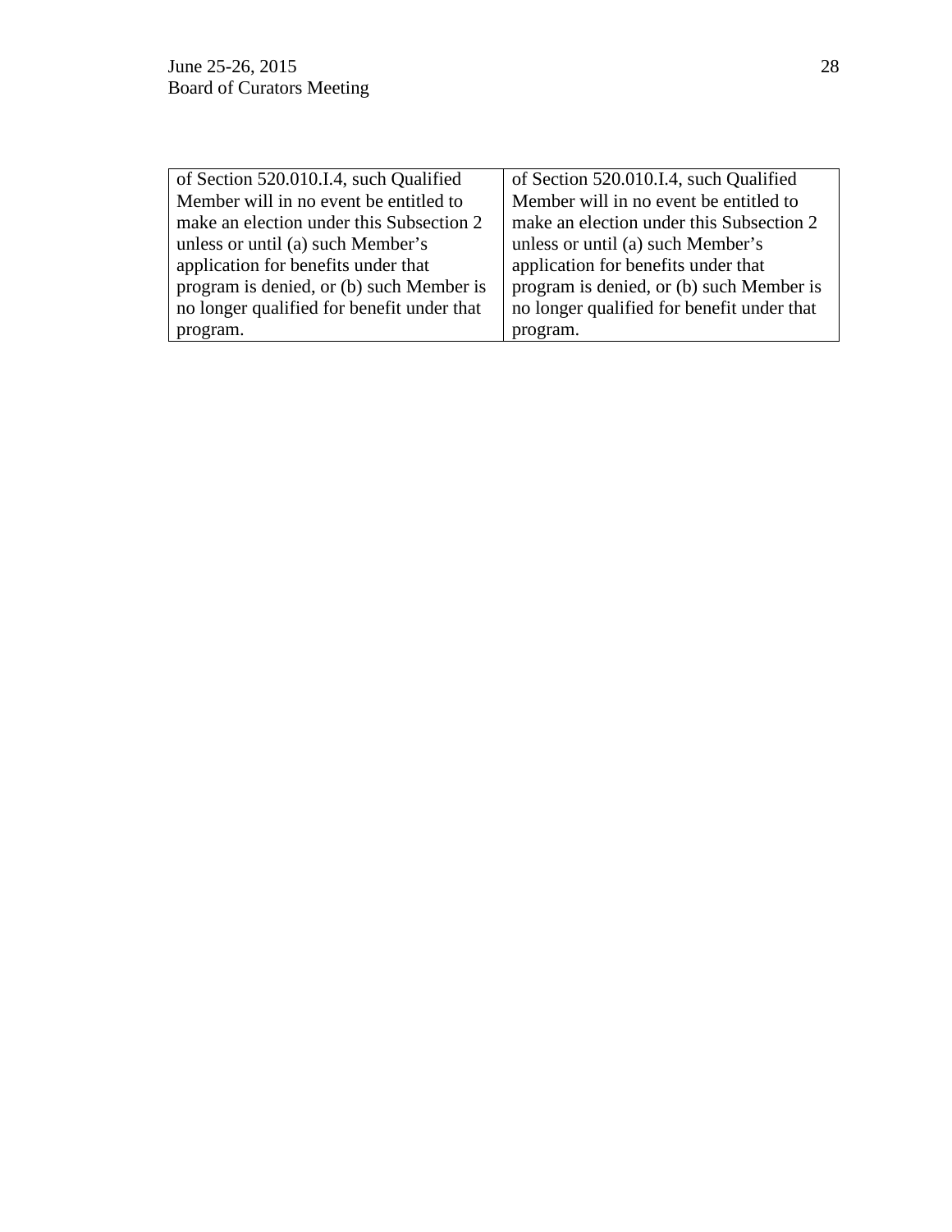| | |
|---|---|
| of Section 520.010.I.4, such Qualified Member will in no event be entitled to make an election under this Subsection 2 unless or until (a) such Member's application for benefits under that program is denied, or (b) such Member is no longer qualified for benefit under that program. | of Section 520.010.I.4, such Qualified Member will in no event be entitled to make an election under this Subsection 2 unless or until (a) such Member's application for benefits under that program is denied, or (b) such Member is no longer qualified for benefit under that program. |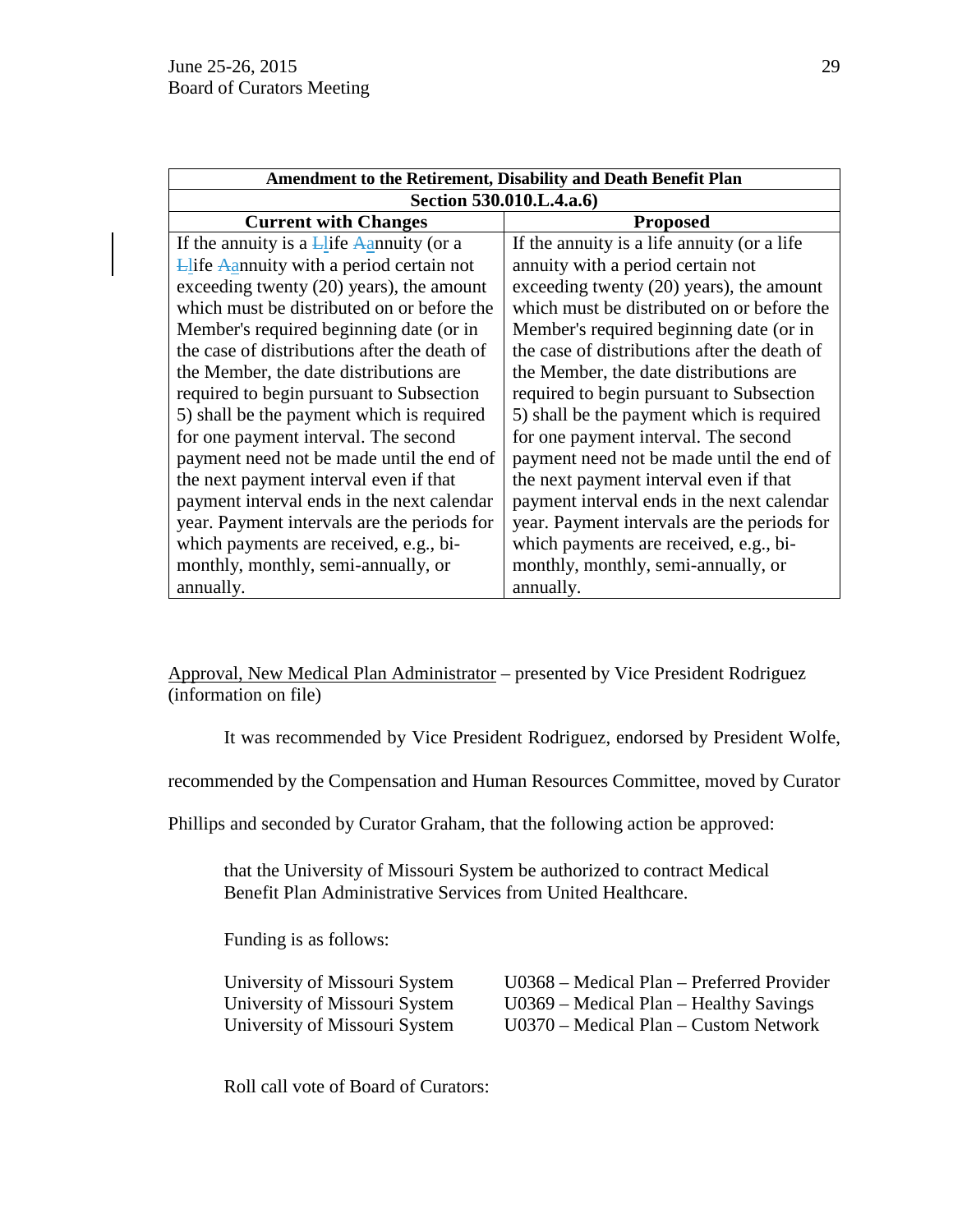| Amendment to the Retirement, Disability and Death Benefit Plan | |
|---|---|
| Section 530.010.L.4.a.6) | |
| **Current with Changes** | **Proposed** |
| If the annuity is a ~~L~~life ~~A~~annuity (or a ~~L~~life ~~A~~annuity with a period certain not exceeding twenty (20) years), the amount which must be distributed on or before the Member's required beginning date (or in the case of distributions after the death of the Member, the date distributions are required to begin pursuant to Subsection 5) shall be the payment which is required for one payment interval. The second payment need not be made until the end of the next payment interval even if that payment interval ends in the next calendar year. Payment intervals are the periods for which payments are received, e.g., bi-monthly, monthly, semi-annually, or annually. | If the annuity is a life annuity (or a life annuity with a period certain not exceeding twenty (20) years), the amount which must be distributed on or before the Member's required beginning date (or in the case of distributions after the death of the Member, the date distributions are required to begin pursuant to Subsection 5) shall be the payment which is required for one payment interval. The second payment need not be made until the end of the next payment interval even if that payment interval ends in the next calendar year. Payment intervals are the periods for which payments are received, e.g., bi-monthly, monthly, semi-annually, or annually. |

Approval, New Medical Plan Administrator – presented by Vice President Rodriguez (information on file)

It was recommended by Vice President Rodriguez, endorsed by President Wolfe, recommended by the Compensation and Human Resources Committee, moved by Curator Phillips and seconded by Curator Graham, that the following action be approved:

> that the University of Missouri System be authorized to contract Medical Benefit Plan Administrative Services from United Healthcare.
>
> Funding is as follows:
>
> University of Missouri System U0368 – Medical Plan – Preferred Provider
> University of Missouri System U0369 – Medical Plan – Healthy Savings
> University of Missouri System U0370 – Medical Plan – Custom Network

Roll call vote of Board of Curators: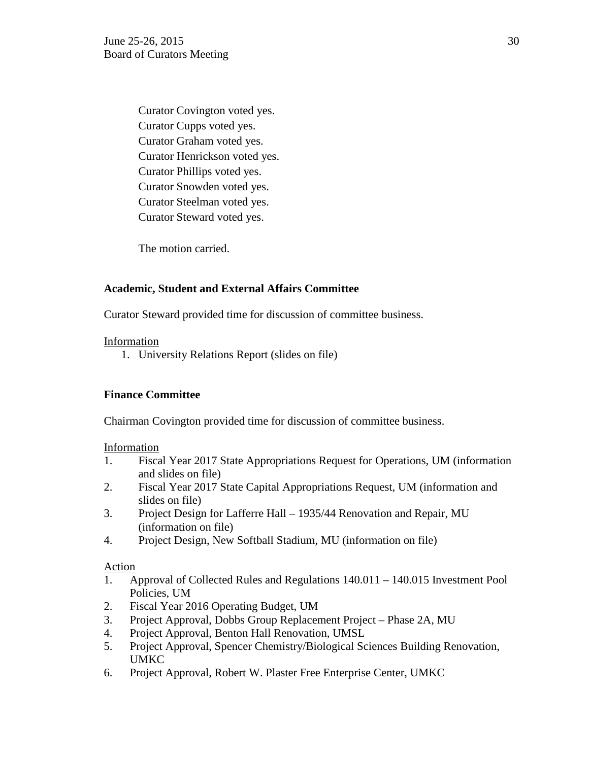Curator Covington voted yes.
Curator Cupps voted yes.
Curator Graham voted yes.
Curator Henrickson voted yes.
Curator Phillips voted yes.
Curator Snowden voted yes.
Curator Steelman voted yes.
Curator Steward voted yes.

The motion carried.

**Academic, Student and External Affairs Committee**

Curator Steward provided time for discussion of committee business.

Information

1. University Relations Report (slides on file)

**Finance Committee**

Chairman Covington provided time for discussion of committee business.

Information

1. Fiscal Year 2017 State Appropriations Request for Operations, UM (information and slides on file)
2. Fiscal Year 2017 State Capital Appropriations Request, UM (information and slides on file)
3. Project Design for Lafferre Hall – 1935/44 Renovation and Repair, MU (information on file)
4. Project Design, New Softball Stadium, MU (information on file)

Action

1. Approval of Collected Rules and Regulations 140.011 – 140.015 Investment Pool Policies, UM
2. Fiscal Year 2016 Operating Budget, UM
3. Project Approval, Dobbs Group Replacement Project – Phase 2A, MU
4. Project Approval, Benton Hall Renovation, UMSL
5. Project Approval, Spencer Chemistry/Biological Sciences Building Renovation, UMKC
6. Project Approval, Robert W. Plaster Free Enterprise Center, UMKC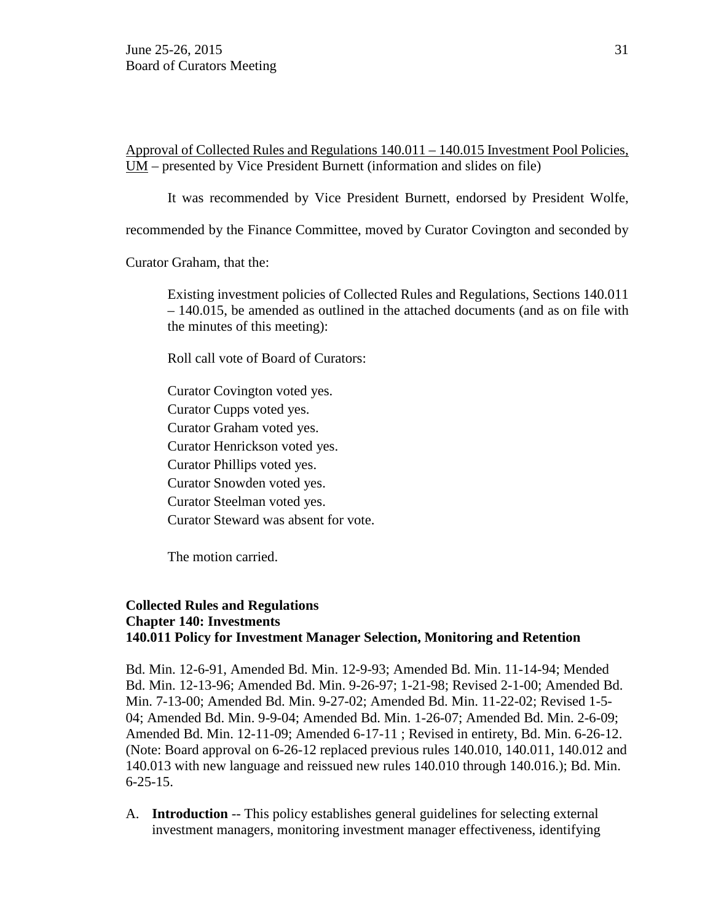<u>Approval of Collected Rules and Regulations 140.011 – 140.015 Investment Pool Policies, UM</u> – presented by Vice President Burnett (information and slides on file)

It was recommended by Vice President Burnett, endorsed by President Wolfe, recommended by the Finance Committee, moved by Curator Covington and seconded by Curator Graham, that the:

> Existing investment policies of Collected Rules and Regulations, Sections 140.011 – 140.015, be amended as outlined in the attached documents (and as on file with the minutes of this meeting):
>
> Roll call vote of Board of Curators:
>
> Curator Covington voted yes.
> Curator Cupps voted yes.
> Curator Graham voted yes.
> Curator Henrickson voted yes.
> Curator Phillips voted yes.
> Curator Snowden voted yes.
> Curator Steelman voted yes.
> Curator Steward was absent for vote.
>
> The motion carried.

**Collected Rules and Regulations**
**Chapter 140: Investments**
**140.011 Policy for Investment Manager Selection, Monitoring and Retention**

Bd. Min. 12-6-91, Amended Bd. Min. 12-9-93; Amended Bd. Min. 11-14-94; Mended Bd. Min. 12-13-96; Amended Bd. Min. 9-26-97; 1-21-98; Revised 2-1-00; Amended Bd. Min. 7-13-00; Amended Bd. Min. 9-27-02; Amended Bd. Min. 11-22-02; Revised 1-5-04; Amended Bd. Min. 9-9-04; Amended Bd. Min. 1-26-07; Amended Bd. Min. 2-6-09; Amended Bd. Min. 12-11-09; Amended 6-17-11 ; Revised in entirety, Bd. Min. 6-26-12. (Note: Board approval on 6-26-12 replaced previous rules 140.010, 140.011, 140.012 and 140.013 with new language and reissued new rules 140.010 through 140.016.); Bd. Min. 6-25-15.

A. **Introduction** -- This policy establishes general guidelines for selecting external investment managers, monitoring investment manager effectiveness, identifying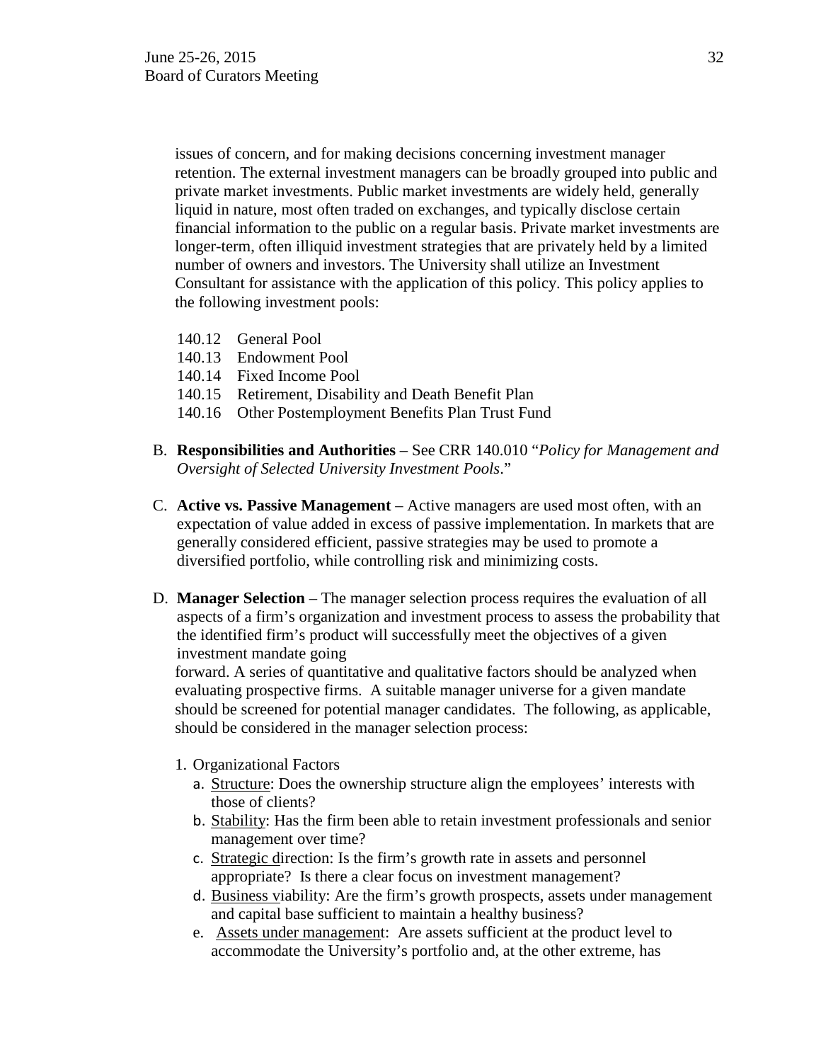issues of concern, and for making decisions concerning investment manager retention. The external investment managers can be broadly grouped into public and private market investments. Public market investments are widely held, generally liquid in nature, most often traded on exchanges, and typically disclose certain financial information to the public on a regular basis. Private market investments are longer-term, often illiquid investment strategies that are privately held by a limited number of owners and investors. The University shall utilize an Investment Consultant for assistance with the application of this policy. This policy applies to the following investment pools:

140.12 General Pool
140.13 Endowment Pool
140.14 Fixed Income Pool
140.15 Retirement, Disability and Death Benefit Plan
140.16 Other Postemployment Benefits Plan Trust Fund

B. **Responsibilities and Authorities** – See CRR 140.010 "*Policy for Management and Oversight of Selected University Investment Pools*."

C. **Active vs. Passive Management** – Active managers are used most often, with an expectation of value added in excess of passive implementation. In markets that are generally considered efficient, passive strategies may be used to promote a diversified portfolio, while controlling risk and minimizing costs.

D. **Manager Selection** – The manager selection process requires the evaluation of all aspects of a firm's organization and investment process to assess the probability that the identified firm's product will successfully meet the objectives of a given investment mandate going forward. A series of quantitative and qualitative factors should be analyzed when evaluating prospective firms. A suitable manager universe for a given mandate should be screened for potential manager candidates. The following, as applicable, should be considered in the manager selection process:

1. Organizational Factors
   a. Structure: Does the ownership structure align the employees' interests with those of clients?
   b. Stability: Has the firm been able to retain investment professionals and senior management over time?
   c. Strategic direction: Is the firm's growth rate in assets and personnel appropriate? Is there a clear focus on investment management?
   d. Business viability: Are the firm's growth prospects, assets under management and capital base sufficient to maintain a healthy business?
   e. Assets under management: Are assets sufficient at the product level to accommodate the University's portfolio and, at the other extreme, has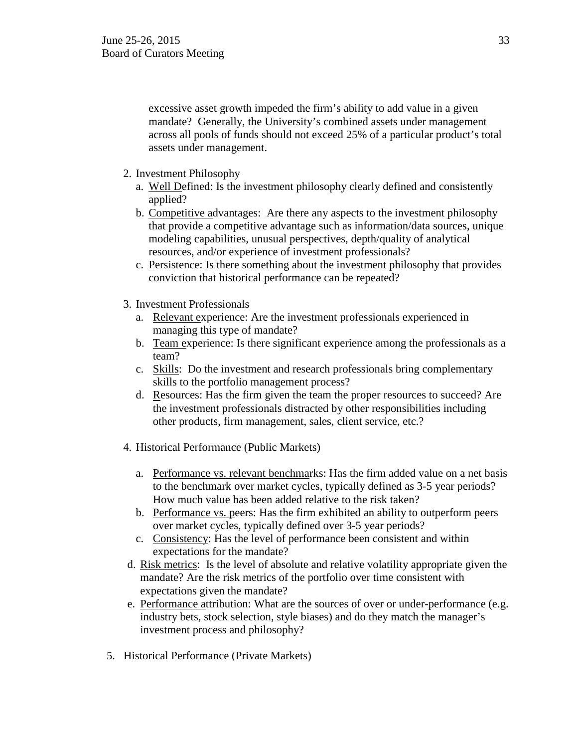excessive asset growth impeded the firm's ability to add value in a given mandate? Generally, the University's combined assets under management across all pools of funds should not exceed 25% of a particular product's total assets under management.

2. Investment Philosophy
   a. Well Defined: Is the investment philosophy clearly defined and consistently applied?
   b. Competitive advantages: Are there any aspects to the investment philosophy that provide a competitive advantage such as information/data sources, unique modeling capabilities, unusual perspectives, depth/quality of analytical resources, and/or experience of investment professionals?
   c. Persistence: Is there something about the investment philosophy that provides conviction that historical performance can be repeated?

3. Investment Professionals
   a. Relevant experience: Are the investment professionals experienced in managing this type of mandate?
   b. Team experience: Is there significant experience among the professionals as a team?
   c. Skills: Do the investment and research professionals bring complementary skills to the portfolio management process?
   d. Resources: Has the firm given the team the proper resources to succeed? Are the investment professionals distracted by other responsibilities including other products, firm management, sales, client service, etc.?

4. Historical Performance (Public Markets)
   a. Performance vs. relevant benchmarks: Has the firm added value on a net basis to the benchmark over market cycles, typically defined as 3-5 year periods? How much value has been added relative to the risk taken?
   b. Performance vs. peers: Has the firm exhibited an ability to outperform peers over market cycles, typically defined over 3-5 year periods?
   c. Consistency: Has the level of performance been consistent and within expectations for the mandate?
   d. Risk metrics: Is the level of absolute and relative volatility appropriate given the mandate? Are the risk metrics of the portfolio over time consistent with expectations given the mandate?
   e. Performance attribution: What are the sources of over or under-performance (e.g. industry bets, stock selection, style biases) and do they match the manager's investment process and philosophy?

5. Historical Performance (Private Markets)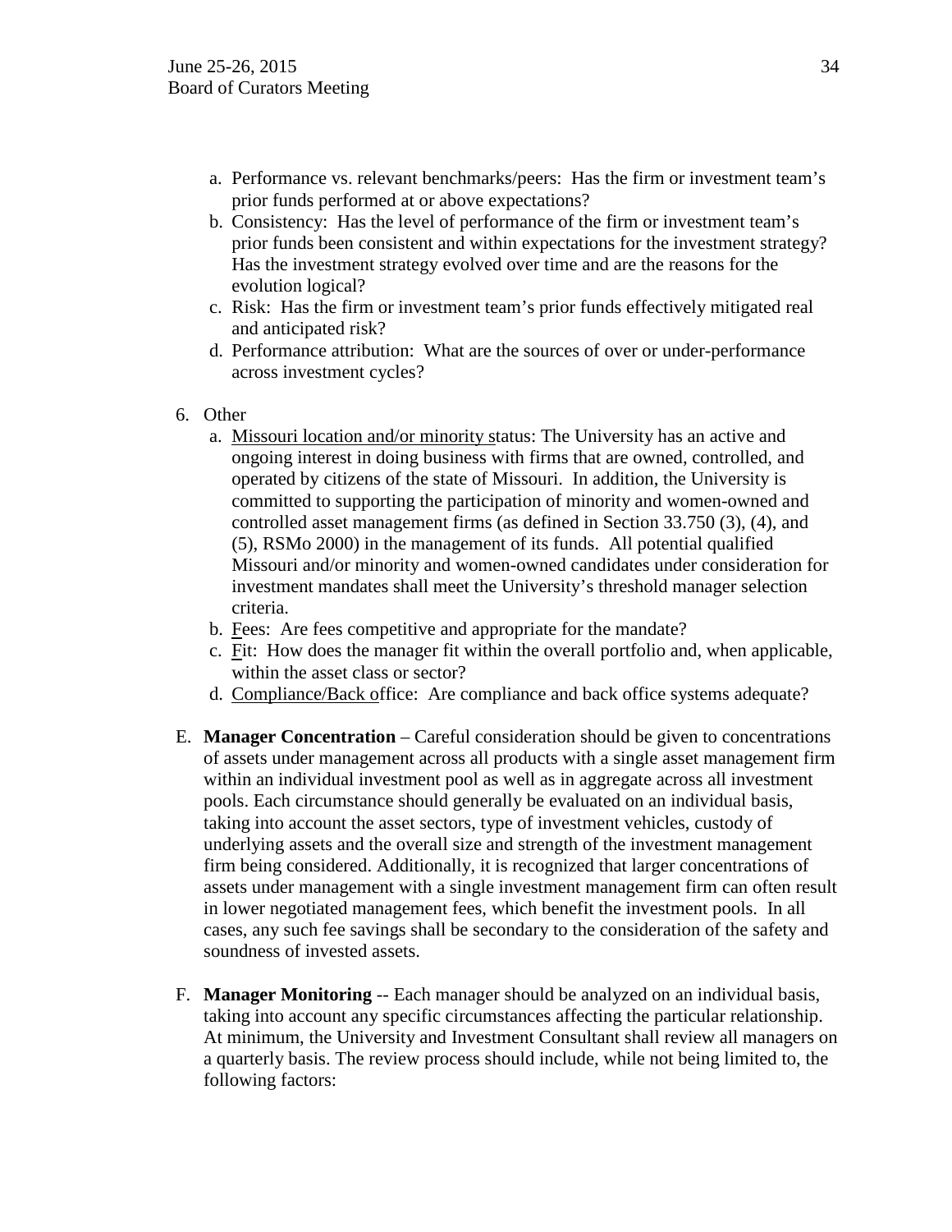a. Performance vs. relevant benchmarks/peers: Has the firm or investment team's prior funds performed at or above expectations?
b. Consistency: Has the level of performance of the firm or investment team's prior funds been consistent and within expectations for the investment strategy? Has the investment strategy evolved over time and are the reasons for the evolution logical?
c. Risk: Has the firm or investment team's prior funds effectively mitigated real and anticipated risk?
d. Performance attribution: What are the sources of over or under-performance across investment cycles?

6. Other
   a. Missouri location and/or minority status: The University has an active and ongoing interest in doing business with firms that are owned, controlled, and operated by citizens of the state of Missouri. In addition, the University is committed to supporting the participation of minority and women-owned and controlled asset management firms (as defined in Section 33.750 (3), (4), and (5), RSMo 2000) in the management of its funds. All potential qualified Missouri and/or minority and women-owned candidates under consideration for investment mandates shall meet the University's threshold manager selection criteria.
   b. Fees: Are fees competitive and appropriate for the mandate?
   c. Fit: How does the manager fit within the overall portfolio and, when applicable, within the asset class or sector?
   d. Compliance/Back office: Are compliance and back office systems adequate?

E. **Manager Concentration** – Careful consideration should be given to concentrations of assets under management across all products with a single asset management firm within an individual investment pool as well as in aggregate across all investment pools. Each circumstance should generally be evaluated on an individual basis, taking into account the asset sectors, type of investment vehicles, custody of underlying assets and the overall size and strength of the investment management firm being considered. Additionally, it is recognized that larger concentrations of assets under management with a single investment management firm can often result in lower negotiated management fees, which benefit the investment pools. In all cases, any such fee savings shall be secondary to the consideration of the safety and soundness of invested assets.

F. **Manager Monitoring** -- Each manager should be analyzed on an individual basis, taking into account any specific circumstances affecting the particular relationship. At minimum, the University and Investment Consultant shall review all managers on a quarterly basis. The review process should include, while not being limited to, the following factors: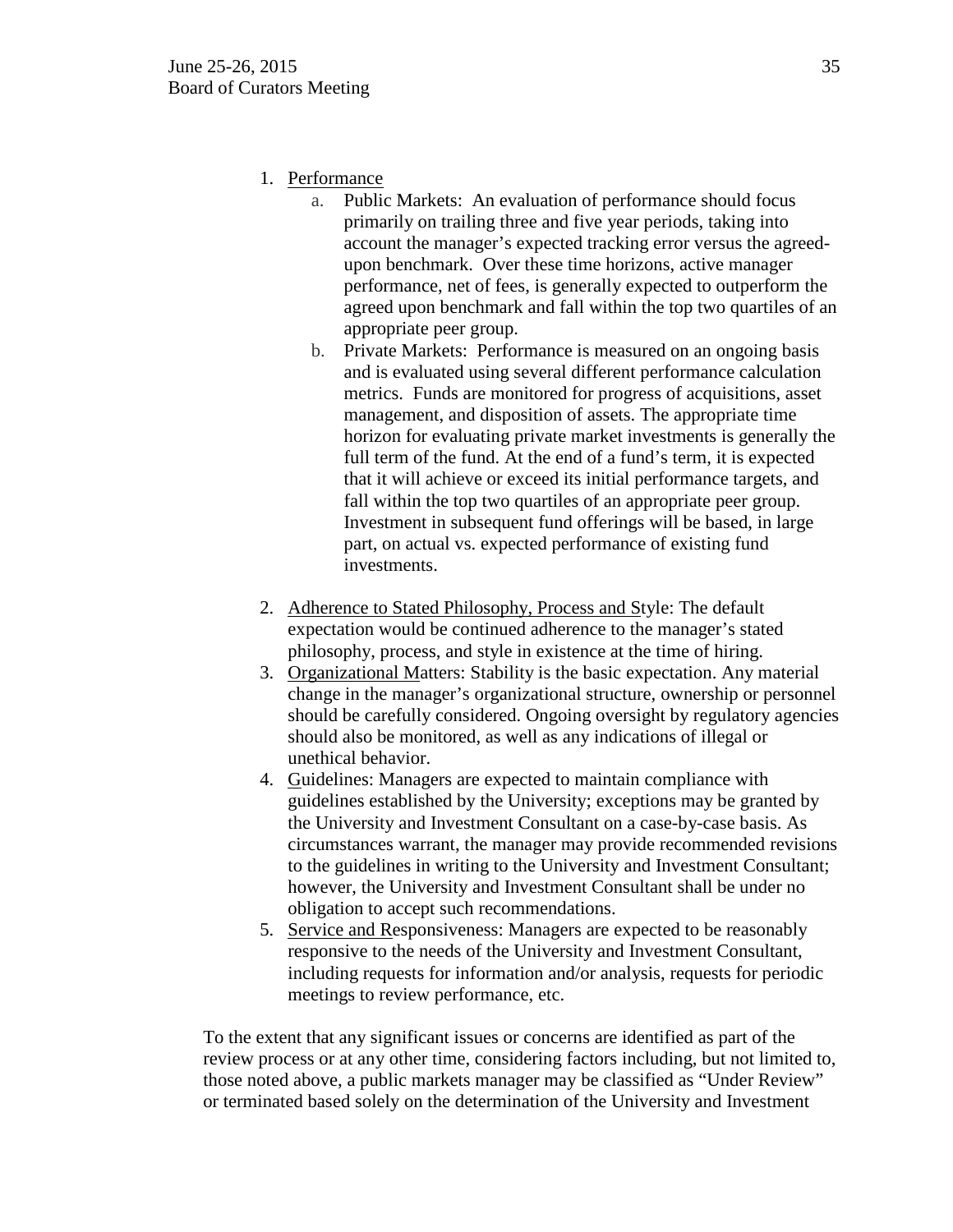1. Performance
    a. Public Markets: An evaluation of performance should focus primarily on trailing three and five year periods, taking into account the manager's expected tracking error versus the agreed-upon benchmark. Over these time horizons, active manager performance, net of fees, is generally expected to outperform the agreed upon benchmark and fall within the top two quartiles of an appropriate peer group.
    b. Private Markets: Performance is measured on an ongoing basis and is evaluated using several different performance calculation metrics. Funds are monitored for progress of acquisitions, asset management, and disposition of assets. The appropriate time horizon for evaluating private market investments is generally the full term of the fund. At the end of a fund's term, it is expected that it will achieve or exceed its initial performance targets, and fall within the top two quartiles of an appropriate peer group. Investment in subsequent fund offerings will be based, in large part, on actual vs. expected performance of existing fund investments.

2. Adherence to Stated Philosophy, Process and Style: The default expectation would be continued adherence to the manager's stated philosophy, process, and style in existence at the time of hiring.
3. Organizational Matters: Stability is the basic expectation. Any material change in the manager's organizational structure, ownership or personnel should be carefully considered. Ongoing oversight by regulatory agencies should also be monitored, as well as any indications of illegal or unethical behavior.
4. Guidelines: Managers are expected to maintain compliance with guidelines established by the University; exceptions may be granted by the University and Investment Consultant on a case-by-case basis. As circumstances warrant, the manager may provide recommended revisions to the guidelines in writing to the University and Investment Consultant; however, the University and Investment Consultant shall be under no obligation to accept such recommendations.
5. Service and Responsiveness: Managers are expected to be reasonably responsive to the needs of the University and Investment Consultant, including requests for information and/or analysis, requests for periodic meetings to review performance, etc.

To the extent that any significant issues or concerns are identified as part of the review process or at any other time, considering factors including, but not limited to, those noted above, a public markets manager may be classified as "Under Review" or terminated based solely on the determination of the University and Investment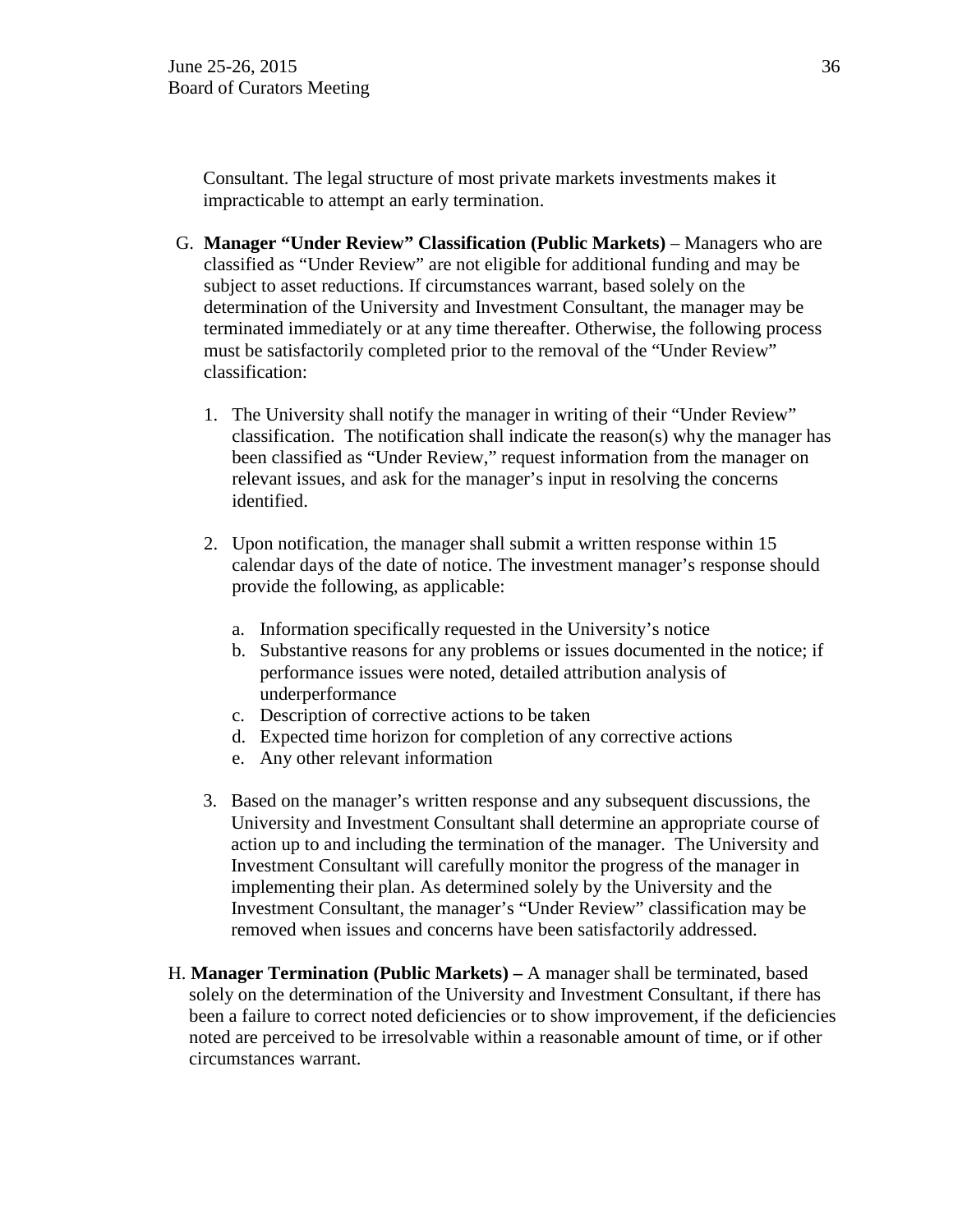Consultant. The legal structure of most private markets investments makes it impracticable to attempt an early termination.

G. **Manager "Under Review" Classification (Public Markets)** – Managers who are classified as "Under Review" are not eligible for additional funding and may be subject to asset reductions. If circumstances warrant, based solely on the determination of the University and Investment Consultant, the manager may be terminated immediately or at any time thereafter. Otherwise, the following process must be satisfactorily completed prior to the removal of the "Under Review" classification:

1. The University shall notify the manager in writing of their "Under Review" classification. The notification shall indicate the reason(s) why the manager has been classified as "Under Review," request information from the manager on relevant issues, and ask for the manager's input in resolving the concerns identified.

2. Upon notification, the manager shall submit a written response within 15 calendar days of the date of notice. The investment manager's response should provide the following, as applicable:

   a. Information specifically requested in the University's notice
   b. Substantive reasons for any problems or issues documented in the notice; if performance issues were noted, detailed attribution analysis of underperformance
   c. Description of corrective actions to be taken
   d. Expected time horizon for completion of any corrective actions
   e. Any other relevant information

3. Based on the manager's written response and any subsequent discussions, the University and Investment Consultant shall determine an appropriate course of action up to and including the termination of the manager. The University and Investment Consultant will carefully monitor the progress of the manager in implementing their plan. As determined solely by the University and the Investment Consultant, the manager's "Under Review" classification may be removed when issues and concerns have been satisfactorily addressed.

H. **Manager Termination (Public Markets) –** A manager shall be terminated, based solely on the determination of the University and Investment Consultant, if there has been a failure to correct noted deficiencies or to show improvement, if the deficiencies noted are perceived to be irresolvable within a reasonable amount of time, or if other circumstances warrant.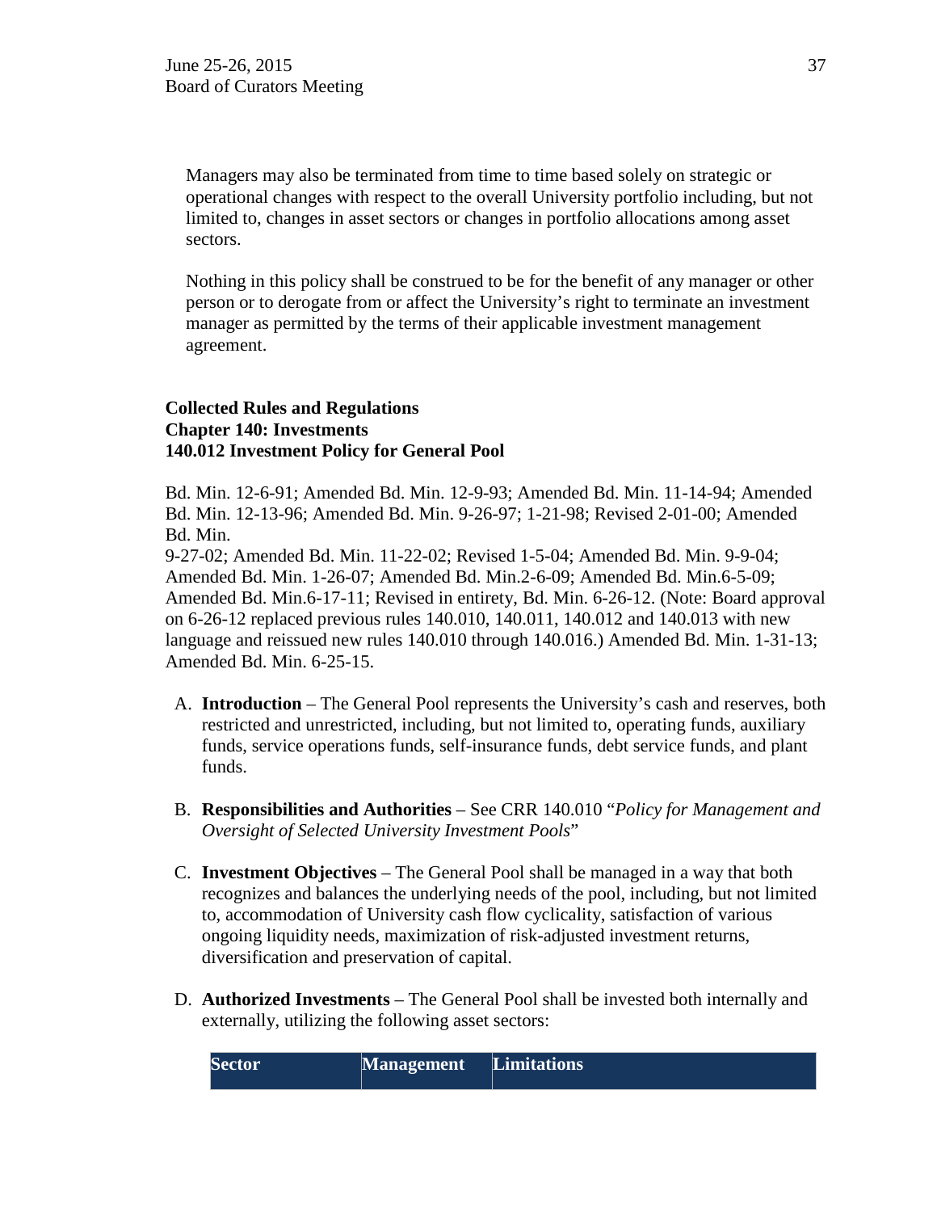Managers may also be terminated from time to time based solely on strategic or operational changes with respect to the overall University portfolio including, but not limited to, changes in asset sectors or changes in portfolio allocations among asset sectors.

Nothing in this policy shall be construed to be for the benefit of any manager or other person or to derogate from or affect the University's right to terminate an investment manager as permitted by the terms of their applicable investment management agreement.

**Collected Rules and Regulations**
**Chapter 140: Investments**
**140.012 Investment Policy for General Pool**

Bd. Min. 12-6-91; Amended Bd. Min. 12-9-93; Amended Bd. Min. 11-14-94; Amended Bd. Min. 12-13-96; Amended Bd. Min. 9-26-97; 1-21-98; Revised 2-01-00; Amended Bd. Min.
9-27-02; Amended Bd. Min. 11-22-02; Revised 1-5-04; Amended Bd. Min. 9-9-04; Amended Bd. Min. 1-26-07; Amended Bd. Min.2-6-09; Amended Bd. Min.6-5-09; Amended Bd. Min.6-17-11; Revised in entirety, Bd. Min. 6-26-12. (Note: Board approval on 6-26-12 replaced previous rules 140.010, 140.011, 140.012 and 140.013 with new language and reissued new rules 140.010 through 140.016.) Amended Bd. Min. 1-31-13; Amended Bd. Min. 6-25-15.

A. **Introduction** – The General Pool represents the University's cash and reserves, both restricted and unrestricted, including, but not limited to, operating funds, auxiliary funds, service operations funds, self-insurance funds, debt service funds, and plant funds.

B. **Responsibilities and Authorities** – See CRR 140.010 "*Policy for Management and Oversight of Selected University Investment Pools*"

C. **Investment Objectives** – The General Pool shall be managed in a way that both recognizes and balances the underlying needs of the pool, including, but not limited to, accommodation of University cash flow cyclicality, satisfaction of various ongoing liquidity needs, maximization of risk-adjusted investment returns, diversification and preservation of capital.

D. **Authorized Investments** – The General Pool shall be invested both internally and externally, utilizing the following asset sectors:

| Sector | Management | Limitations |
|---|---|---|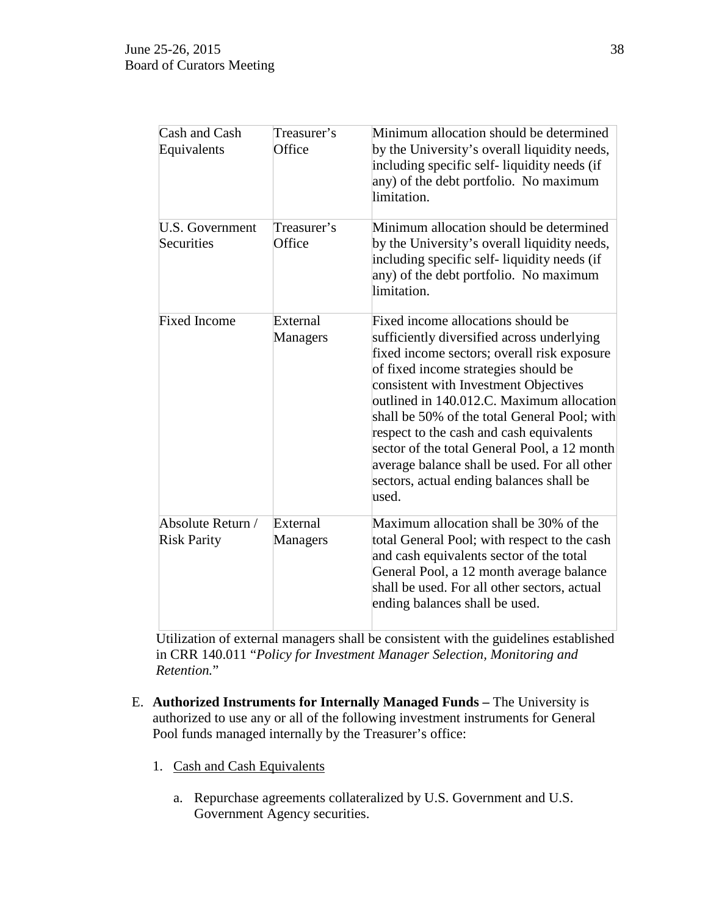| Cash and Cash Equivalents | Treasurer's Office | Minimum allocation should be determined by the University's overall liquidity needs, including specific self- liquidity needs (if any) of the debt portfolio. No maximum limitation. |
|---|---|---|
| U.S. Government Securities | Treasurer's Office | Minimum allocation should be determined by the University's overall liquidity needs, including specific self- liquidity needs (if any) of the debt portfolio. No maximum limitation. |
| Fixed Income | External Managers | Fixed income allocations should be sufficiently diversified across underlying fixed income sectors; overall risk exposure of fixed income strategies should be consistent with Investment Objectives outlined in 140.012.C. Maximum allocation shall be 50% of the total General Pool; with respect to the cash and cash equivalents sector of the total General Pool, a 12 month average balance shall be used. For all other sectors, actual ending balances shall be used. |
| Absolute Return / Risk Parity | External Managers | Maximum allocation shall be 30% of the total General Pool; with respect to the cash and cash equivalents sector of the total General Pool, a 12 month average balance shall be used. For all other sectors, actual ending balances shall be used. |

Utilization of external managers shall be consistent with the guidelines established in CRR 140.011 "*Policy for Investment Manager Selection, Monitoring and Retention.*"

E. **Authorized Instruments for Internally Managed Funds –** The University is authorized to use any or all of the following investment instruments for General Pool funds managed internally by the Treasurer's office:

1. Cash and Cash Equivalents

   a. Repurchase agreements collateralized by U.S. Government and U.S. Government Agency securities.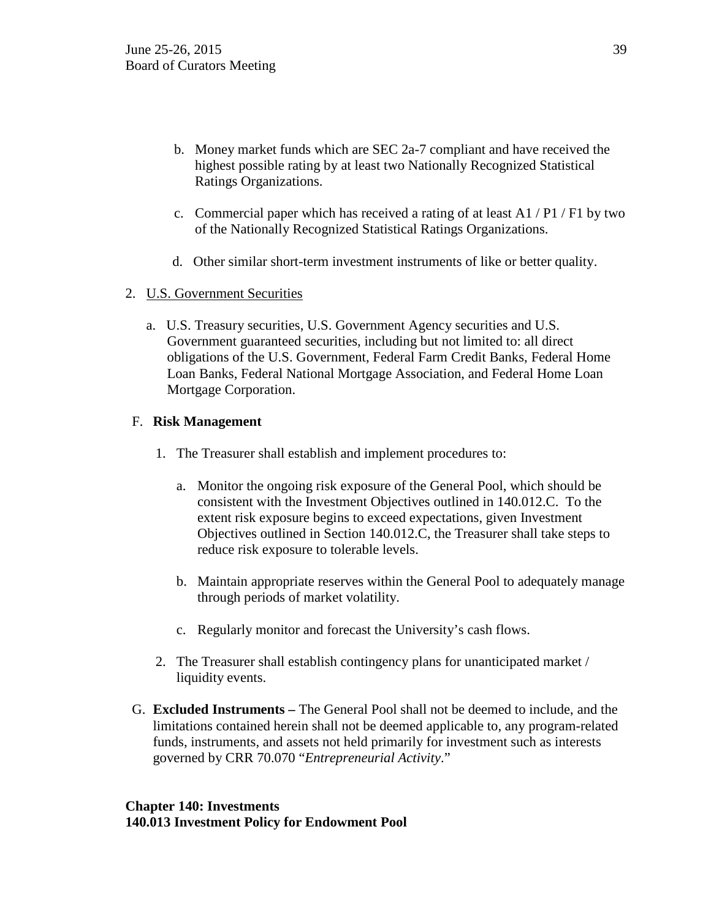b. Money market funds which are SEC 2a-7 compliant and have received the highest possible rating by at least two Nationally Recognized Statistical Ratings Organizations.

c. Commercial paper which has received a rating of at least A1 / P1 / F1 by two of the Nationally Recognized Statistical Ratings Organizations.

d. Other similar short-term investment instruments of like or better quality.

2. U.S. Government Securities

   a. U.S. Treasury securities, U.S. Government Agency securities and U.S. Government guaranteed securities, including but not limited to: all direct obligations of the U.S. Government, Federal Farm Credit Banks, Federal Home Loan Banks, Federal National Mortgage Association, and Federal Home Loan Mortgage Corporation.

F. **Risk Management**

   1. The Treasurer shall establish and implement procedures to:

      a. Monitor the ongoing risk exposure of the General Pool, which should be consistent with the Investment Objectives outlined in 140.012.C. To the extent risk exposure begins to exceed expectations, given Investment Objectives outlined in Section 140.012.C, the Treasurer shall take steps to reduce risk exposure to tolerable levels.

      b. Maintain appropriate reserves within the General Pool to adequately manage through periods of market volatility.

      c. Regularly monitor and forecast the University's cash flows.

   2. The Treasurer shall establish contingency plans for unanticipated market / liquidity events.

G. **Excluded Instruments –** The General Pool shall not be deemed to include, and the limitations contained herein shall not be deemed applicable to, any program-related funds, instruments, and assets not held primarily for investment such as interests governed by CRR 70.070 "*Entrepreneurial Activity*."

**Chapter 140: Investments**
**140.013 Investment Policy for Endowment Pool**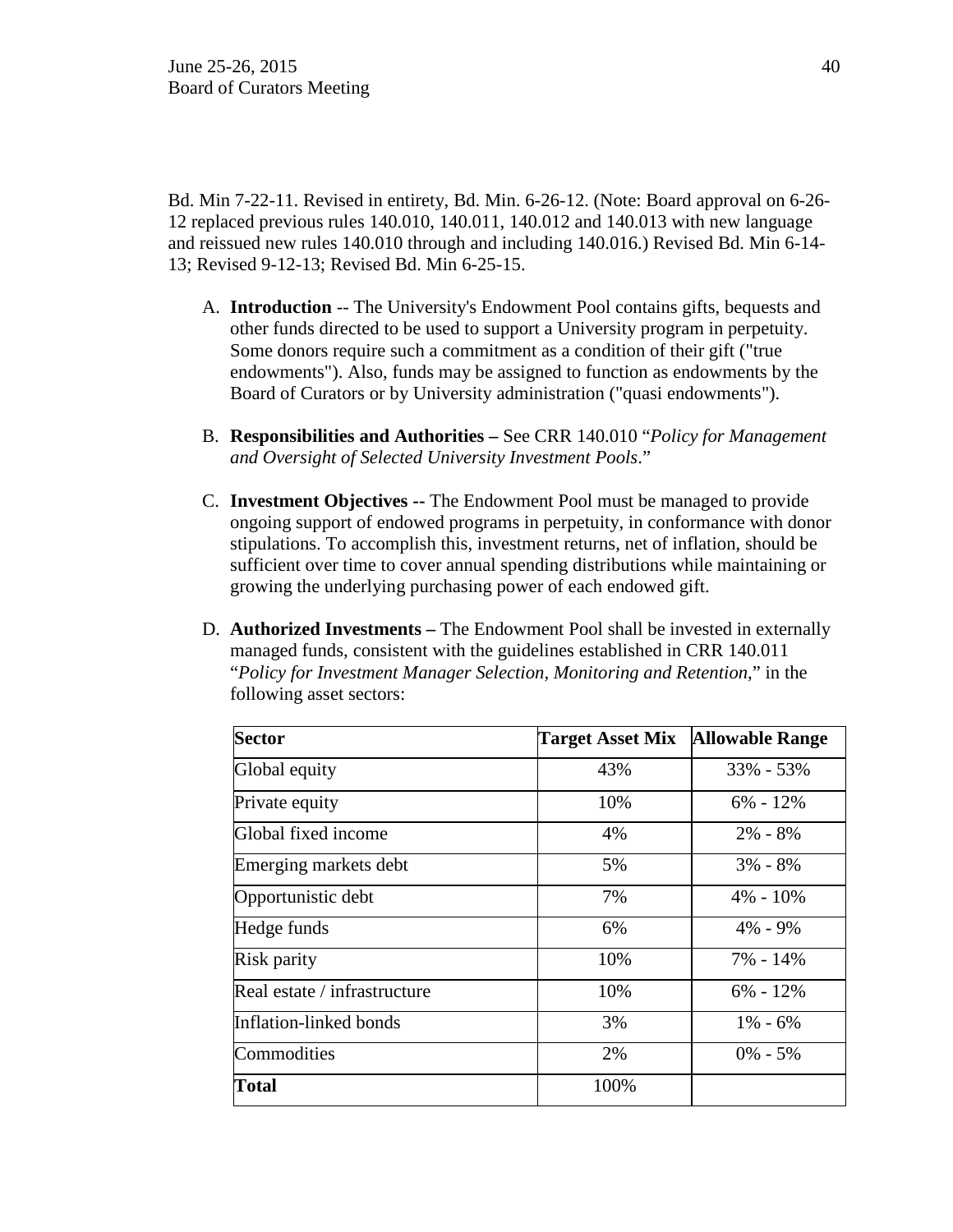Bd. Min 7-22-11. Revised in entirety, Bd. Min. 6-26-12. (Note: Board approval on 6-26-12 replaced previous rules 140.010, 140.011, 140.012 and 140.013 with new language and reissued new rules 140.010 through and including 140.016.) Revised Bd. Min 6-14-13; Revised 9-12-13; Revised Bd. Min 6-25-15.

A. **Introduction** -- The University's Endowment Pool contains gifts, bequests and other funds directed to be used to support a University program in perpetuity. Some donors require such a commitment as a condition of their gift ("true endowments"). Also, funds may be assigned to function as endowments by the Board of Curators or by University administration ("quasi endowments").

B. **Responsibilities and Authorities –** See CRR 140.010 "*Policy for Management and Oversight of Selected University Investment Pools*."

C. **Investment Objectives --** The Endowment Pool must be managed to provide ongoing support of endowed programs in perpetuity, in conformance with donor stipulations. To accomplish this, investment returns, net of inflation, should be sufficient over time to cover annual spending distributions while maintaining or growing the underlying purchasing power of each endowed gift.

D. **Authorized Investments –** The Endowment Pool shall be invested in externally managed funds, consistent with the guidelines established in CRR 140.011 "*Policy for Investment Manager Selection, Monitoring and Retention*," in the following asset sectors:

| Sector | Target Asset Mix | Allowable Range |
|---|---|---|
| Global equity | 43% | 33% - 53% |
| Private equity | 10% | 6% - 12% |
| Global fixed income | 4% | 2% - 8% |
| Emerging markets debt | 5% | 3% - 8% |
| Opportunistic debt | 7% | 4% - 10% |
| Hedge funds | 6% | 4% - 9% |
| Risk parity | 10% | 7% - 14% |
| Real estate / infrastructure | 10% | 6% - 12% |
| Inflation-linked bonds | 3% | 1% - 6% |
| Commodities | 2% | 0% - 5% |
| **Total** | 100% | |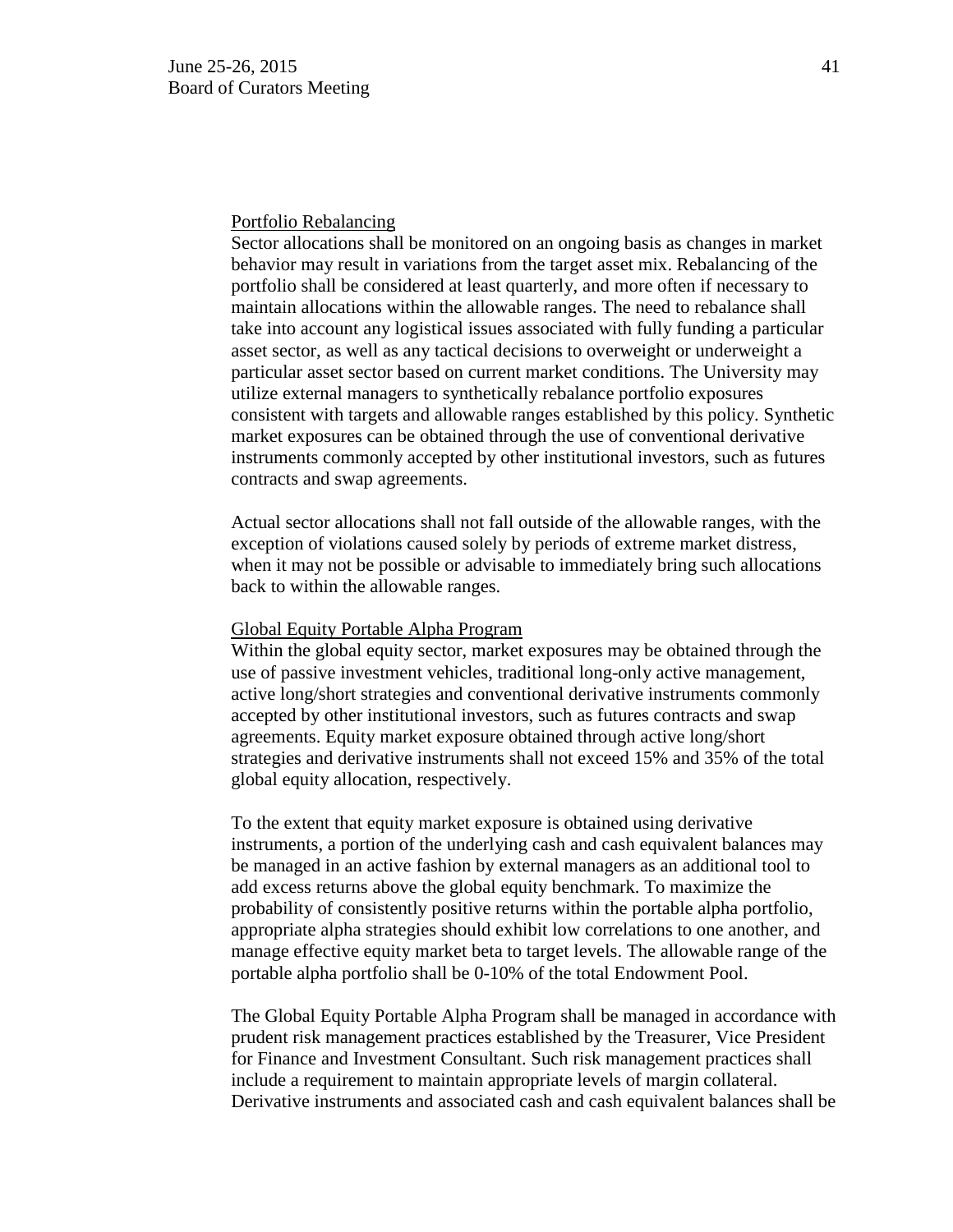Portfolio Rebalancing

Sector allocations shall be monitored on an ongoing basis as changes in market behavior may result in variations from the target asset mix. Rebalancing of the portfolio shall be considered at least quarterly, and more often if necessary to maintain allocations within the allowable ranges. The need to rebalance shall take into account any logistical issues associated with fully funding a particular asset sector, as well as any tactical decisions to overweight or underweight a particular asset sector based on current market conditions. The University may utilize external managers to synthetically rebalance portfolio exposures consistent with targets and allowable ranges established by this policy. Synthetic market exposures can be obtained through the use of conventional derivative instruments commonly accepted by other institutional investors, such as futures contracts and swap agreements.

Actual sector allocations shall not fall outside of the allowable ranges, with the exception of violations caused solely by periods of extreme market distress, when it may not be possible or advisable to immediately bring such allocations back to within the allowable ranges.

Global Equity Portable Alpha Program

Within the global equity sector, market exposures may be obtained through the use of passive investment vehicles, traditional long-only active management, active long/short strategies and conventional derivative instruments commonly accepted by other institutional investors, such as futures contracts and swap agreements. Equity market exposure obtained through active long/short strategies and derivative instruments shall not exceed 15% and 35% of the total global equity allocation, respectively.

To the extent that equity market exposure is obtained using derivative instruments, a portion of the underlying cash and cash equivalent balances may be managed in an active fashion by external managers as an additional tool to add excess returns above the global equity benchmark. To maximize the probability of consistently positive returns within the portable alpha portfolio, appropriate alpha strategies should exhibit low correlations to one another, and manage effective equity market beta to target levels. The allowable range of the portable alpha portfolio shall be 0-10% of the total Endowment Pool.

The Global Equity Portable Alpha Program shall be managed in accordance with prudent risk management practices established by the Treasurer, Vice President for Finance and Investment Consultant. Such risk management practices shall include a requirement to maintain appropriate levels of margin collateral. Derivative instruments and associated cash and cash equivalent balances shall be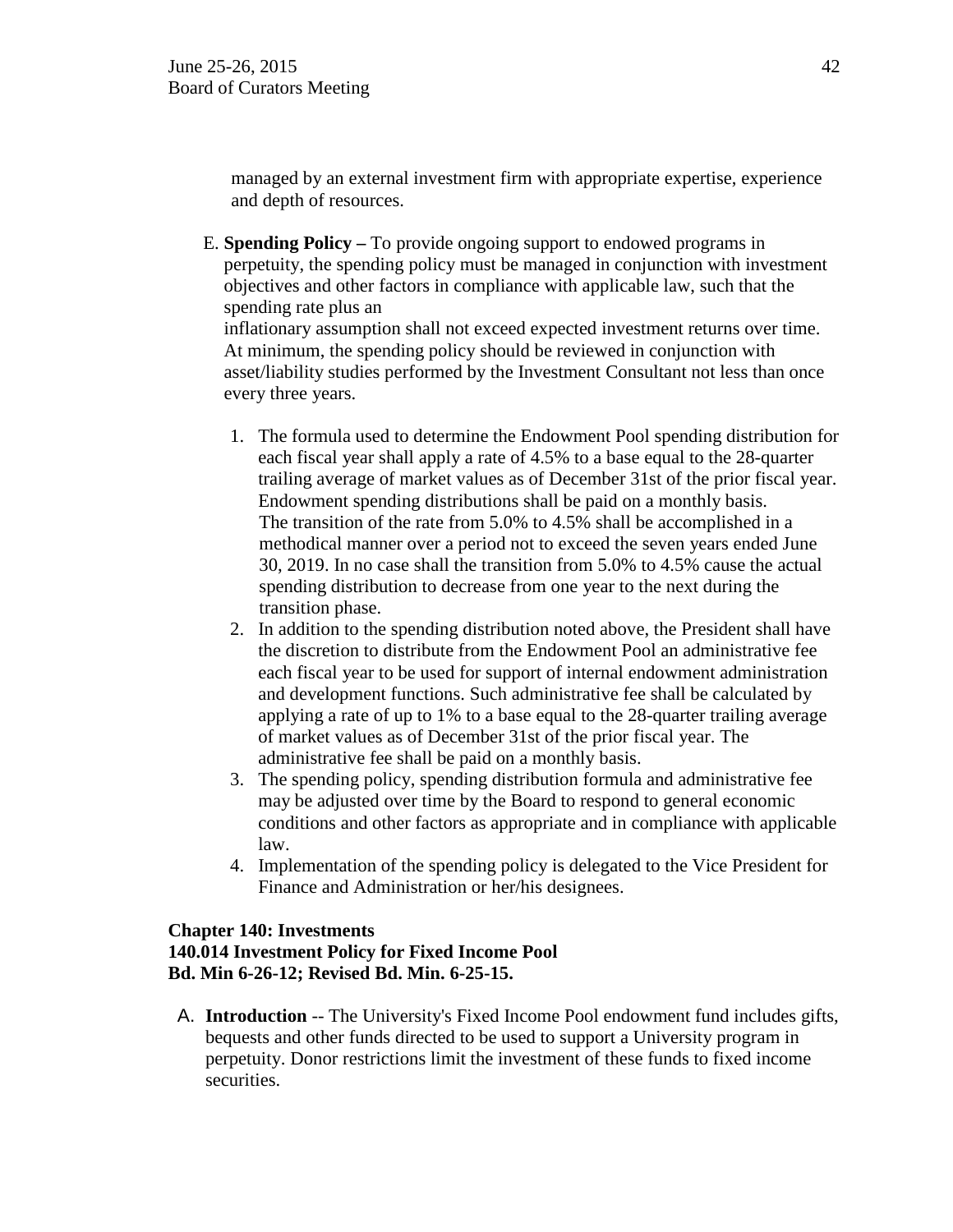managed by an external investment firm with appropriate expertise, experience and depth of resources.

E. **Spending Policy –** To provide ongoing support to endowed programs in perpetuity, the spending policy must be managed in conjunction with investment objectives and other factors in compliance with applicable law, such that the spending rate plus an inflationary assumption shall not exceed expected investment returns over time. At minimum, the spending policy should be reviewed in conjunction with asset/liability studies performed by the Investment Consultant not less than once every three years.

1. The formula used to determine the Endowment Pool spending distribution for each fiscal year shall apply a rate of 4.5% to a base equal to the 28-quarter trailing average of market values as of December 31st of the prior fiscal year. Endowment spending distributions shall be paid on a monthly basis. The transition of the rate from 5.0% to 4.5% shall be accomplished in a methodical manner over a period not to exceed the seven years ended June 30, 2019. In no case shall the transition from 5.0% to 4.5% cause the actual spending distribution to decrease from one year to the next during the transition phase.
2. In addition to the spending distribution noted above, the President shall have the discretion to distribute from the Endowment Pool an administrative fee each fiscal year to be used for support of internal endowment administration and development functions. Such administrative fee shall be calculated by applying a rate of up to 1% to a base equal to the 28-quarter trailing average of market values as of December 31st of the prior fiscal year. The administrative fee shall be paid on a monthly basis.
3. The spending policy, spending distribution formula and administrative fee may be adjusted over time by the Board to respond to general economic conditions and other factors as appropriate and in compliance with applicable law.
4. Implementation of the spending policy is delegated to the Vice President for Finance and Administration or her/his designees.

**Chapter 140: Investments**
**140.014 Investment Policy for Fixed Income Pool**
**Bd. Min 6-26-12; Revised Bd. Min. 6-25-15.**

A. **Introduction** -- The University's Fixed Income Pool endowment fund includes gifts, bequests and other funds directed to be used to support a University program in perpetuity. Donor restrictions limit the investment of these funds to fixed income securities.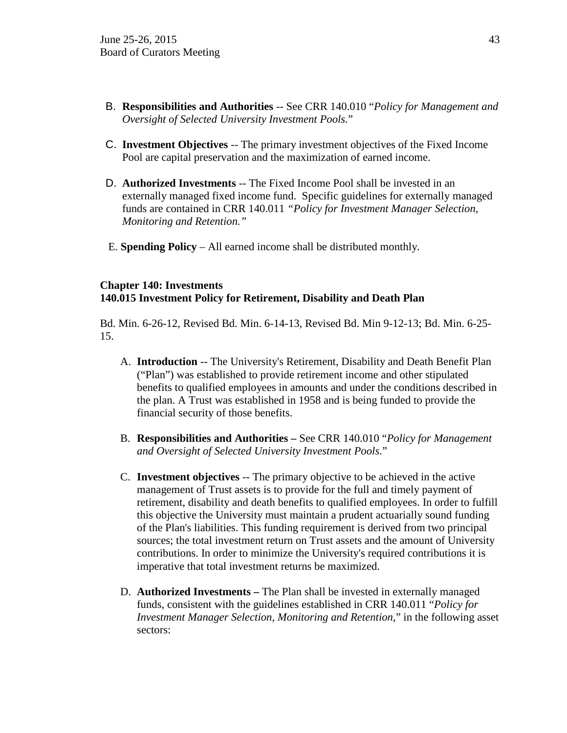B. **Responsibilities and Authorities** -- See CRR 140.010 "*Policy for Management and Oversight of Selected University Investment Pools.*"

C. **Investment Objectives** -- The primary investment objectives of the Fixed Income Pool are capital preservation and the maximization of earned income.

D. **Authorized Investments** -- The Fixed Income Pool shall be invested in an externally managed fixed income fund. Specific guidelines for externally managed funds are contained in CRR 140.011 *"Policy for Investment Manager Selection, Monitoring and Retention."*

E. **Spending Policy** – All earned income shall be distributed monthly.

**Chapter 140: Investments**
**140.015 Investment Policy for Retirement, Disability and Death Plan**

Bd. Min. 6-26-12, Revised Bd. Min. 6-14-13, Revised Bd. Min 9-12-13; Bd. Min. 6-25-15.

A. **Introduction** -- The University's Retirement, Disability and Death Benefit Plan ("Plan") was established to provide retirement income and other stipulated benefits to qualified employees in amounts and under the conditions described in the plan. A Trust was established in 1958 and is being funded to provide the financial security of those benefits.

B. **Responsibilities and Authorities –** See CRR 140.010 "*Policy for Management and Oversight of Selected University Investment Pools*."

C. **Investment objectives** -- The primary objective to be achieved in the active management of Trust assets is to provide for the full and timely payment of retirement, disability and death benefits to qualified employees. In order to fulfill this objective the University must maintain a prudent actuarially sound funding of the Plan's liabilities. This funding requirement is derived from two principal sources; the total investment return on Trust assets and the amount of University contributions. In order to minimize the University's required contributions it is imperative that total investment returns be maximized.

D. **Authorized Investments –** The Plan shall be invested in externally managed funds, consistent with the guidelines established in CRR 140.011 "*Policy for Investment Manager Selection, Monitoring and Retention*," in the following asset sectors: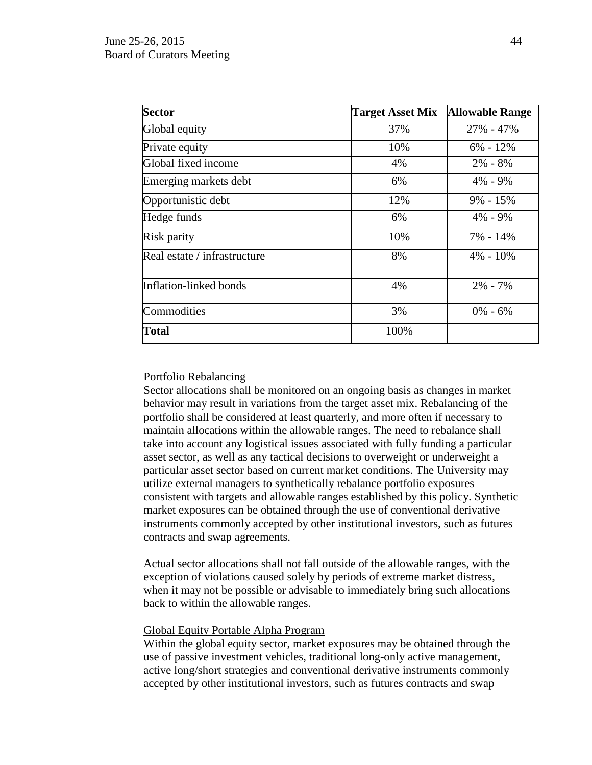| Sector | Target Asset Mix | Allowable Range |
| --- | --- | --- |
| Global equity | 37% | 27% - 47% |
| Private equity | 10% | 6% - 12% |
| Global fixed income | 4% | 2% - 8% |
| Emerging markets debt | 6% | 4% - 9% |
| Opportunistic debt | 12% | 9% - 15% |
| Hedge funds | 6% | 4% - 9% |
| Risk parity | 10% | 7% - 14% |
| Real estate / infrastructure | 8% | 4% - 10% |
| Inflation-linked bonds | 4% | 2% - 7% |
| Commodities | 3% | 0% - 6% |
| **Total** | 100% | |

Portfolio Rebalancing

Sector allocations shall be monitored on an ongoing basis as changes in market behavior may result in variations from the target asset mix. Rebalancing of the portfolio shall be considered at least quarterly, and more often if necessary to maintain allocations within the allowable ranges. The need to rebalance shall take into account any logistical issues associated with fully funding a particular asset sector, as well as any tactical decisions to overweight or underweight a particular asset sector based on current market conditions. The University may utilize external managers to synthetically rebalance portfolio exposures consistent with targets and allowable ranges established by this policy. Synthetic market exposures can be obtained through the use of conventional derivative instruments commonly accepted by other institutional investors, such as futures contracts and swap agreements.

Actual sector allocations shall not fall outside of the allowable ranges, with the exception of violations caused solely by periods of extreme market distress, when it may not be possible or advisable to immediately bring such allocations back to within the allowable ranges.

Global Equity Portable Alpha Program

Within the global equity sector, market exposures may be obtained through the use of passive investment vehicles, traditional long-only active management, active long/short strategies and conventional derivative instruments commonly accepted by other institutional investors, such as futures contracts and swap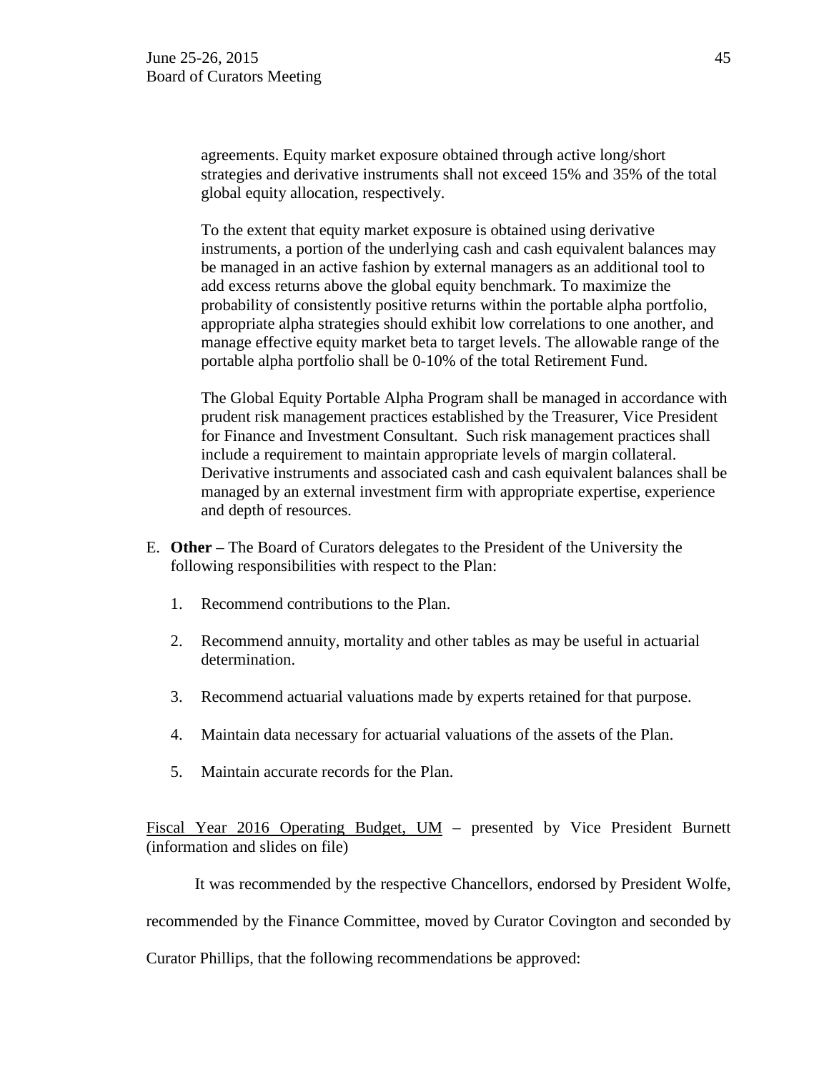agreements. Equity market exposure obtained through active long/short strategies and derivative instruments shall not exceed 15% and 35% of the total global equity allocation, respectively.

To the extent that equity market exposure is obtained using derivative instruments, a portion of the underlying cash and cash equivalent balances may be managed in an active fashion by external managers as an additional tool to add excess returns above the global equity benchmark. To maximize the probability of consistently positive returns within the portable alpha portfolio, appropriate alpha strategies should exhibit low correlations to one another, and manage effective equity market beta to target levels. The allowable range of the portable alpha portfolio shall be 0-10% of the total Retirement Fund.

The Global Equity Portable Alpha Program shall be managed in accordance with prudent risk management practices established by the Treasurer, Vice President for Finance and Investment Consultant. Such risk management practices shall include a requirement to maintain appropriate levels of margin collateral. Derivative instruments and associated cash and cash equivalent balances shall be managed by an external investment firm with appropriate expertise, experience and depth of resources.

E. **Other** – The Board of Curators delegates to the President of the University the following responsibilities with respect to the Plan:

1. Recommend contributions to the Plan.
2. Recommend annuity, mortality and other tables as may be useful in actuarial determination.
3. Recommend actuarial valuations made by experts retained for that purpose.
4. Maintain data necessary for actuarial valuations of the assets of the Plan.
5. Maintain accurate records for the Plan.

Fiscal Year 2016 Operating Budget, UM – presented by Vice President Burnett (information and slides on file)

It was recommended by the respective Chancellors, endorsed by President Wolfe, recommended by the Finance Committee, moved by Curator Covington and seconded by Curator Phillips, that the following recommendations be approved: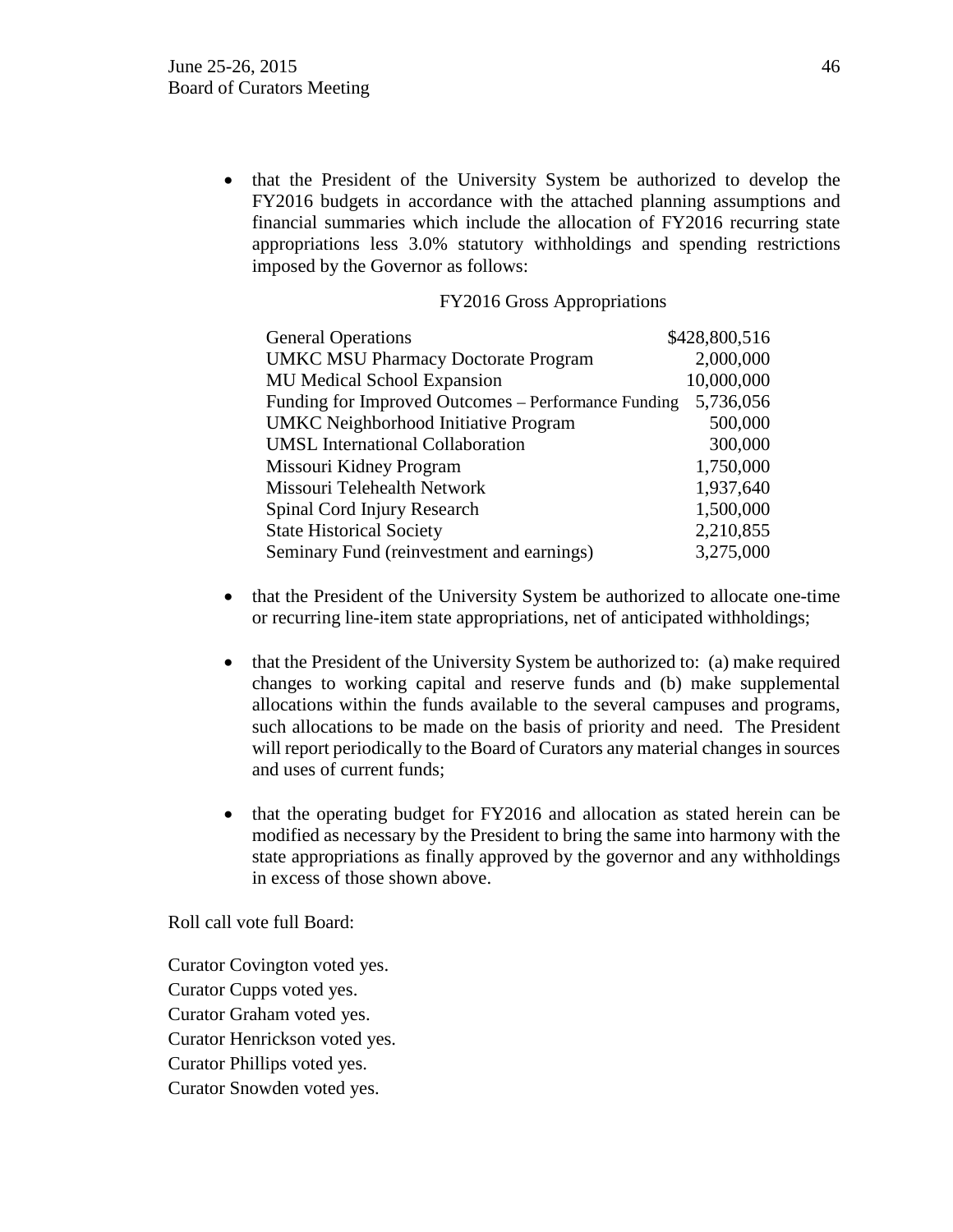- that the President of the University System be authorized to develop the FY2016 budgets in accordance with the attached planning assumptions and financial summaries which include the allocation of FY2016 recurring state appropriations less 3.0% statutory withholdings and spending restrictions imposed by the Governor as follows:

FY2016 Gross Appropriations

| | |
|---|---|
| General Operations | $428,800,516 |
| UMKC MSU Pharmacy Doctorate Program | 2,000,000 |
| MU Medical School Expansion | 10,000,000 |
| Funding for Improved Outcomes – Performance Funding | 5,736,056 |
| UMKC Neighborhood Initiative Program | 500,000 |
| UMSL International Collaboration | 300,000 |
| Missouri Kidney Program | 1,750,000 |
| Missouri Telehealth Network | 1,937,640 |
| Spinal Cord Injury Research | 1,500,000 |
| State Historical Society | 2,210,855 |
| Seminary Fund (reinvestment and earnings) | 3,275,000 |

- that the President of the University System be authorized to allocate one-time or recurring line-item state appropriations, net of anticipated withholdings;

- that the President of the University System be authorized to: (a) make required changes to working capital and reserve funds and (b) make supplemental allocations within the funds available to the several campuses and programs, such allocations to be made on the basis of priority and need. The President will report periodically to the Board of Curators any material changes in sources and uses of current funds;

- that the operating budget for FY2016 and allocation as stated herein can be modified as necessary by the President to bring the same into harmony with the state appropriations as finally approved by the governor and any withholdings in excess of those shown above.

Roll call vote full Board:

Curator Covington voted yes.
Curator Cupps voted yes.
Curator Graham voted yes.
Curator Henrickson voted yes.
Curator Phillips voted yes.
Curator Snowden voted yes.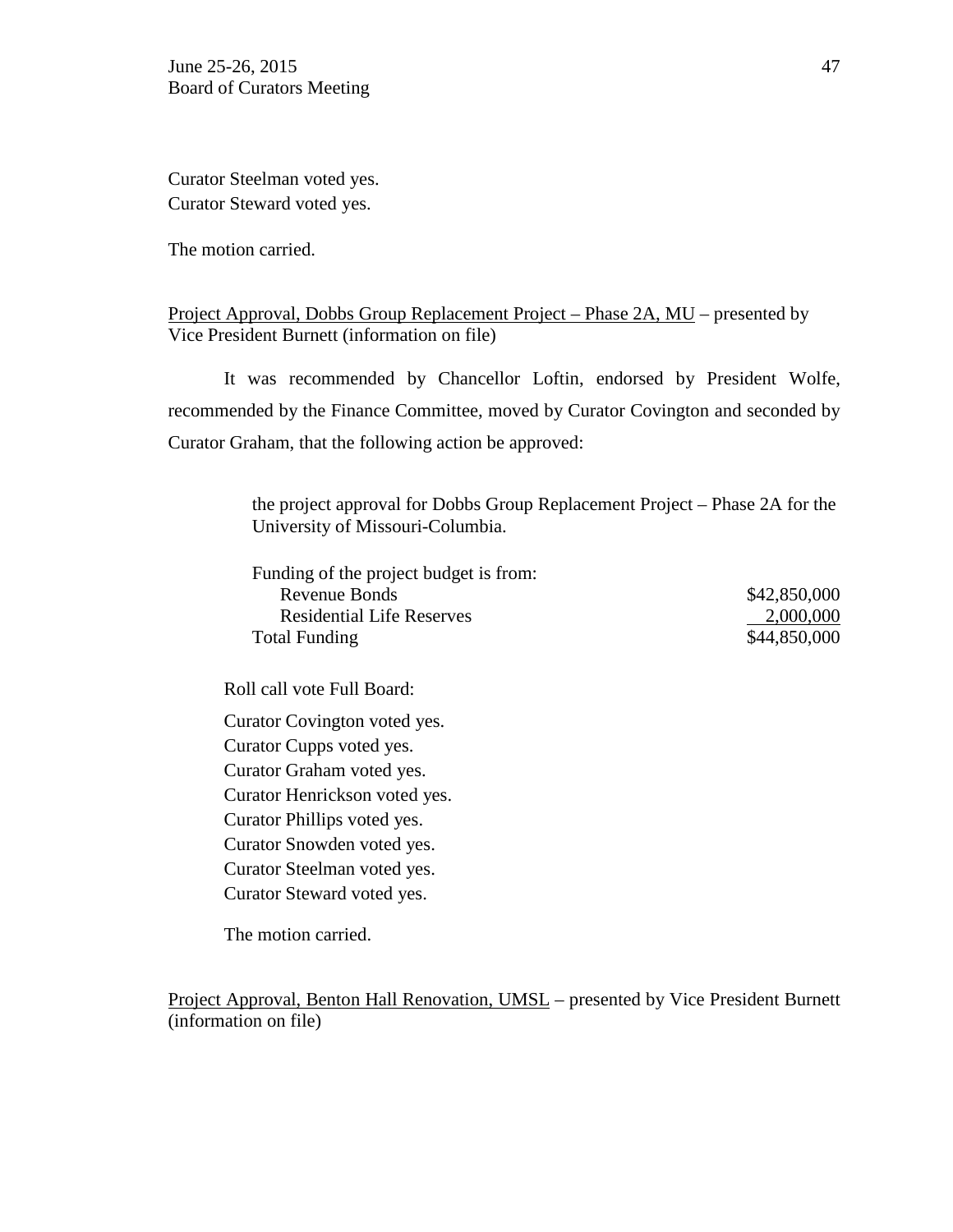Curator Steelman voted yes.
Curator Steward voted yes.

The motion carried.

Project Approval, Dobbs Group Replacement Project – Phase 2A, MU – presented by Vice President Burnett (information on file)

It was recommended by Chancellor Loftin, endorsed by President Wolfe, recommended by the Finance Committee, moved by Curator Covington and seconded by Curator Graham, that the following action be approved:

> the project approval for Dobbs Group Replacement Project – Phase 2A for the University of Missouri-Columbia.

| Funding of the project budget is from: | |
|---|---|
| Revenue Bonds | $42,850,000 |
| Residential Life Reserves | 2,000,000 |
| Total Funding | $44,850,000 |

Roll call vote Full Board:

Curator Covington voted yes.
Curator Cupps voted yes.
Curator Graham voted yes.
Curator Henrickson voted yes.
Curator Phillips voted yes.
Curator Snowden voted yes.
Curator Steelman voted yes.
Curator Steward voted yes.

The motion carried.

Project Approval, Benton Hall Renovation, UMSL – presented by Vice President Burnett (information on file)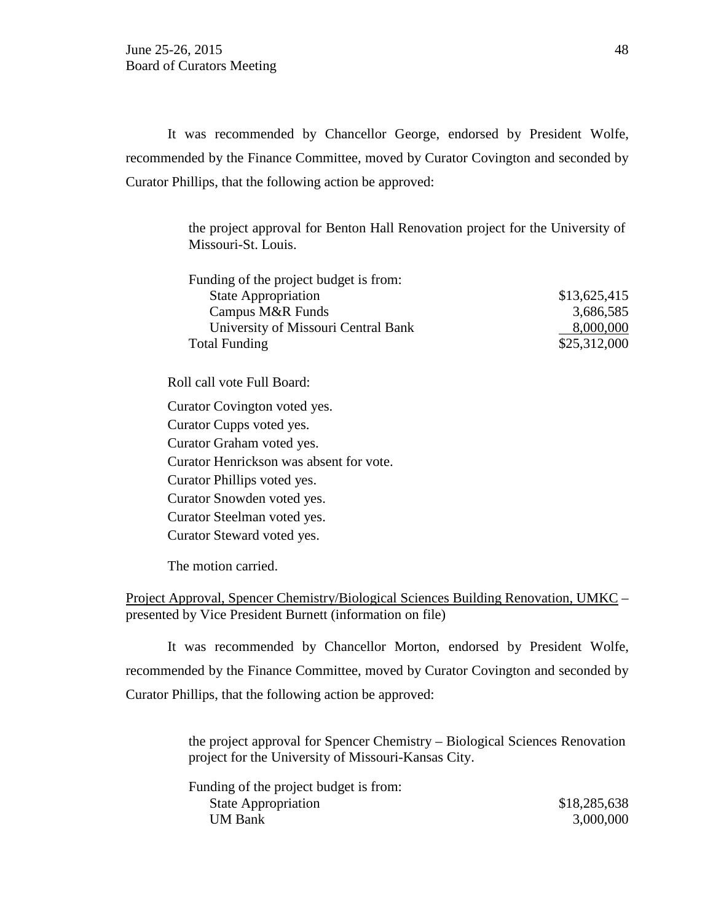It was recommended by Chancellor George, endorsed by President Wolfe, recommended by the Finance Committee, moved by Curator Covington and seconded by Curator Phillips, that the following action be approved:

> the project approval for Benton Hall Renovation project for the University of Missouri-St. Louis.
>
> Funding of the project budget is from:
>
> | | |
> |---|---|
> | State Appropriation | \$13,625,415 |
> | Campus M&R Funds | 3,686,585 |
> | University of Missouri Central Bank | 8,000,000 |
> | Total Funding | \$25,312,000 |

Roll call vote Full Board:

Curator Covington voted yes.
Curator Cupps voted yes.
Curator Graham voted yes.
Curator Henrickson was absent for vote.
Curator Phillips voted yes.
Curator Snowden voted yes.
Curator Steelman voted yes.
Curator Steward voted yes.

The motion carried.

Project Approval, Spencer Chemistry/Biological Sciences Building Renovation, UMKC – presented by Vice President Burnett (information on file)

It was recommended by Chancellor Morton, endorsed by President Wolfe, recommended by the Finance Committee, moved by Curator Covington and seconded by Curator Phillips, that the following action be approved:

> the project approval for Spencer Chemistry – Biological Sciences Renovation project for the University of Missouri-Kansas City.
>
> Funding of the project budget is from:
>
> | | |
> |---|---|
> | State Appropriation | \$18,285,638 |
> | UM Bank | 3,000,000 |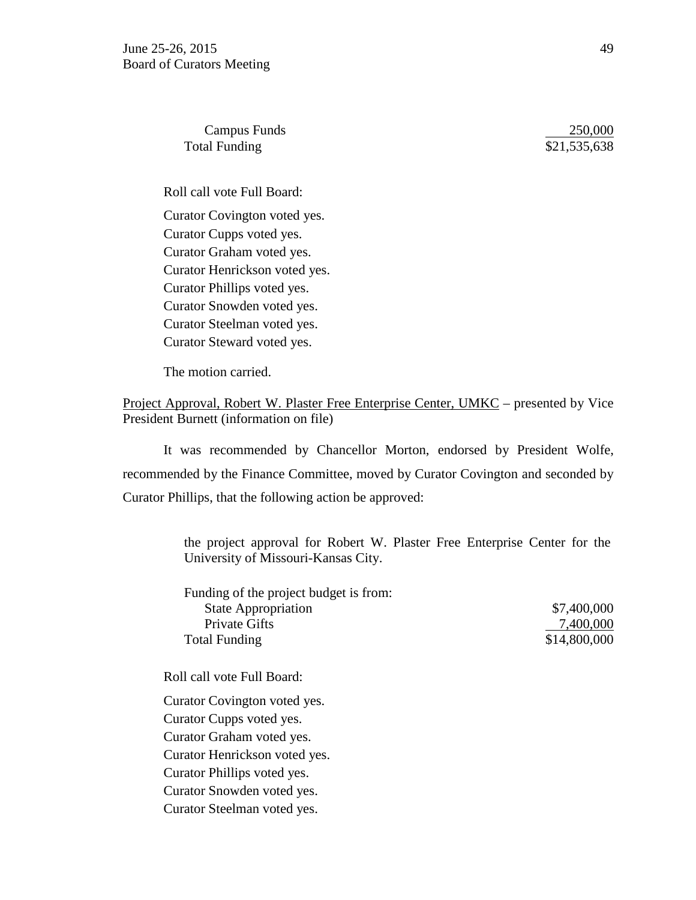| | |
|---|---|
| Campus Funds | 250,000 |
| Total Funding | $21,535,638 |

Roll call vote Full Board:

Curator Covington voted yes.
Curator Cupps voted yes.
Curator Graham voted yes.
Curator Henrickson voted yes.
Curator Phillips voted yes.
Curator Snowden voted yes.
Curator Steelman voted yes.
Curator Steward voted yes.

The motion carried.

Project Approval, Robert W. Plaster Free Enterprise Center, UMKC – presented by Vice President Burnett (information on file)

It was recommended by Chancellor Morton, endorsed by President Wolfe, recommended by the Finance Committee, moved by Curator Covington and seconded by Curator Phillips, that the following action be approved:

> the project approval for Robert W. Plaster Free Enterprise Center for the University of Missouri-Kansas City.

| Funding of the project budget is from: | |
|---|---|
| State Appropriation | $7,400,000 |
| Private Gifts | 7,400,000 |
| Total Funding | $14,800,000 |

Roll call vote Full Board:

Curator Covington voted yes.
Curator Cupps voted yes.
Curator Graham voted yes.
Curator Henrickson voted yes.
Curator Phillips voted yes.
Curator Snowden voted yes.
Curator Steelman voted yes.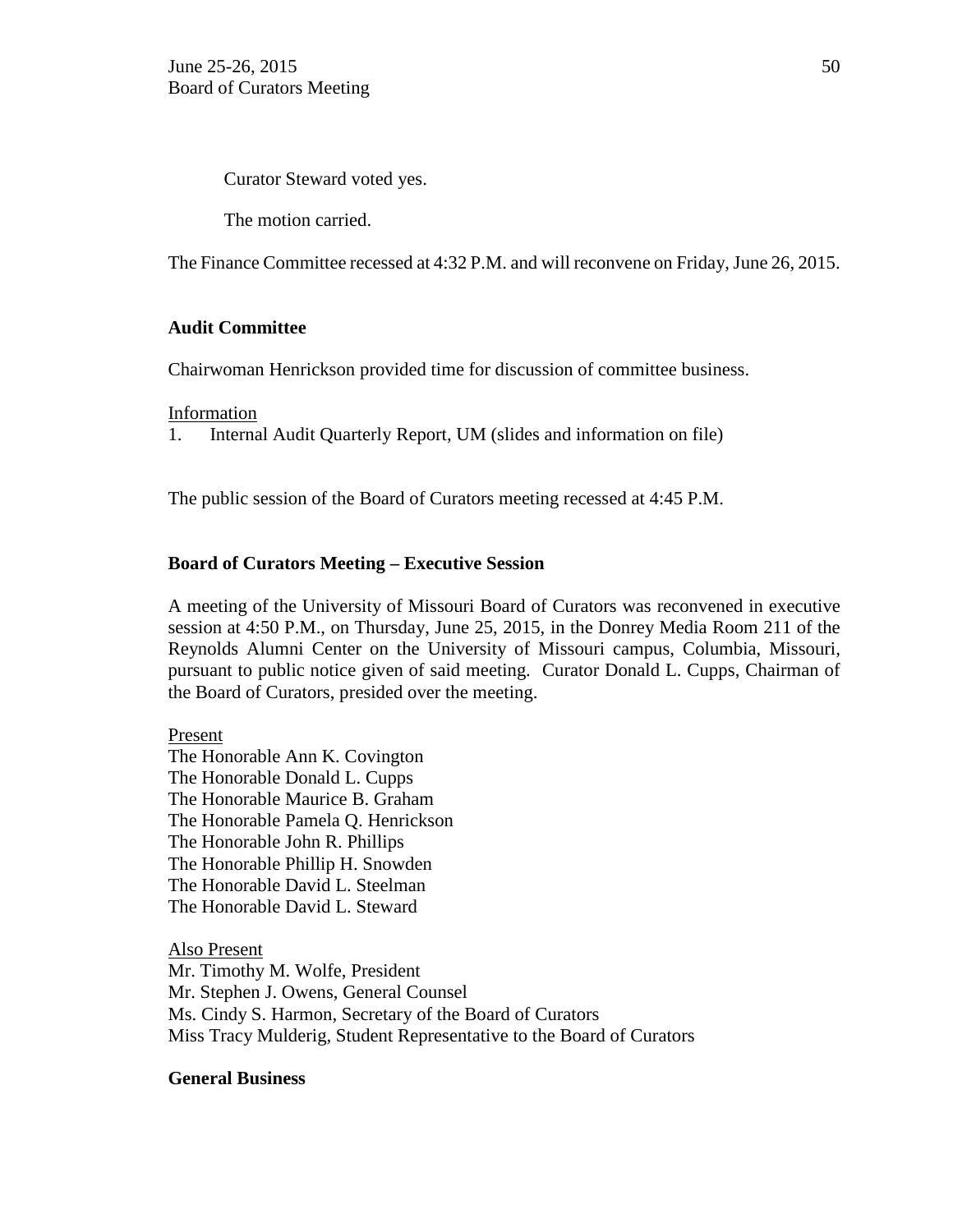Curator Steward voted yes.

The motion carried.

The Finance Committee recessed at 4:32 P.M. and will reconvene on Friday, June 26, 2015.

**Audit Committee**

Chairwoman Henrickson provided time for discussion of committee business.

Information

1. Internal Audit Quarterly Report, UM (slides and information on file)

The public session of the Board of Curators meeting recessed at 4:45 P.M.

**Board of Curators Meeting – Executive Session**

A meeting of the University of Missouri Board of Curators was reconvened in executive session at 4:50 P.M., on Thursday, June 25, 2015, in the Donrey Media Room 211 of the Reynolds Alumni Center on the University of Missouri campus, Columbia, Missouri, pursuant to public notice given of said meeting. Curator Donald L. Cupps, Chairman of the Board of Curators, presided over the meeting.

Present

The Honorable Ann K. Covington
The Honorable Donald L. Cupps
The Honorable Maurice B. Graham
The Honorable Pamela Q. Henrickson
The Honorable John R. Phillips
The Honorable Phillip H. Snowden
The Honorable David L. Steelman
The Honorable David L. Steward

Also Present

Mr. Timothy M. Wolfe, President
Mr. Stephen J. Owens, General Counsel
Ms. Cindy S. Harmon, Secretary of the Board of Curators
Miss Tracy Mulderig, Student Representative to the Board of Curators

**General Business**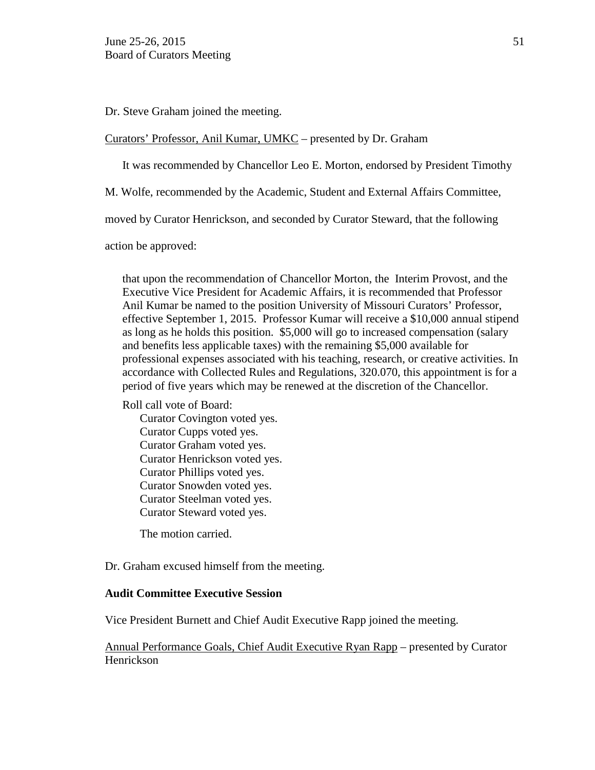Dr. Steve Graham joined the meeting.

<u>Curators' Professor, Anil Kumar, UMKC</u> – presented by Dr. Graham

It was recommended by Chancellor Leo E. Morton, endorsed by President Timothy M. Wolfe, recommended by the Academic, Student and External Affairs Committee, moved by Curator Henrickson, and seconded by Curator Steward, that the following action be approved:

> that upon the recommendation of Chancellor Morton, the Interim Provost, and the Executive Vice President for Academic Affairs, it is recommended that Professor Anil Kumar be named to the position University of Missouri Curators' Professor, effective September 1, 2015. Professor Kumar will receive a $10,000 annual stipend as long as he holds this position. $5,000 will go to increased compensation (salary and benefits less applicable taxes) with the remaining $5,000 available for professional expenses associated with his teaching, research, or creative activities. In accordance with Collected Rules and Regulations, 320.070, this appointment is for a period of five years which may be renewed at the discretion of the Chancellor.

Roll call vote of Board:
- Curator Covington voted yes.
- Curator Cupps voted yes.
- Curator Graham voted yes.
- Curator Henrickson voted yes.
- Curator Phillips voted yes.
- Curator Snowden voted yes.
- Curator Steelman voted yes.
- Curator Steward voted yes.

The motion carried.

Dr. Graham excused himself from the meeting.

**Audit Committee Executive Session**

Vice President Burnett and Chief Audit Executive Rapp joined the meeting.

<u>Annual Performance Goals, Chief Audit Executive Ryan Rapp</u> – presented by Curator Henrickson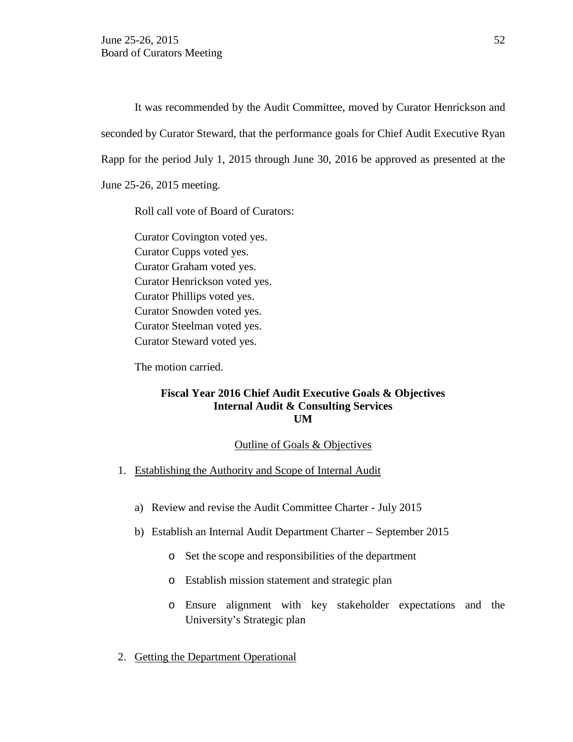It was recommended by the Audit Committee, moved by Curator Henrickson and seconded by Curator Steward, that the performance goals for Chief Audit Executive Ryan Rapp for the period July 1, 2015 through June 30, 2016 be approved as presented at the June 25-26, 2015 meeting.

Roll call vote of Board of Curators:

Curator Covington voted yes.
Curator Cupps voted yes.
Curator Graham voted yes.
Curator Henrickson voted yes.
Curator Phillips voted yes.
Curator Snowden voted yes.
Curator Steelman voted yes.
Curator Steward voted yes.

The motion carried.

**Fiscal Year 2016 Chief Audit Executive Goals & Objectives**
**Internal Audit & Consulting Services**
**UM**

Outline of Goals & Objectives

1. Establishing the Authority and Scope of Internal Audit

   a) Review and revise the Audit Committee Charter - July 2015

   b) Establish an Internal Audit Department Charter – September 2015

      - Set the scope and responsibilities of the department
      - Establish mission statement and strategic plan
      - Ensure alignment with key stakeholder expectations and the University's Strategic plan

2. Getting the Department Operational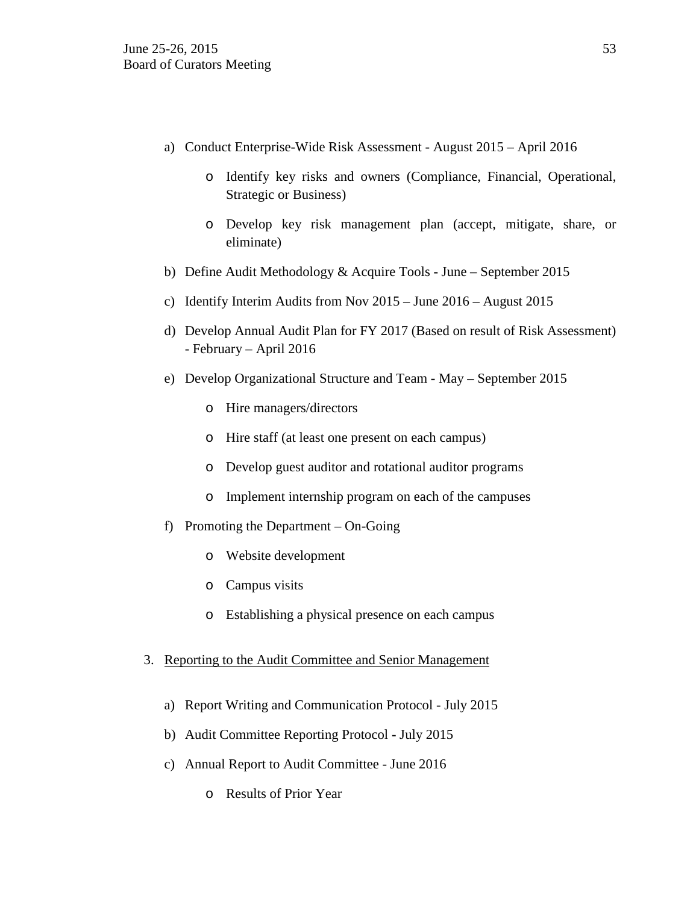a) Conduct Enterprise-Wide Risk Assessment - August 2015 – April 2016

   - Identify key risks and owners (Compliance, Financial, Operational, Strategic or Business)

   - Develop key risk management plan (accept, mitigate, share, or eliminate)

b) Define Audit Methodology & Acquire Tools - June – September 2015

c) Identify Interim Audits from Nov 2015 – June 2016 – August 2015

d) Develop Annual Audit Plan for FY 2017 (Based on result of Risk Assessment) - February – April 2016

e) Develop Organizational Structure and Team - May – September 2015

   - Hire managers/directors

   - Hire staff (at least one present on each campus)

   - Develop guest auditor and rotational auditor programs

   - Implement internship program on each of the campuses

f) Promoting the Department – On-Going

   - Website development

   - Campus visits

   - Establishing a physical presence on each campus

3. <u>Reporting to the Audit Committee and Senior Management</u>

a) Report Writing and Communication Protocol - July 2015

b) Audit Committee Reporting Protocol - July 2015

c) Annual Report to Audit Committee - June 2016

   - Results of Prior Year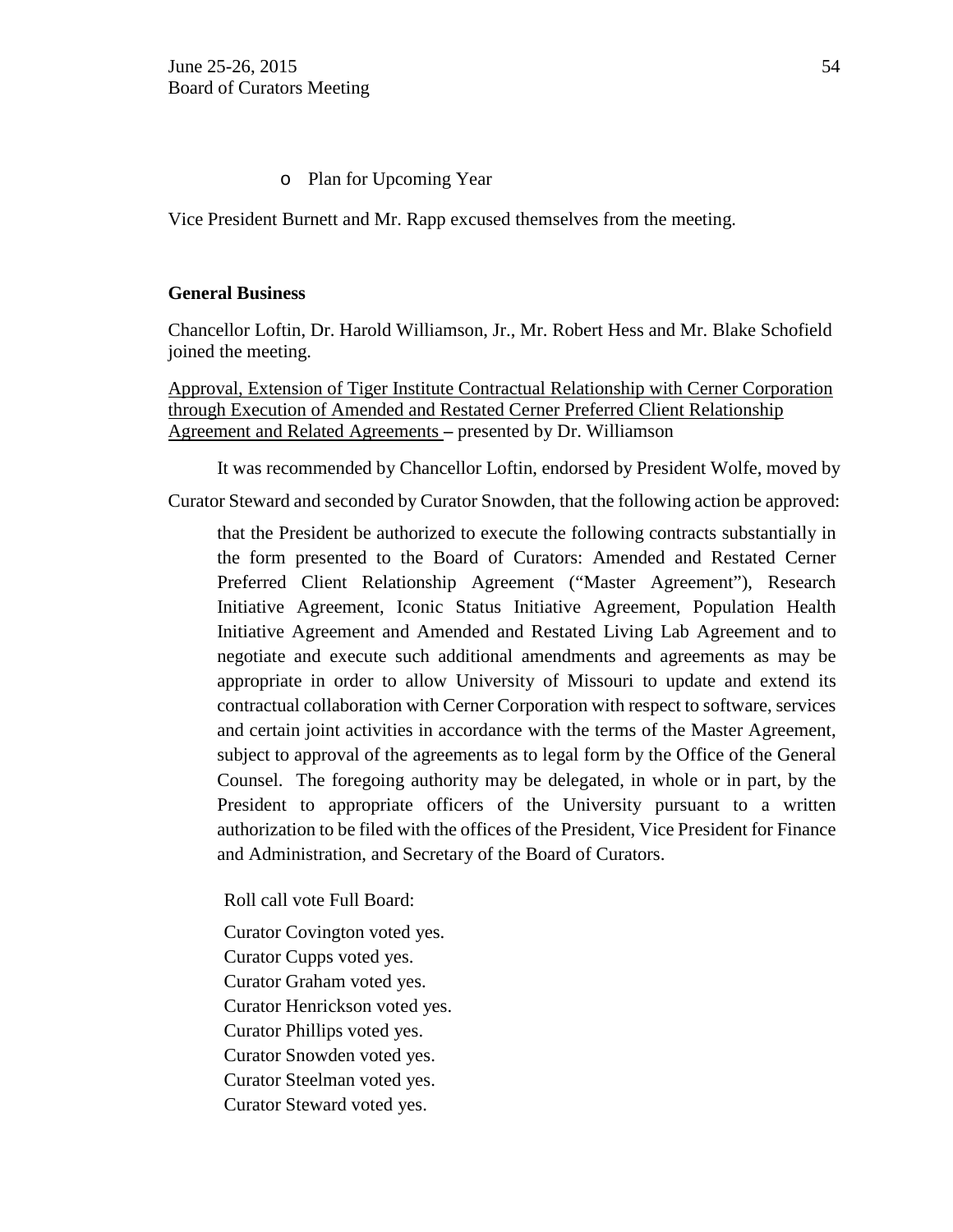- Plan for Upcoming Year

Vice President Burnett and Mr. Rapp excused themselves from the meeting.

**General Business**

Chancellor Loftin, Dr. Harold Williamson, Jr., Mr. Robert Hess and Mr. Blake Schofield joined the meeting.

Approval, Extension of Tiger Institute Contractual Relationship with Cerner Corporation through Execution of Amended and Restated Cerner Preferred Client Relationship Agreement and Related Agreements – presented by Dr. Williamson

It was recommended by Chancellor Loftin, endorsed by President Wolfe, moved by Curator Steward and seconded by Curator Snowden, that the following action be approved:

> that the President be authorized to execute the following contracts substantially in the form presented to the Board of Curators: Amended and Restated Cerner Preferred Client Relationship Agreement ("Master Agreement"), Research Initiative Agreement, Iconic Status Initiative Agreement, Population Health Initiative Agreement and Amended and Restated Living Lab Agreement and to negotiate and execute such additional amendments and agreements as may be appropriate in order to allow University of Missouri to update and extend its contractual collaboration with Cerner Corporation with respect to software, services and certain joint activities in accordance with the terms of the Master Agreement, subject to approval of the agreements as to legal form by the Office of the General Counsel. The foregoing authority may be delegated, in whole or in part, by the President to appropriate officers of the University pursuant to a written authorization to be filed with the offices of the President, Vice President for Finance and Administration, and Secretary of the Board of Curators.

Roll call vote Full Board:

Curator Covington voted yes.
Curator Cupps voted yes.
Curator Graham voted yes.
Curator Henrickson voted yes.
Curator Phillips voted yes.
Curator Snowden voted yes.
Curator Steelman voted yes.
Curator Steward voted yes.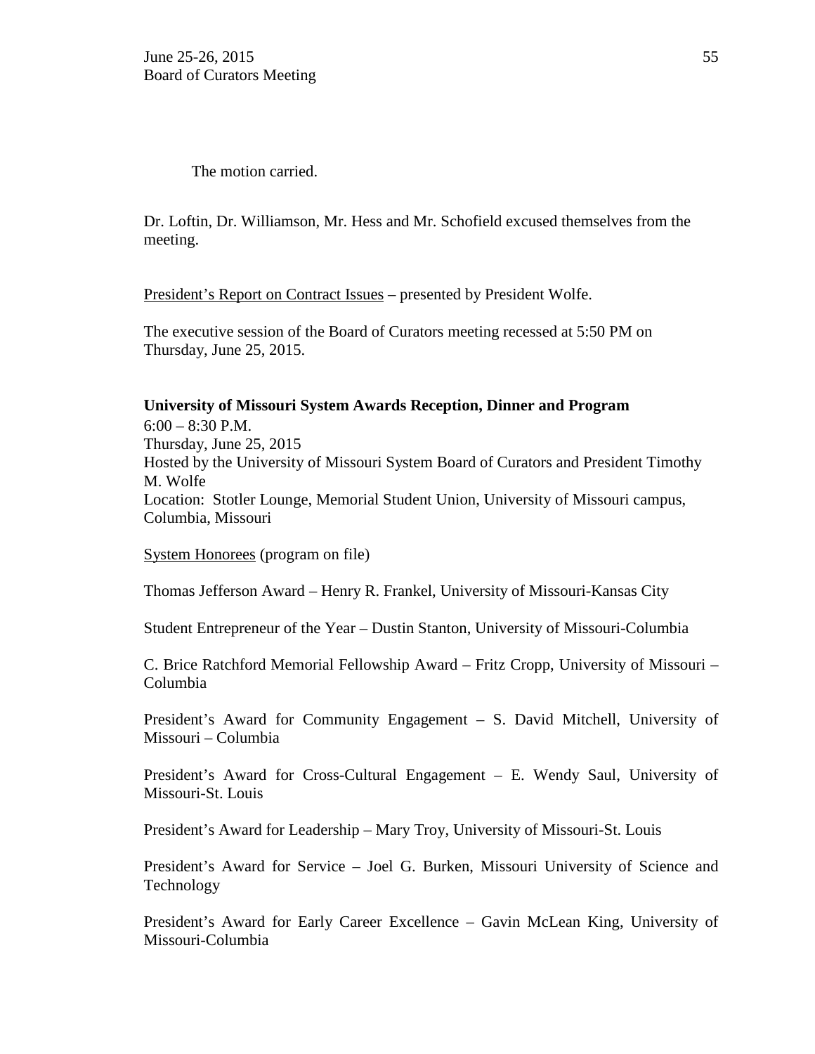The motion carried.

Dr. Loftin, Dr. Williamson, Mr. Hess and Mr. Schofield excused themselves from the meeting.

President's Report on Contract Issues – presented by President Wolfe.

The executive session of the Board of Curators meeting recessed at 5:50 PM on Thursday, June 25, 2015.

**University of Missouri System Awards Reception, Dinner and Program**
6:00 – 8:30 P.M.
Thursday, June 25, 2015
Hosted by the University of Missouri System Board of Curators and President Timothy M. Wolfe
Location: Stotler Lounge, Memorial Student Union, University of Missouri campus, Columbia, Missouri

System Honorees (program on file)

Thomas Jefferson Award – Henry R. Frankel, University of Missouri-Kansas City

Student Entrepreneur of the Year – Dustin Stanton, University of Missouri-Columbia

C. Brice Ratchford Memorial Fellowship Award – Fritz Cropp, University of Missouri – Columbia

President's Award for Community Engagement – S. David Mitchell, University of Missouri – Columbia

President's Award for Cross-Cultural Engagement – E. Wendy Saul, University of Missouri-St. Louis

President's Award for Leadership – Mary Troy, University of Missouri-St. Louis

President's Award for Service – Joel G. Burken, Missouri University of Science and Technology

President's Award for Early Career Excellence – Gavin McLean King, University of Missouri-Columbia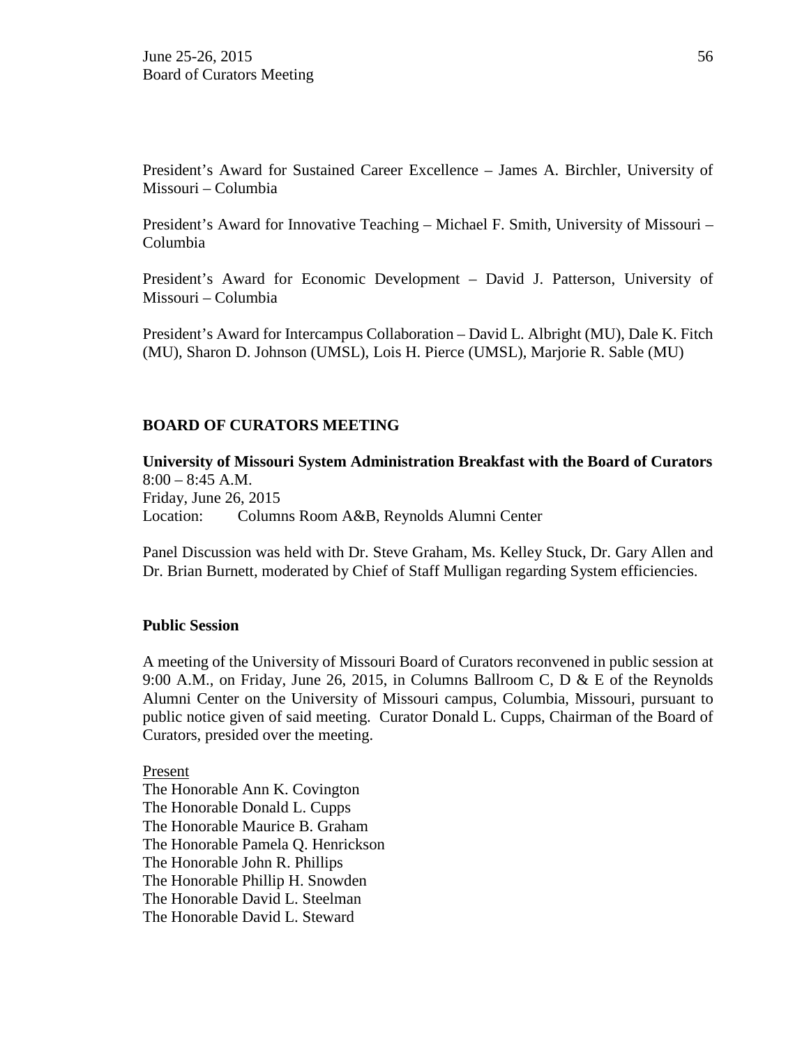President's Award for Sustained Career Excellence – James A. Birchler, University of Missouri – Columbia

President's Award for Innovative Teaching – Michael F. Smith, University of Missouri – Columbia

President's Award for Economic Development – David J. Patterson, University of Missouri – Columbia

President's Award for Intercampus Collaboration – David L. Albright (MU), Dale K. Fitch (MU), Sharon D. Johnson (UMSL), Lois H. Pierce (UMSL), Marjorie R. Sable (MU)

## BOARD OF CURATORS MEETING

**University of Missouri System Administration Breakfast with the Board of Curators**
8:00 – 8:45 A.M.
Friday, June 26, 2015
Location: Columns Room A&B, Reynolds Alumni Center

Panel Discussion was held with Dr. Steve Graham, Ms. Kelley Stuck, Dr. Gary Allen and Dr. Brian Burnett, moderated by Chief of Staff Mulligan regarding System efficiencies.

### Public Session

A meeting of the University of Missouri Board of Curators reconvened in public session at 9:00 A.M., on Friday, June 26, 2015, in Columns Ballroom C, D & E of the Reynolds Alumni Center on the University of Missouri campus, Columbia, Missouri, pursuant to public notice given of said meeting. Curator Donald L. Cupps, Chairman of the Board of Curators, presided over the meeting.

Present
The Honorable Ann K. Covington
The Honorable Donald L. Cupps
The Honorable Maurice B. Graham
The Honorable Pamela Q. Henrickson
The Honorable John R. Phillips
The Honorable Phillip H. Snowden
The Honorable David L. Steelman
The Honorable David L. Steward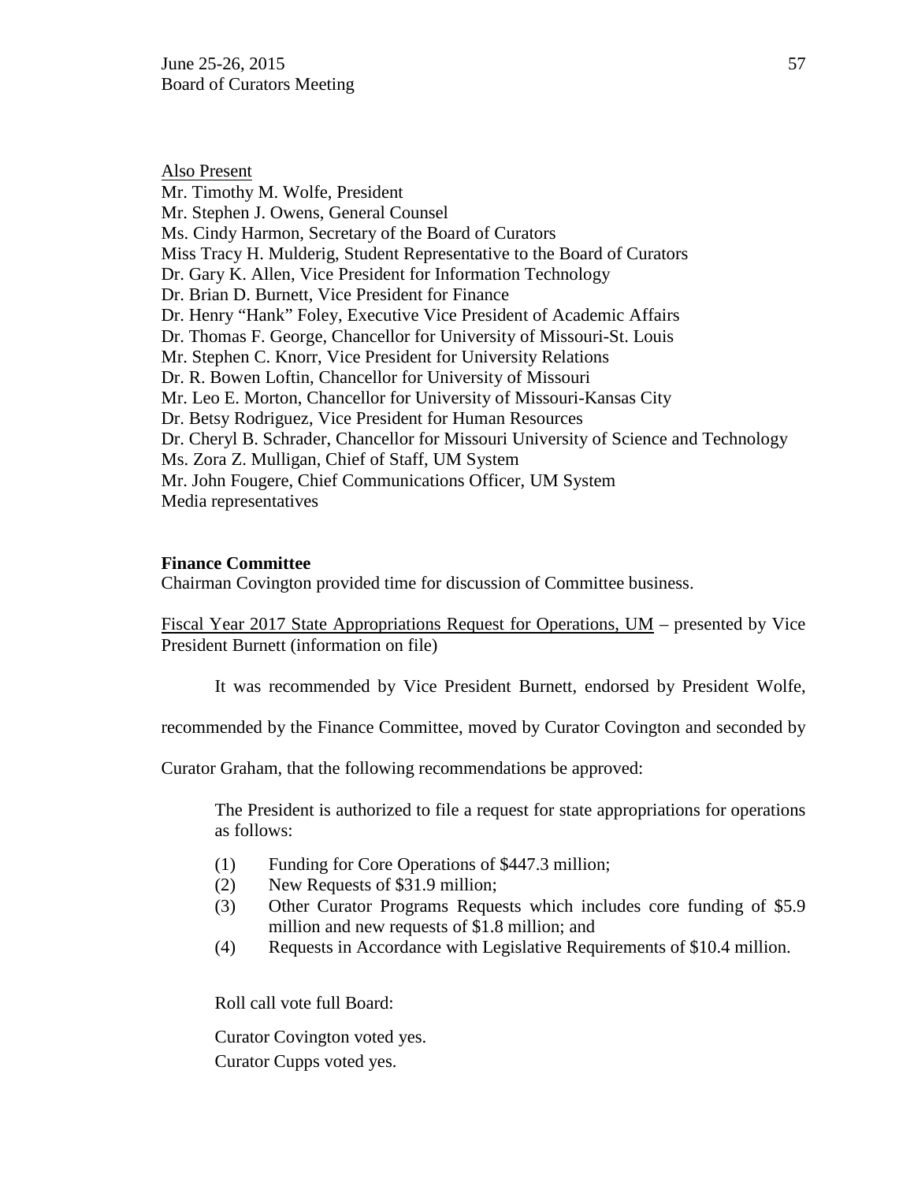Also Present

Mr. Timothy M. Wolfe, President
Mr. Stephen J. Owens, General Counsel
Ms. Cindy Harmon, Secretary of the Board of Curators
Miss Tracy H. Mulderig, Student Representative to the Board of Curators
Dr. Gary K. Allen, Vice President for Information Technology
Dr. Brian D. Burnett, Vice President for Finance
Dr. Henry "Hank" Foley, Executive Vice President of Academic Affairs
Dr. Thomas F. George, Chancellor for University of Missouri-St. Louis
Mr. Stephen C. Knorr, Vice President for University Relations
Dr. R. Bowen Loftin, Chancellor for University of Missouri
Mr. Leo E. Morton, Chancellor for University of Missouri-Kansas City
Dr. Betsy Rodriguez, Vice President for Human Resources
Dr. Cheryl B. Schrader, Chancellor for Missouri University of Science and Technology
Ms. Zora Z. Mulligan, Chief of Staff, UM System
Mr. John Fougere, Chief Communications Officer, UM System
Media representatives

**Finance Committee**

Chairman Covington provided time for discussion of Committee business.

Fiscal Year 2017 State Appropriations Request for Operations, UM – presented by Vice President Burnett (information on file)

It was recommended by Vice President Burnett, endorsed by President Wolfe, recommended by the Finance Committee, moved by Curator Covington and seconded by Curator Graham, that the following recommendations be approved:

> The President is authorized to file a request for state appropriations for operations as follows:
>
> (1) Funding for Core Operations of $447.3 million;
> (2) New Requests of $31.9 million;
> (3) Other Curator Programs Requests which includes core funding of $5.9 million and new requests of $1.8 million; and
> (4) Requests in Accordance with Legislative Requirements of $10.4 million.

Roll call vote full Board:

Curator Covington voted yes.
Curator Cupps voted yes.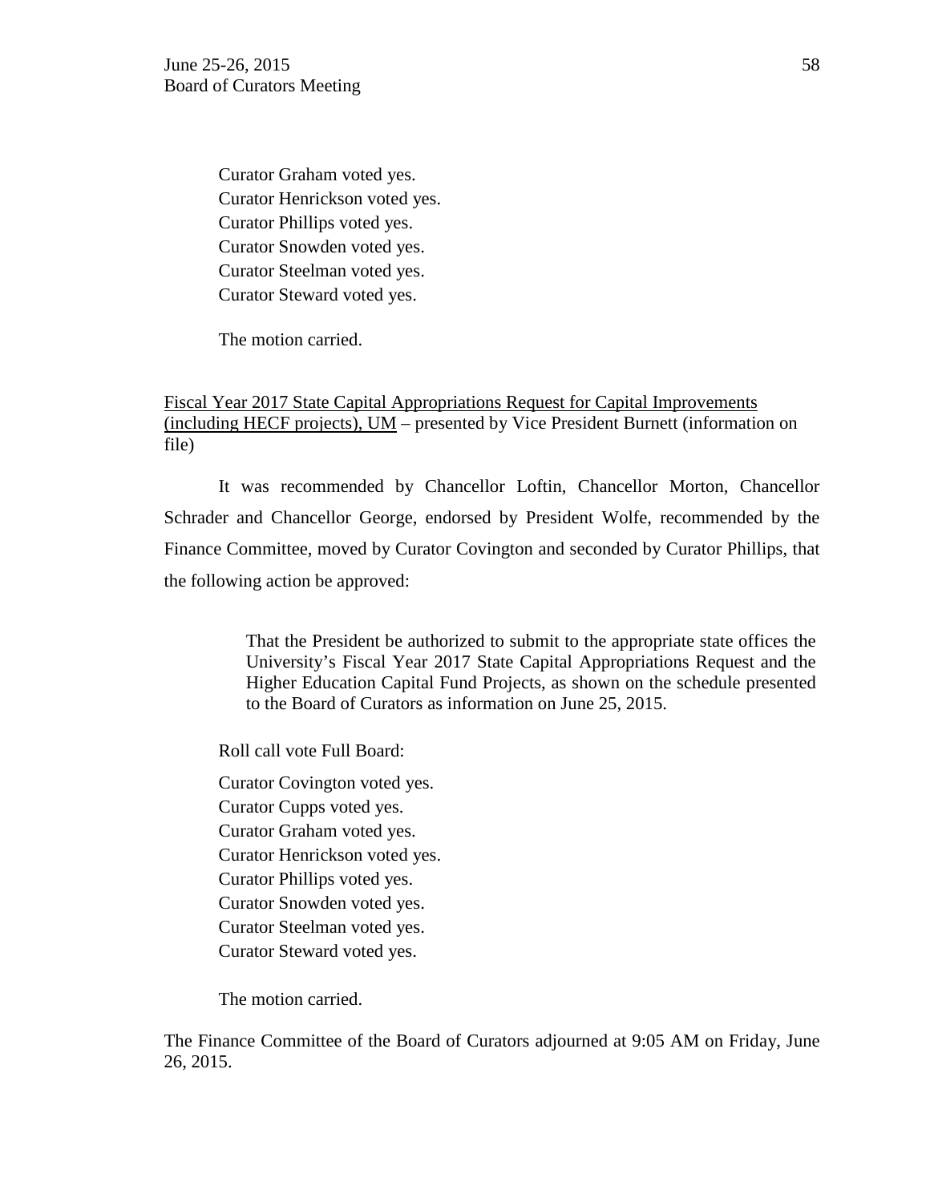Curator Graham voted yes.
Curator Henrickson voted yes.
Curator Phillips voted yes.
Curator Snowden voted yes.
Curator Steelman voted yes.
Curator Steward voted yes.

The motion carried.

Fiscal Year 2017 State Capital Appropriations Request for Capital Improvements (including HECF projects), UM – presented by Vice President Burnett (information on file)

It was recommended by Chancellor Loftin, Chancellor Morton, Chancellor Schrader and Chancellor George, endorsed by President Wolfe, recommended by the Finance Committee, moved by Curator Covington and seconded by Curator Phillips, that the following action be approved:

> That the President be authorized to submit to the appropriate state offices the University's Fiscal Year 2017 State Capital Appropriations Request and the Higher Education Capital Fund Projects, as shown on the schedule presented to the Board of Curators as information on June 25, 2015.

Roll call vote Full Board:

Curator Covington voted yes.
Curator Cupps voted yes.
Curator Graham voted yes.
Curator Henrickson voted yes.
Curator Phillips voted yes.
Curator Snowden voted yes.
Curator Steelman voted yes.
Curator Steward voted yes.

The motion carried.

The Finance Committee of the Board of Curators adjourned at 9:05 AM on Friday, June 26, 2015.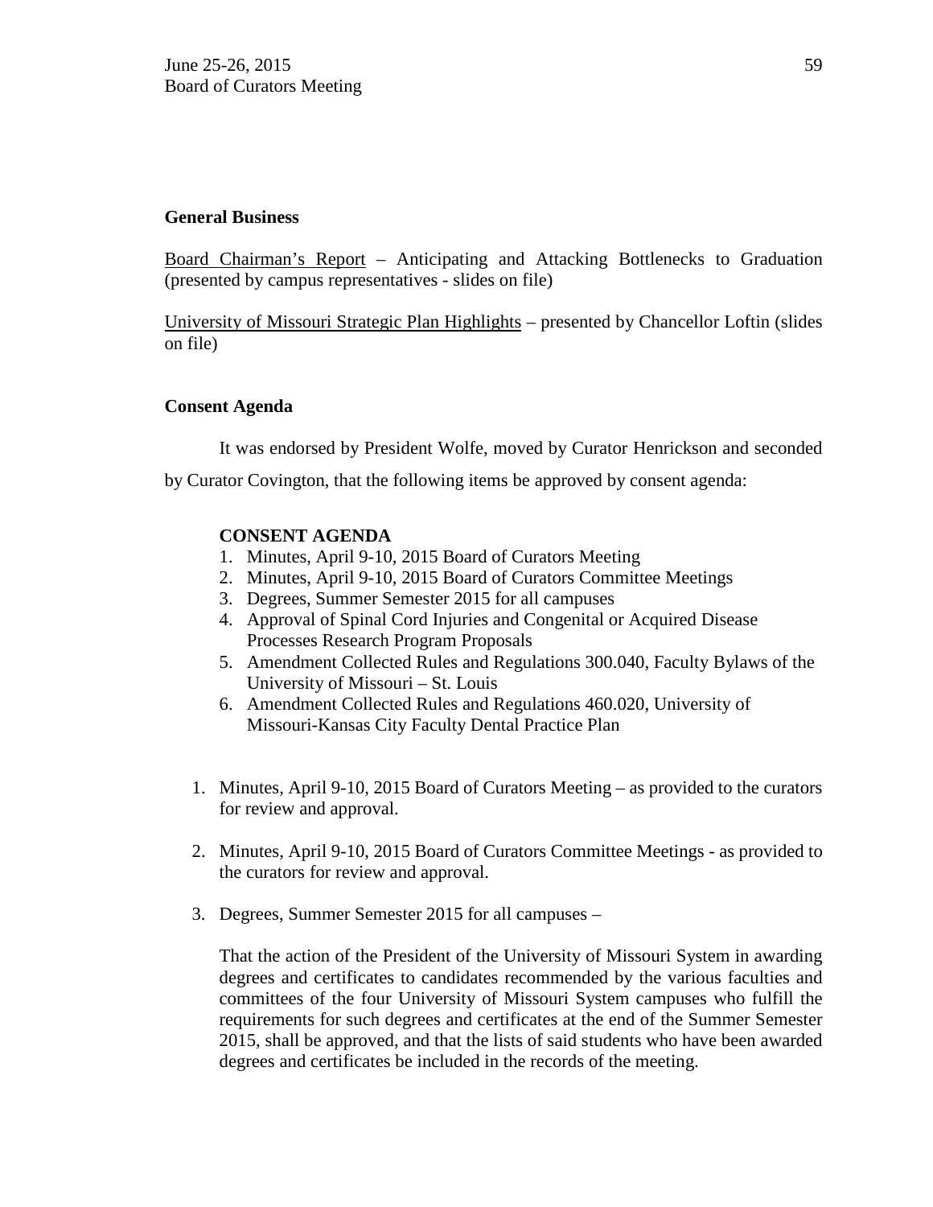**General Business**

Board Chairman's Report – Anticipating and Attacking Bottlenecks to Graduation (presented by campus representatives - slides on file)

University of Missouri Strategic Plan Highlights – presented by Chancellor Loftin (slides on file)

**Consent Agenda**

It was endorsed by President Wolfe, moved by Curator Henrickson and seconded by Curator Covington, that the following items be approved by consent agenda:

**CONSENT AGENDA**

1. Minutes, April 9-10, 2015 Board of Curators Meeting
2. Minutes, April 9-10, 2015 Board of Curators Committee Meetings
3. Degrees, Summer Semester 2015 for all campuses
4. Approval of Spinal Cord Injuries and Congenital or Acquired Disease Processes Research Program Proposals
5. Amendment Collected Rules and Regulations 300.040, Faculty Bylaws of the University of Missouri – St. Louis
6. Amendment Collected Rules and Regulations 460.020, University of Missouri-Kansas City Faculty Dental Practice Plan

1. Minutes, April 9-10, 2015 Board of Curators Meeting – as provided to the curators for review and approval.

2. Minutes, April 9-10, 2015 Board of Curators Committee Meetings - as provided to the curators for review and approval.

3. Degrees, Summer Semester 2015 for all campuses –

   That the action of the President of the University of Missouri System in awarding degrees and certificates to candidates recommended by the various faculties and committees of the four University of Missouri System campuses who fulfill the requirements for such degrees and certificates at the end of the Summer Semester 2015, shall be approved, and that the lists of said students who have been awarded degrees and certificates be included in the records of the meeting.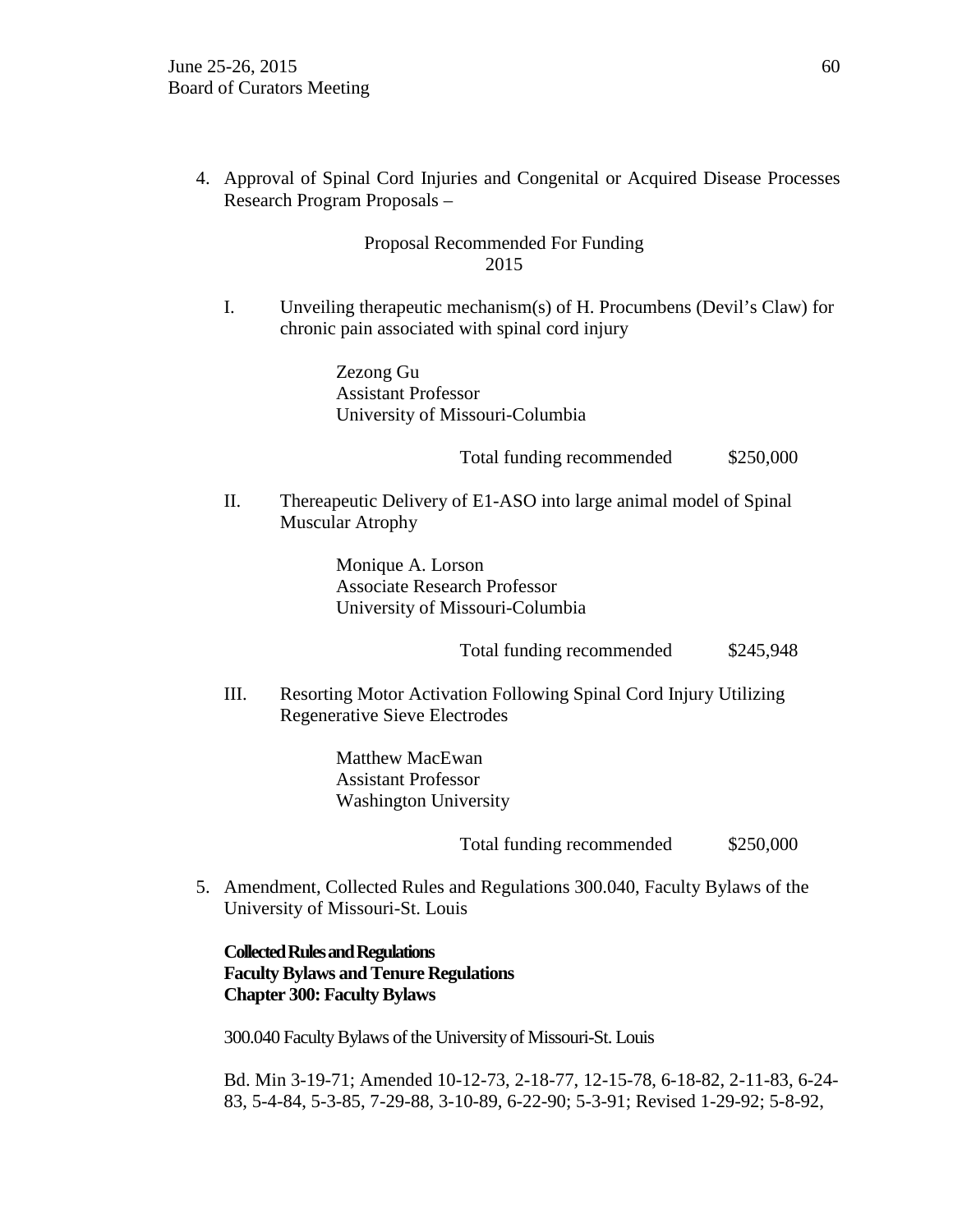4. Approval of Spinal Cord Injuries and Congenital or Acquired Disease Processes Research Program Proposals –

Proposal Recommended For Funding
2015

I. Unveiling therapeutic mechanism(s) of H. Procumbens (Devil's Claw) for chronic pain associated with spinal cord injury

Zezong Gu
Assistant Professor
University of Missouri-Columbia

Total funding recommended $250,000

II. Thereapeutic Delivery of E1-ASO into large animal model of Spinal Muscular Atrophy

Monique A. Lorson
Associate Research Professor
University of Missouri-Columbia

Total funding recommended $245,948

III. Resorting Motor Activation Following Spinal Cord Injury Utilizing Regenerative Sieve Electrodes

Matthew MacEwan
Assistant Professor
Washington University

Total funding recommended $250,000

5. Amendment, Collected Rules and Regulations 300.040, Faculty Bylaws of the University of Missouri-St. Louis

**Collected Rules and Regulations**
**Faculty Bylaws and Tenure Regulations**
**Chapter 300: Faculty Bylaws**

300.040 Faculty Bylaws of the University of Missouri-St. Louis

Bd. Min 3-19-71; Amended 10-12-73, 2-18-77, 12-15-78, 6-18-82, 2-11-83, 6-24-83, 5-4-84, 5-3-85, 7-29-88, 3-10-89, 6-22-90; 5-3-91; Revised 1-29-92; 5-8-92,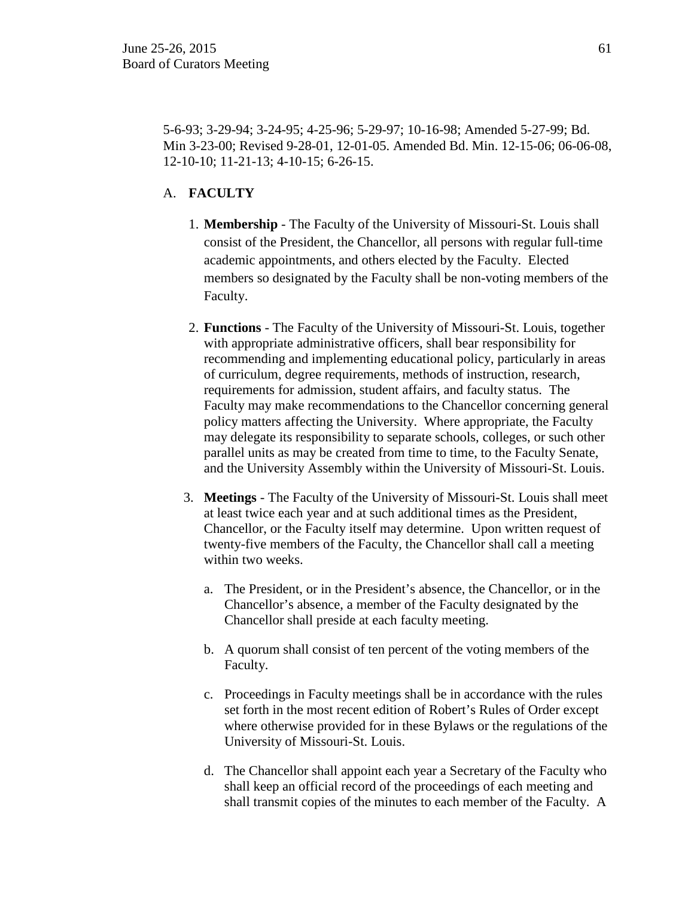5-6-93; 3-29-94; 3-24-95; 4-25-96; 5-29-97; 10-16-98; Amended 5-27-99; Bd. Min 3-23-00; Revised 9-28-01, 12-01-05. Amended Bd. Min. 12-15-06; 06-06-08, 12-10-10; 11-21-13; 4-10-15; 6-26-15.

A. **FACULTY**

1. **Membership** - The Faculty of the University of Missouri-St. Louis shall consist of the President, the Chancellor, all persons with regular full-time academic appointments, and others elected by the Faculty. Elected members so designated by the Faculty shall be non-voting members of the Faculty.

2. **Functions** - The Faculty of the University of Missouri-St. Louis, together with appropriate administrative officers, shall bear responsibility for recommending and implementing educational policy, particularly in areas of curriculum, degree requirements, methods of instruction, research, requirements for admission, student affairs, and faculty status. The Faculty may make recommendations to the Chancellor concerning general policy matters affecting the University. Where appropriate, the Faculty may delegate its responsibility to separate schools, colleges, or such other parallel units as may be created from time to time, to the Faculty Senate, and the University Assembly within the University of Missouri-St. Louis.

3. **Meetings** - The Faculty of the University of Missouri-St. Louis shall meet at least twice each year and at such additional times as the President, Chancellor, or the Faculty itself may determine. Upon written request of twenty-five members of the Faculty, the Chancellor shall call a meeting within two weeks.

   a. The President, or in the President's absence, the Chancellor, or in the Chancellor's absence, a member of the Faculty designated by the Chancellor shall preside at each faculty meeting.

   b. A quorum shall consist of ten percent of the voting members of the Faculty.

   c. Proceedings in Faculty meetings shall be in accordance with the rules set forth in the most recent edition of Robert's Rules of Order except where otherwise provided for in these Bylaws or the regulations of the University of Missouri-St. Louis.

   d. The Chancellor shall appoint each year a Secretary of the Faculty who shall keep an official record of the proceedings of each meeting and shall transmit copies of the minutes to each member of the Faculty. A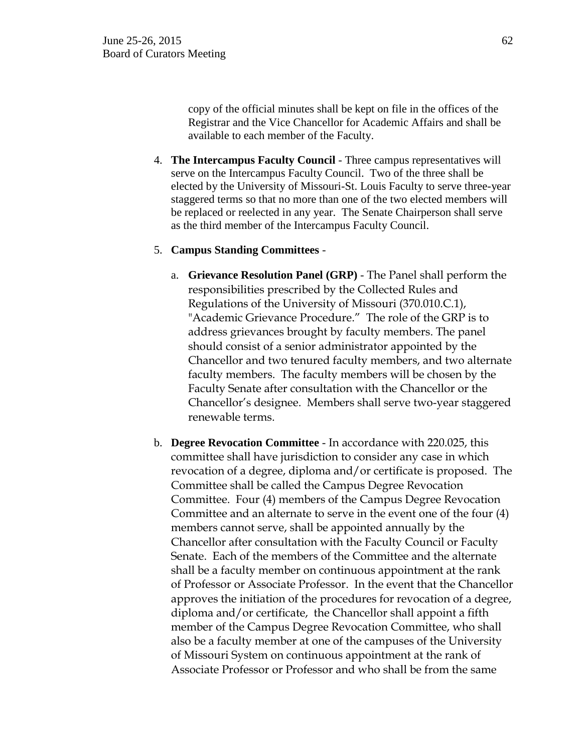copy of the official minutes shall be kept on file in the offices of the Registrar and the Vice Chancellor for Academic Affairs and shall be available to each member of the Faculty.

4. **The Intercampus Faculty Council** - Three campus representatives will serve on the Intercampus Faculty Council. Two of the three shall be elected by the University of Missouri-St. Louis Faculty to serve three-year staggered terms so that no more than one of the two elected members will be replaced or reelected in any year. The Senate Chairperson shall serve as the third member of the Intercampus Faculty Council.

5. **Campus Standing Committees** -

   a. **Grievance Resolution Panel (GRP)** - The Panel shall perform the responsibilities prescribed by the Collected Rules and Regulations of the University of Missouri (370.010.C.1), "Academic Grievance Procedure." The role of the GRP is to address grievances brought by faculty members. The panel should consist of a senior administrator appointed by the Chancellor and two tenured faculty members, and two alternate faculty members. The faculty members will be chosen by the Faculty Senate after consultation with the Chancellor or the Chancellor's designee. Members shall serve two-year staggered renewable terms.

   b. **Degree Revocation Committee** - In accordance with 220.025, this committee shall have jurisdiction to consider any case in which revocation of a degree, diploma and/or certificate is proposed. The Committee shall be called the Campus Degree Revocation Committee. Four (4) members of the Campus Degree Revocation Committee and an alternate to serve in the event one of the four (4) members cannot serve, shall be appointed annually by the Chancellor after consultation with the Faculty Council or Faculty Senate. Each of the members of the Committee and the alternate shall be a faculty member on continuous appointment at the rank of Professor or Associate Professor. In the event that the Chancellor approves the initiation of the procedures for revocation of a degree, diploma and/or certificate, the Chancellor shall appoint a fifth member of the Campus Degree Revocation Committee, who shall also be a faculty member at one of the campuses of the University of Missouri System on continuous appointment at the rank of Associate Professor or Professor and who shall be from the same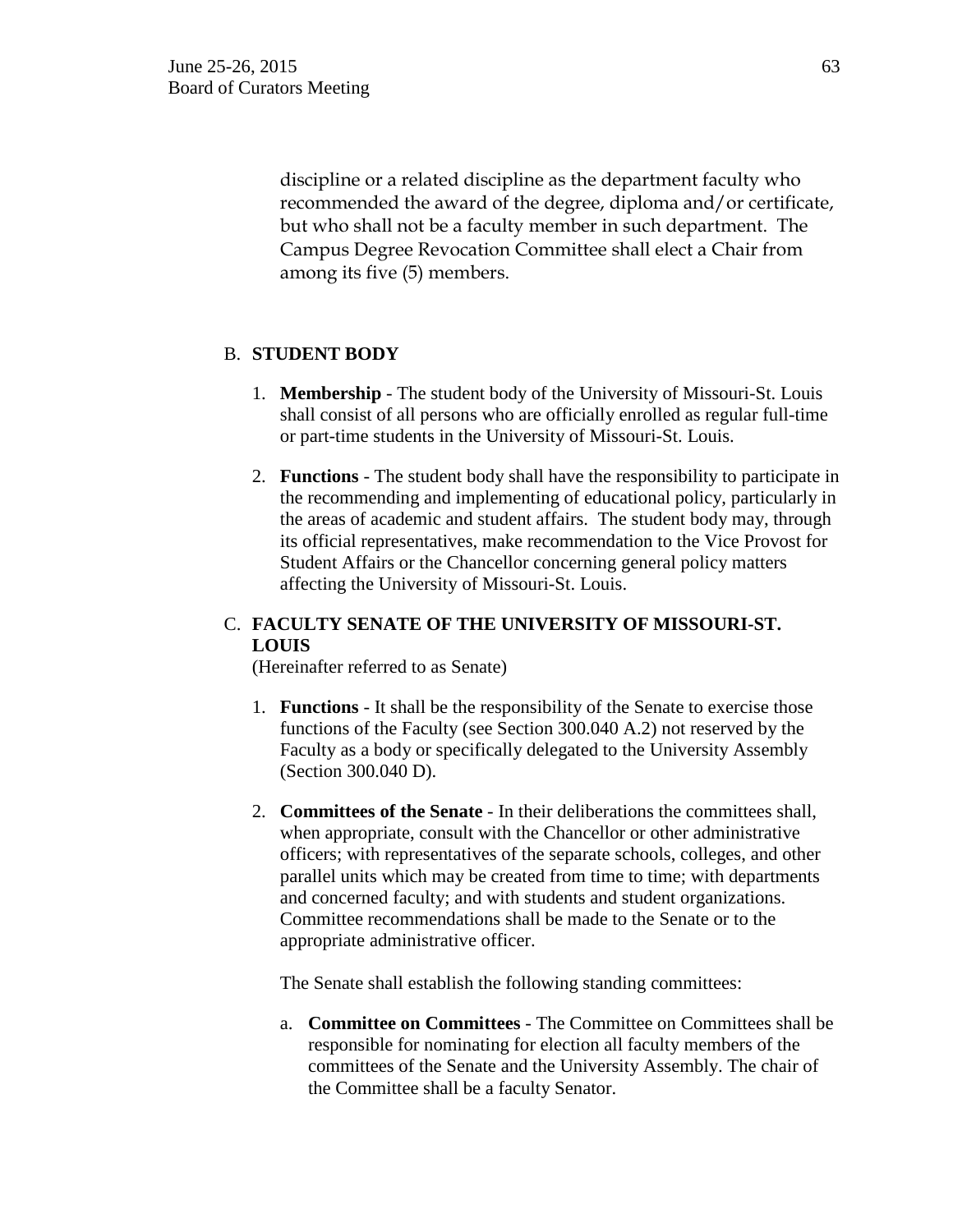discipline or a related discipline as the department faculty who recommended the award of the degree, diploma and/or certificate, but who shall not be a faculty member in such department. The Campus Degree Revocation Committee shall elect a Chair from among its five (5) members.

B. **STUDENT BODY**

1. **Membership** - The student body of the University of Missouri-St. Louis shall consist of all persons who are officially enrolled as regular full-time or part-time students in the University of Missouri-St. Louis.

2. **Functions** - The student body shall have the responsibility to participate in the recommending and implementing of educational policy, particularly in the areas of academic and student affairs. The student body may, through its official representatives, make recommendation to the Vice Provost for Student Affairs or the Chancellor concerning general policy matters affecting the University of Missouri-St. Louis.

C. **FACULTY SENATE OF THE UNIVERSITY OF MISSOURI-ST. LOUIS**
(Hereinafter referred to as Senate)

1. **Functions** - It shall be the responsibility of the Senate to exercise those functions of the Faculty (see Section 300.040 A.2) not reserved by the Faculty as a body or specifically delegated to the University Assembly (Section 300.040 D).

2. **Committees of the Senate** - In their deliberations the committees shall, when appropriate, consult with the Chancellor or other administrative officers; with representatives of the separate schools, colleges, and other parallel units which may be created from time to time; with departments and concerned faculty; and with students and student organizations. Committee recommendations shall be made to the Senate or to the appropriate administrative officer.

   The Senate shall establish the following standing committees:

   a. **Committee on Committees** - The Committee on Committees shall be responsible for nominating for election all faculty members of the committees of the Senate and the University Assembly. The chair of the Committee shall be a faculty Senator.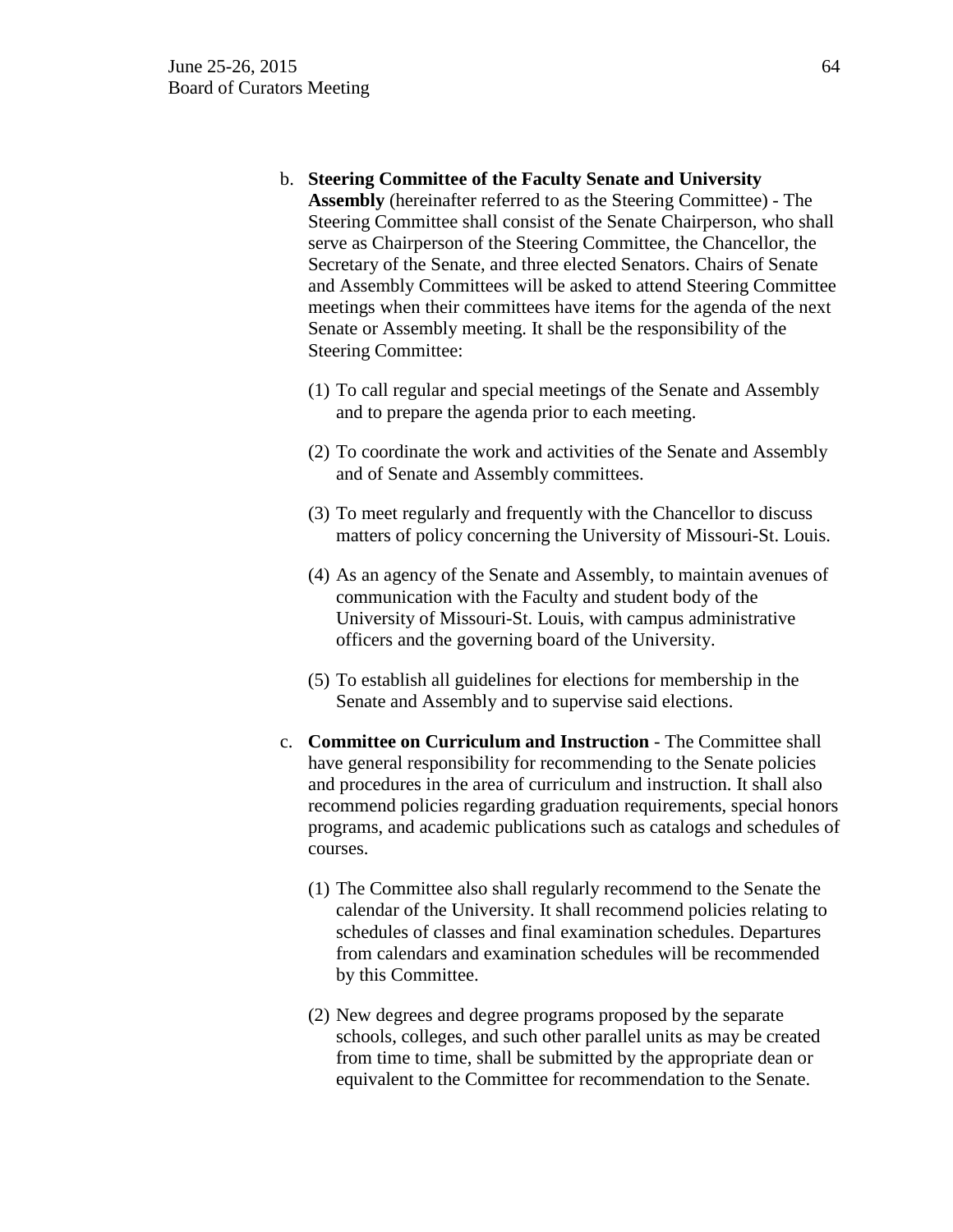b. **Steering Committee of the Faculty Senate and University Assembly** (hereinafter referred to as the Steering Committee) - The Steering Committee shall consist of the Senate Chairperson, who shall serve as Chairperson of the Steering Committee, the Chancellor, the Secretary of the Senate, and three elected Senators. Chairs of Senate and Assembly Committees will be asked to attend Steering Committee meetings when their committees have items for the agenda of the next Senate or Assembly meeting. It shall be the responsibility of the Steering Committee:

   (1) To call regular and special meetings of the Senate and Assembly and to prepare the agenda prior to each meeting.

   (2) To coordinate the work and activities of the Senate and Assembly and of Senate and Assembly committees.

   (3) To meet regularly and frequently with the Chancellor to discuss matters of policy concerning the University of Missouri-St. Louis.

   (4) As an agency of the Senate and Assembly, to maintain avenues of communication with the Faculty and student body of the University of Missouri-St. Louis, with campus administrative officers and the governing board of the University.

   (5) To establish all guidelines for elections for membership in the Senate and Assembly and to supervise said elections.

c. **Committee on Curriculum and Instruction** - The Committee shall have general responsibility for recommending to the Senate policies and procedures in the area of curriculum and instruction. It shall also recommend policies regarding graduation requirements, special honors programs, and academic publications such as catalogs and schedules of courses.

   (1) The Committee also shall regularly recommend to the Senate the calendar of the University. It shall recommend policies relating to schedules of classes and final examination schedules. Departures from calendars and examination schedules will be recommended by this Committee.

   (2) New degrees and degree programs proposed by the separate schools, colleges, and such other parallel units as may be created from time to time, shall be submitted by the appropriate dean or equivalent to the Committee for recommendation to the Senate.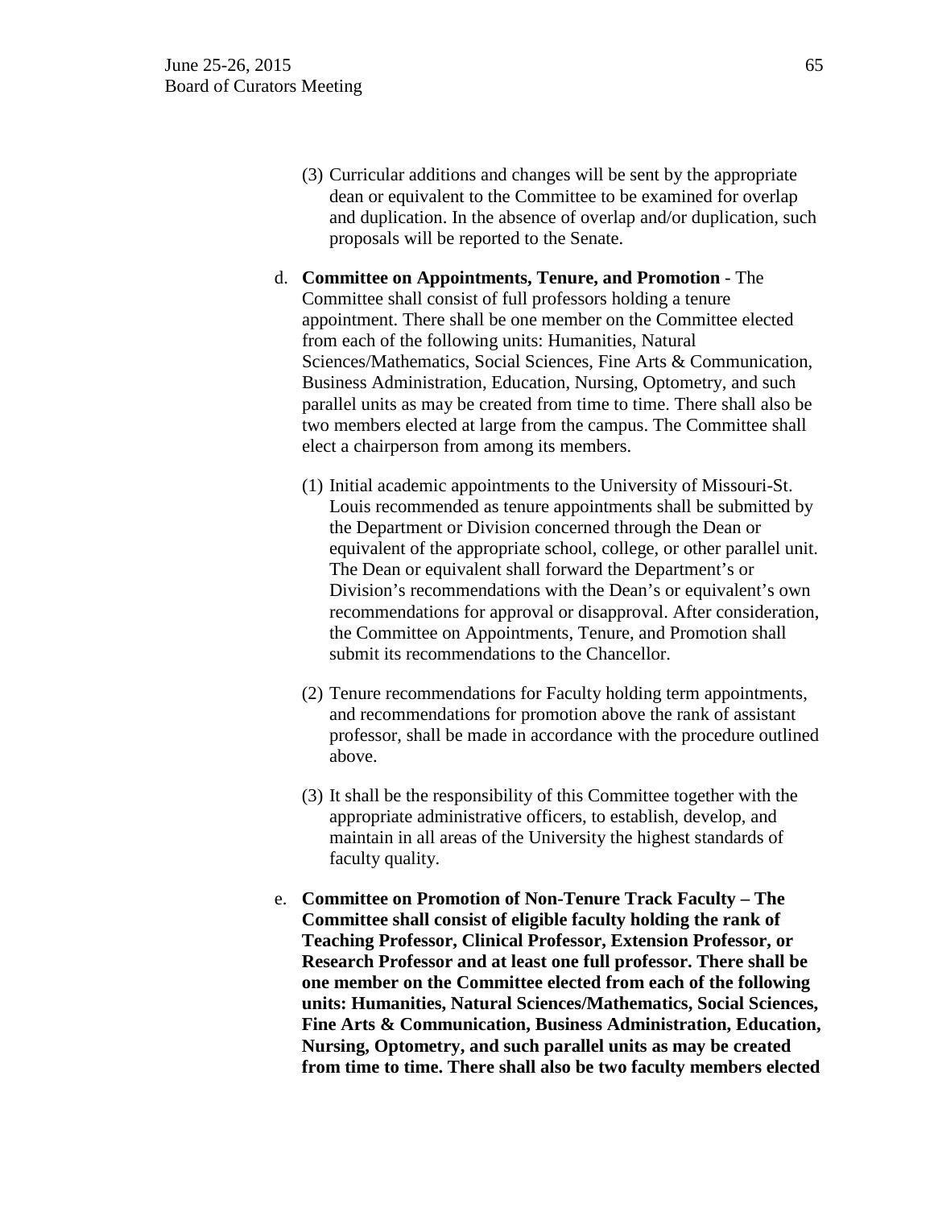(3) Curricular additions and changes will be sent by the appropriate dean or equivalent to the Committee to be examined for overlap and duplication. In the absence of overlap and/or duplication, such proposals will be reported to the Senate.

d. **Committee on Appointments, Tenure, and Promotion** - The Committee shall consist of full professors holding a tenure appointment. There shall be one member on the Committee elected from each of the following units: Humanities, Natural Sciences/Mathematics, Social Sciences, Fine Arts & Communication, Business Administration, Education, Nursing, Optometry, and such parallel units as may be created from time to time. There shall also be two members elected at large from the campus. The Committee shall elect a chairperson from among its members.

   (1) Initial academic appointments to the University of Missouri-St. Louis recommended as tenure appointments shall be submitted by the Department or Division concerned through the Dean or equivalent of the appropriate school, college, or other parallel unit. The Dean or equivalent shall forward the Department's or Division's recommendations with the Dean's or equivalent's own recommendations for approval or disapproval. After consideration, the Committee on Appointments, Tenure, and Promotion shall submit its recommendations to the Chancellor.

   (2) Tenure recommendations for Faculty holding term appointments, and recommendations for promotion above the rank of assistant professor, shall be made in accordance with the procedure outlined above.

   (3) It shall be the responsibility of this Committee together with the appropriate administrative officers, to establish, develop, and maintain in all areas of the University the highest standards of faculty quality.

e. **Committee on Promotion of Non-Tenure Track Faculty – The Committee shall consist of eligible faculty holding the rank of Teaching Professor, Clinical Professor, Extension Professor, or Research Professor and at least one full professor. There shall be one member on the Committee elected from each of the following units: Humanities, Natural Sciences/Mathematics, Social Sciences, Fine Arts & Communication, Business Administration, Education, Nursing, Optometry, and such parallel units as may be created from time to time. There shall also be two faculty members elected**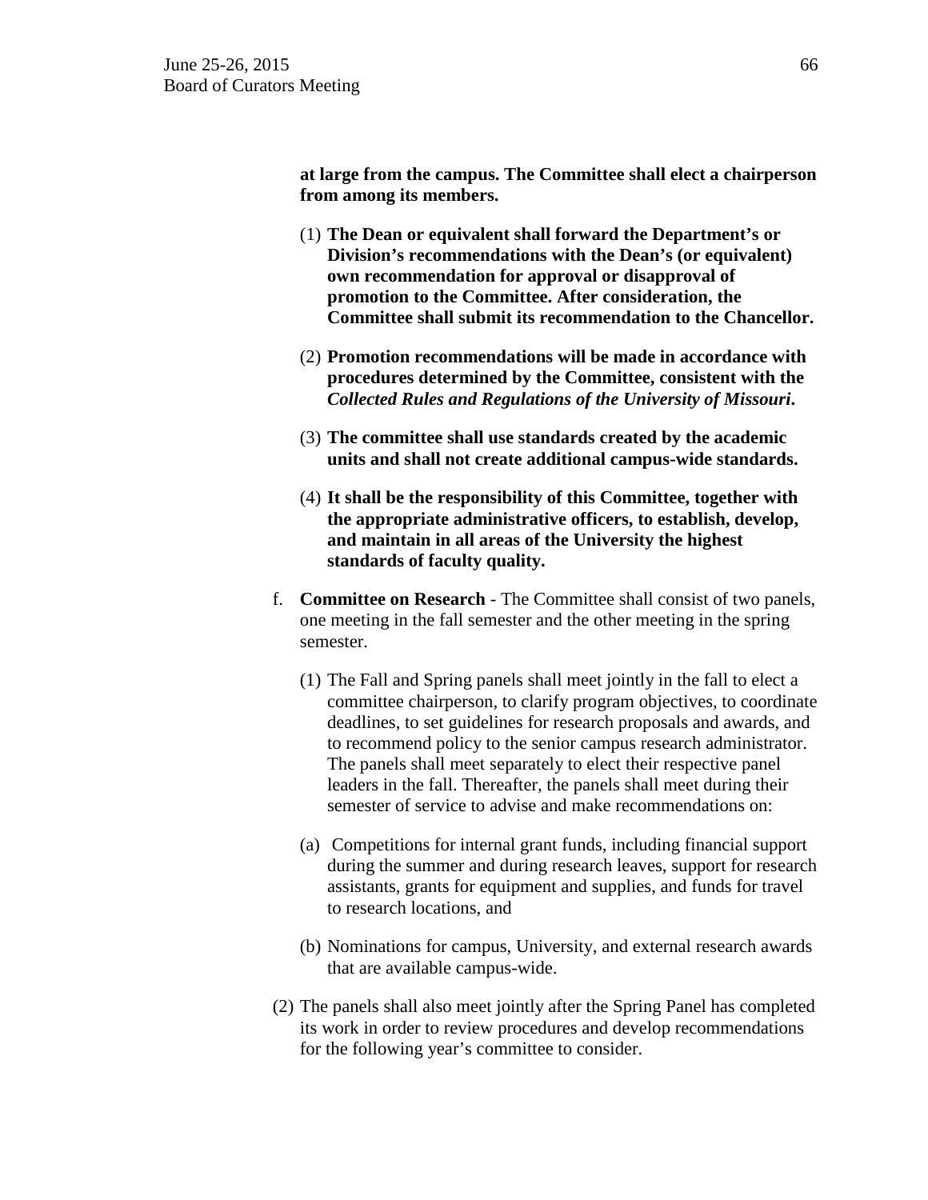**at large from the campus. The Committee shall elect a chairperson from among its members.**

(1) **The Dean or equivalent shall forward the Department's or Division's recommendations with the Dean's (or equivalent) own recommendation for approval or disapproval of promotion to the Committee. After consideration, the Committee shall submit its recommendation to the Chancellor.**

(2) **Promotion recommendations will be made in accordance with procedures determined by the Committee, consistent with the *Collected Rules and Regulations of the University of Missouri*.**

(3) **The committee shall use standards created by the academic units and shall not create additional campus-wide standards.**

(4) **It shall be the responsibility of this Committee, together with the appropriate administrative officers, to establish, develop, and maintain in all areas of the University the highest standards of faculty quality.**

f. **Committee on Research** - The Committee shall consist of two panels, one meeting in the fall semester and the other meeting in the spring semester.

(1) The Fall and Spring panels shall meet jointly in the fall to elect a committee chairperson, to clarify program objectives, to coordinate deadlines, to set guidelines for research proposals and awards, and to recommend policy to the senior campus research administrator. The panels shall meet separately to elect their respective panel leaders in the fall. Thereafter, the panels shall meet during their semester of service to advise and make recommendations on:

(a) Competitions for internal grant funds, including financial support during the summer and during research leaves, support for research assistants, grants for equipment and supplies, and funds for travel to research locations, and

(b) Nominations for campus, University, and external research awards that are available campus-wide.

(2) The panels shall also meet jointly after the Spring Panel has completed its work in order to review procedures and develop recommendations for the following year's committee to consider.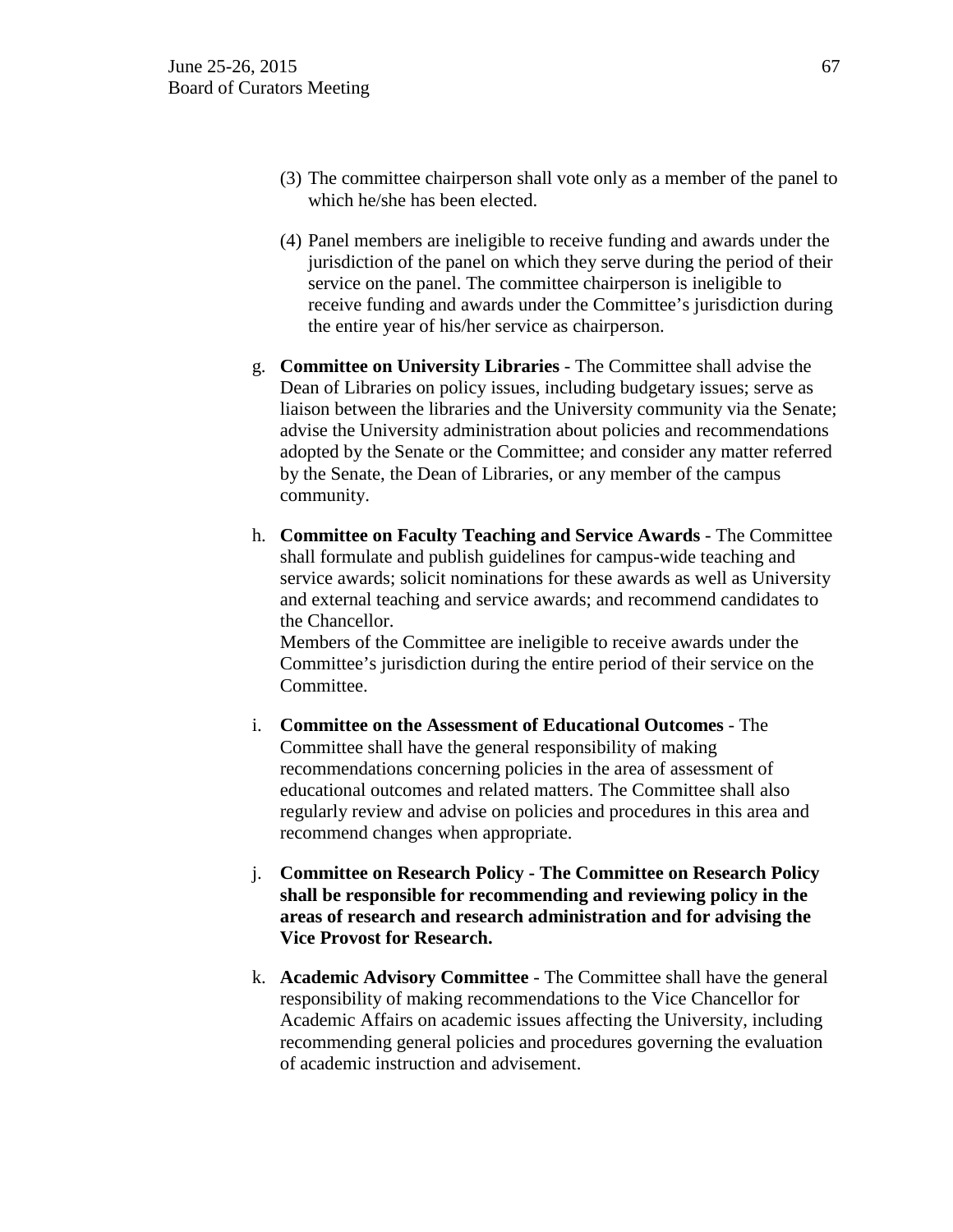(3) The committee chairperson shall vote only as a member of the panel to which he/she has been elected.

(4) Panel members are ineligible to receive funding and awards under the jurisdiction of the panel on which they serve during the period of their service on the panel. The committee chairperson is ineligible to receive funding and awards under the Committee's jurisdiction during the entire year of his/her service as chairperson.

g. **Committee on University Libraries** - The Committee shall advise the Dean of Libraries on policy issues, including budgetary issues; serve as liaison between the libraries and the University community via the Senate; advise the University administration about policies and recommendations adopted by the Senate or the Committee; and consider any matter referred by the Senate, the Dean of Libraries, or any member of the campus community.

h. **Committee on Faculty Teaching and Service Awards** - The Committee shall formulate and publish guidelines for campus-wide teaching and service awards; solicit nominations for these awards as well as University and external teaching and service awards; and recommend candidates to the Chancellor.
Members of the Committee are ineligible to receive awards under the Committee's jurisdiction during the entire period of their service on the Committee.

i. **Committee on the Assessment of Educational Outcomes** - The Committee shall have the general responsibility of making recommendations concerning policies in the area of assessment of educational outcomes and related matters. The Committee shall also regularly review and advise on policies and procedures in this area and recommend changes when appropriate.

j. **Committee on Research Policy - The Committee on Research Policy shall be responsible for recommending and reviewing policy in the areas of research and research administration and for advising the Vice Provost for Research.**

k. **Academic Advisory Committee** - The Committee shall have the general responsibility of making recommendations to the Vice Chancellor for Academic Affairs on academic issues affecting the University, including recommending general policies and procedures governing the evaluation of academic instruction and advisement.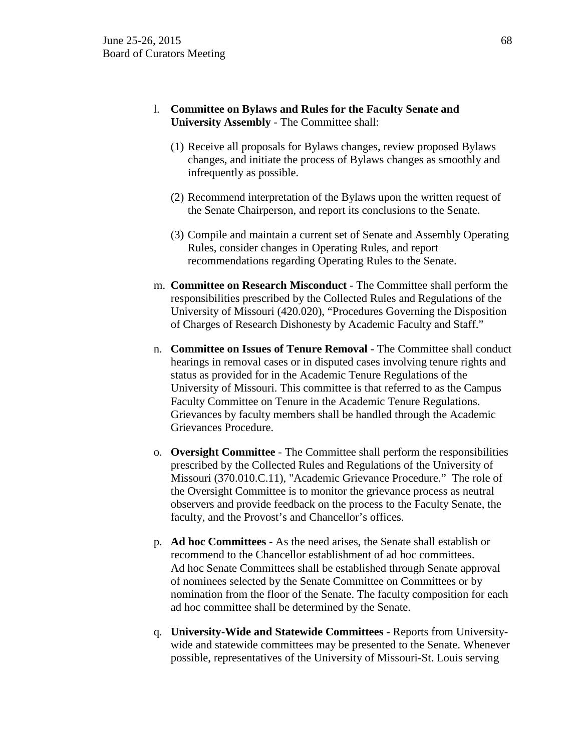l. **Committee on Bylaws and Rules for the Faculty Senate and University Assembly** - The Committee shall:

   (1) Receive all proposals for Bylaws changes, review proposed Bylaws changes, and initiate the process of Bylaws changes as smoothly and infrequently as possible.

   (2) Recommend interpretation of the Bylaws upon the written request of the Senate Chairperson, and report its conclusions to the Senate.

   (3) Compile and maintain a current set of Senate and Assembly Operating Rules, consider changes in Operating Rules, and report recommendations regarding Operating Rules to the Senate.

m. **Committee on Research Misconduct** - The Committee shall perform the responsibilities prescribed by the Collected Rules and Regulations of the University of Missouri (420.020), "Procedures Governing the Disposition of Charges of Research Dishonesty by Academic Faculty and Staff."

n. **Committee on Issues of Tenure Removal** - The Committee shall conduct hearings in removal cases or in disputed cases involving tenure rights and status as provided for in the Academic Tenure Regulations of the University of Missouri. This committee is that referred to as the Campus Faculty Committee on Tenure in the Academic Tenure Regulations. Grievances by faculty members shall be handled through the Academic Grievances Procedure.

o. **Oversight Committee** - The Committee shall perform the responsibilities prescribed by the Collected Rules and Regulations of the University of Missouri (370.010.C.11), "Academic Grievance Procedure." The role of the Oversight Committee is to monitor the grievance process as neutral observers and provide feedback on the process to the Faculty Senate, the faculty, and the Provost's and Chancellor's offices.

p. **Ad hoc Committees** - As the need arises, the Senate shall establish or recommend to the Chancellor establishment of ad hoc committees. Ad hoc Senate Committees shall be established through Senate approval of nominees selected by the Senate Committee on Committees or by nomination from the floor of the Senate. The faculty composition for each ad hoc committee shall be determined by the Senate.

q. **University-Wide and Statewide Committees** - Reports from University-wide and statewide committees may be presented to the Senate. Whenever possible, representatives of the University of Missouri-St. Louis serving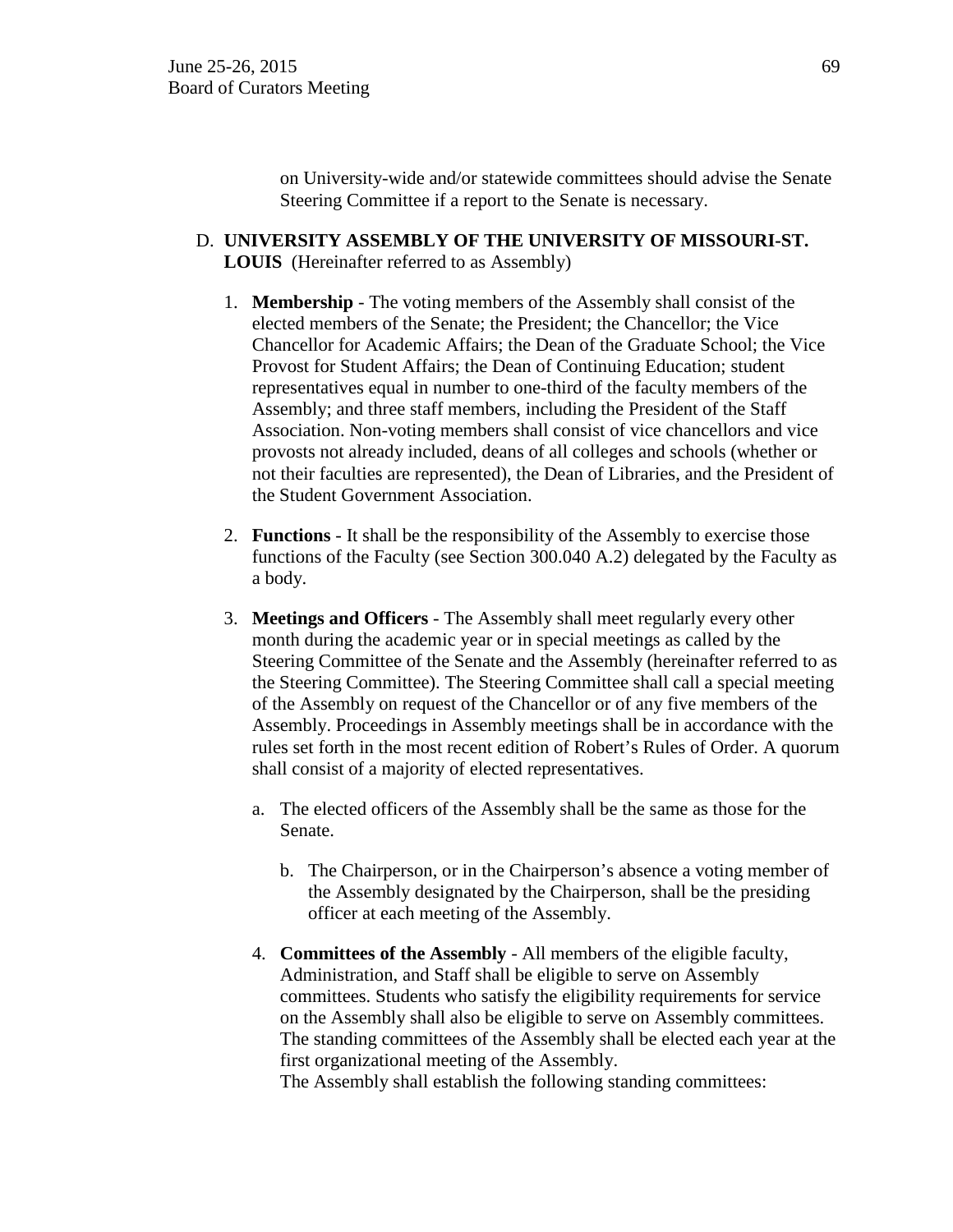on University-wide and/or statewide committees should advise the Senate Steering Committee if a report to the Senate is necessary.

D. **UNIVERSITY ASSEMBLY OF THE UNIVERSITY OF MISSOURI-ST. LOUIS** (Hereinafter referred to as Assembly)

1. **Membership** - The voting members of the Assembly shall consist of the elected members of the Senate; the President; the Chancellor; the Vice Chancellor for Academic Affairs; the Dean of the Graduate School; the Vice Provost for Student Affairs; the Dean of Continuing Education; student representatives equal in number to one-third of the faculty members of the Assembly; and three staff members, including the President of the Staff Association. Non-voting members shall consist of vice chancellors and vice provosts not already included, deans of all colleges and schools (whether or not their faculties are represented), the Dean of Libraries, and the President of the Student Government Association.

2. **Functions** - It shall be the responsibility of the Assembly to exercise those functions of the Faculty (see Section 300.040 A.2) delegated by the Faculty as a body.

3. **Meetings and Officers** - The Assembly shall meet regularly every other month during the academic year or in special meetings as called by the Steering Committee of the Senate and the Assembly (hereinafter referred to as the Steering Committee). The Steering Committee shall call a special meeting of the Assembly on request of the Chancellor or of any five members of the Assembly. Proceedings in Assembly meetings shall be in accordance with the rules set forth in the most recent edition of Robert's Rules of Order. A quorum shall consist of a majority of elected representatives.

   a. The elected officers of the Assembly shall be the same as those for the Senate.

   b. The Chairperson, or in the Chairperson's absence a voting member of the Assembly designated by the Chairperson, shall be the presiding officer at each meeting of the Assembly.

4. **Committees of the Assembly** - All members of the eligible faculty, Administration, and Staff shall be eligible to serve on Assembly committees. Students who satisfy the eligibility requirements for service on the Assembly shall also be eligible to serve on Assembly committees. The standing committees of the Assembly shall be elected each year at the first organizational meeting of the Assembly.
   The Assembly shall establish the following standing committees: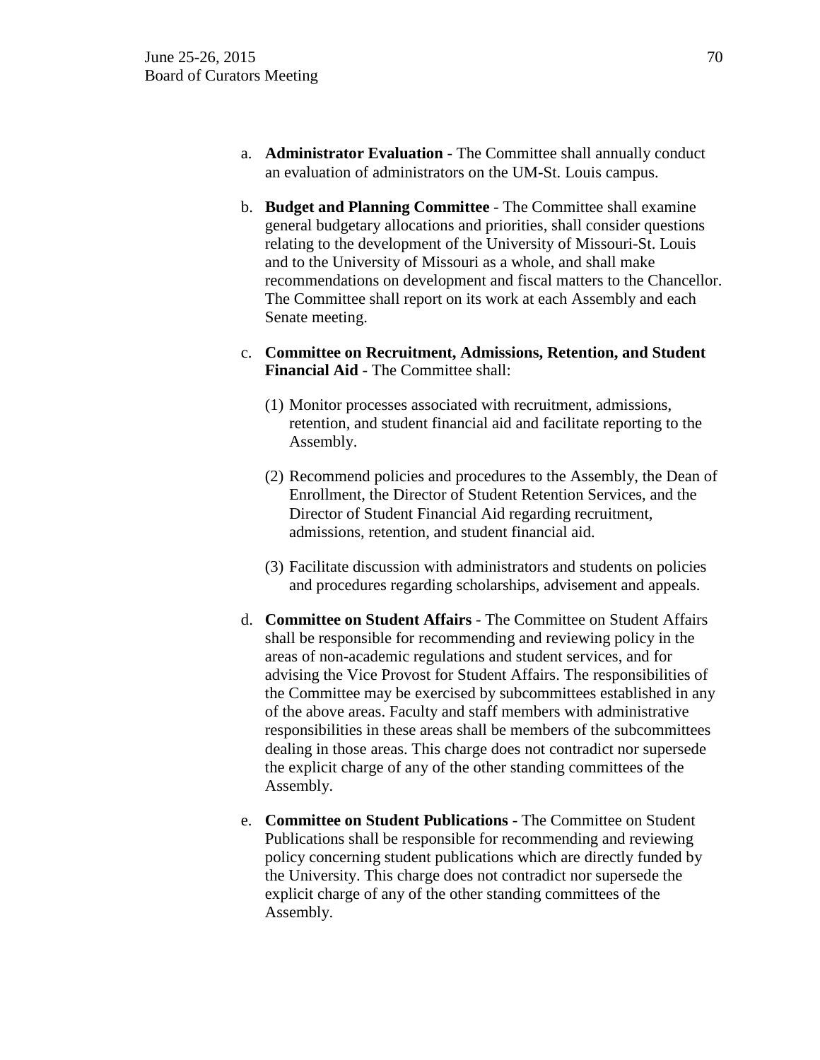a. **Administrator Evaluation** - The Committee shall annually conduct an evaluation of administrators on the UM-St. Louis campus.

b. **Budget and Planning Committee** - The Committee shall examine general budgetary allocations and priorities, shall consider questions relating to the development of the University of Missouri-St. Louis and to the University of Missouri as a whole, and shall make recommendations on development and fiscal matters to the Chancellor. The Committee shall report on its work at each Assembly and each Senate meeting.

c. **Committee on Recruitment, Admissions, Retention, and Student Financial Aid** - The Committee shall:

   (1) Monitor processes associated with recruitment, admissions, retention, and student financial aid and facilitate reporting to the Assembly.

   (2) Recommend policies and procedures to the Assembly, the Dean of Enrollment, the Director of Student Retention Services, and the Director of Student Financial Aid regarding recruitment, admissions, retention, and student financial aid.

   (3) Facilitate discussion with administrators and students on policies and procedures regarding scholarships, advisement and appeals.

d. **Committee on Student Affairs** - The Committee on Student Affairs shall be responsible for recommending and reviewing policy in the areas of non-academic regulations and student services, and for advising the Vice Provost for Student Affairs. The responsibilities of the Committee may be exercised by subcommittees established in any of the above areas. Faculty and staff members with administrative responsibilities in these areas shall be members of the subcommittees dealing in those areas. This charge does not contradict nor supersede the explicit charge of any of the other standing committees of the Assembly.

e. **Committee on Student Publications** - The Committee on Student Publications shall be responsible for recommending and reviewing policy concerning student publications which are directly funded by the University. This charge does not contradict nor supersede the explicit charge of any of the other standing committees of the Assembly.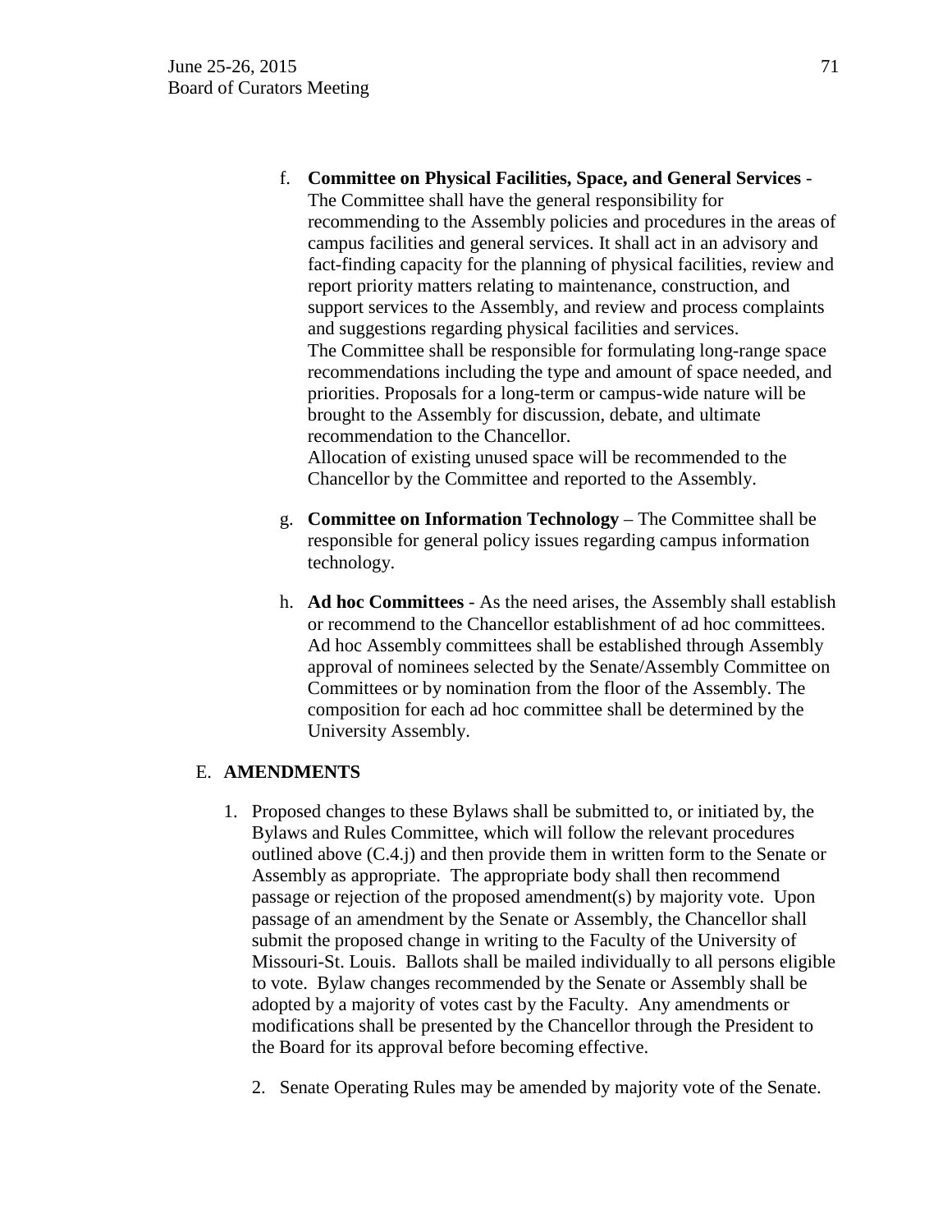f. **Committee on Physical Facilities, Space, and General Services** - The Committee shall have the general responsibility for recommending to the Assembly policies and procedures in the areas of campus facilities and general services. It shall act in an advisory and fact-finding capacity for the planning of physical facilities, review and report priority matters relating to maintenance, construction, and support services to the Assembly, and review and process complaints and suggestions regarding physical facilities and services.
   The Committee shall be responsible for formulating long-range space recommendations including the type and amount of space needed, and priorities. Proposals for a long-term or campus-wide nature will be brought to the Assembly for discussion, debate, and ultimate recommendation to the Chancellor.
   Allocation of existing unused space will be recommended to the Chancellor by the Committee and reported to the Assembly.

g. **Committee on Information Technology** – The Committee shall be responsible for general policy issues regarding campus information technology.

h. **Ad hoc Committees** - As the need arises, the Assembly shall establish or recommend to the Chancellor establishment of ad hoc committees. Ad hoc Assembly committees shall be established through Assembly approval of nominees selected by the Senate/Assembly Committee on Committees or by nomination from the floor of the Assembly. The composition for each ad hoc committee shall be determined by the University Assembly.

E. **AMENDMENTS**

1. Proposed changes to these Bylaws shall be submitted to, or initiated by, the Bylaws and Rules Committee, which will follow the relevant procedures outlined above (C.4.j) and then provide them in written form to the Senate or Assembly as appropriate. The appropriate body shall then recommend passage or rejection of the proposed amendment(s) by majority vote. Upon passage of an amendment by the Senate or Assembly, the Chancellor shall submit the proposed change in writing to the Faculty of the University of Missouri-St. Louis. Ballots shall be mailed individually to all persons eligible to vote. Bylaw changes recommended by the Senate or Assembly shall be adopted by a majority of votes cast by the Faculty. Any amendments or modifications shall be presented by the Chancellor through the President to the Board for its approval before becoming effective.

2. Senate Operating Rules may be amended by majority vote of the Senate.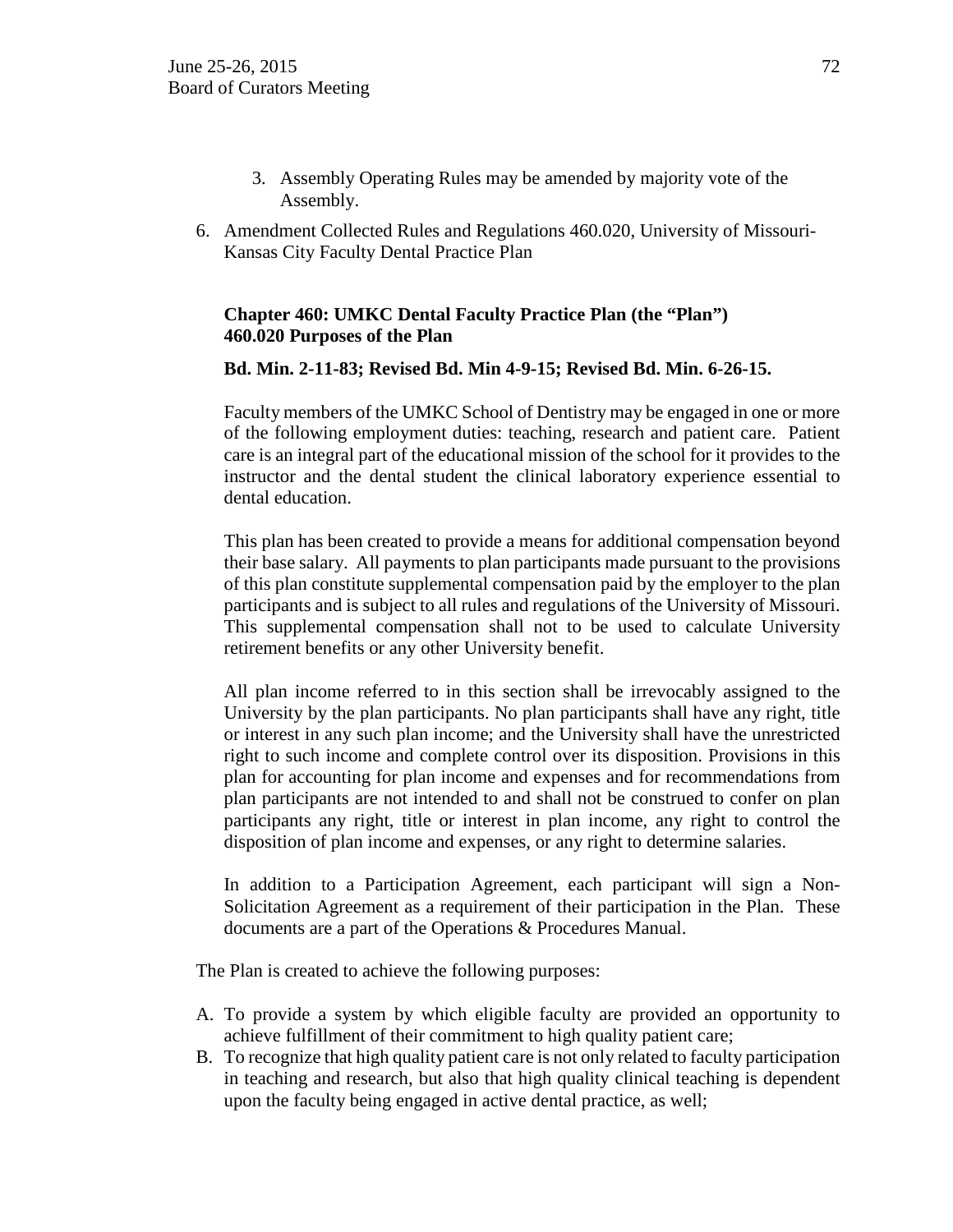3. Assembly Operating Rules may be amended by majority vote of the Assembly.

6. Amendment Collected Rules and Regulations 460.020, University of Missouri-Kansas City Faculty Dental Practice Plan

**Chapter 460: UMKC Dental Faculty Practice Plan (the "Plan")**
**460.020 Purposes of the Plan**

**Bd. Min. 2-11-83; Revised Bd. Min 4-9-15; Revised Bd. Min. 6-26-15.**

Faculty members of the UMKC School of Dentistry may be engaged in one or more of the following employment duties: teaching, research and patient care. Patient care is an integral part of the educational mission of the school for it provides to the instructor and the dental student the clinical laboratory experience essential to dental education.

This plan has been created to provide a means for additional compensation beyond their base salary. All payments to plan participants made pursuant to the provisions of this plan constitute supplemental compensation paid by the employer to the plan participants and is subject to all rules and regulations of the University of Missouri. This supplemental compensation shall not to be used to calculate University retirement benefits or any other University benefit.

All plan income referred to in this section shall be irrevocably assigned to the University by the plan participants. No plan participants shall have any right, title or interest in any such plan income; and the University shall have the unrestricted right to such income and complete control over its disposition. Provisions in this plan for accounting for plan income and expenses and for recommendations from plan participants are not intended to and shall not be construed to confer on plan participants any right, title or interest in plan income, any right to control the disposition of plan income and expenses, or any right to determine salaries.

In addition to a Participation Agreement, each participant will sign a Non-Solicitation Agreement as a requirement of their participation in the Plan. These documents are a part of the Operations & Procedures Manual.

The Plan is created to achieve the following purposes:

A. To provide a system by which eligible faculty are provided an opportunity to achieve fulfillment of their commitment to high quality patient care;
B. To recognize that high quality patient care is not only related to faculty participation in teaching and research, but also that high quality clinical teaching is dependent upon the faculty being engaged in active dental practice, as well;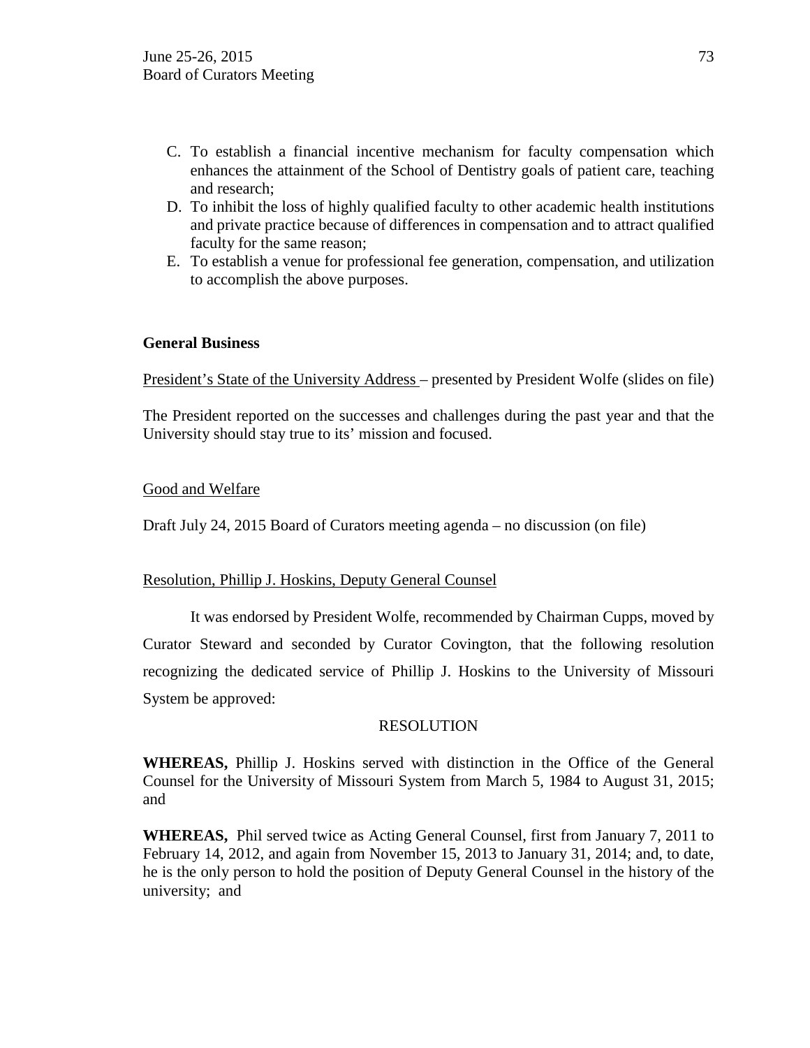C. To establish a financial incentive mechanism for faculty compensation which enhances the attainment of the School of Dentistry goals of patient care, teaching and research;
D. To inhibit the loss of highly qualified faculty to other academic health institutions and private practice because of differences in compensation and to attract qualified faculty for the same reason;
E. To establish a venue for professional fee generation, compensation, and utilization to accomplish the above purposes.

**General Business**

President's State of the University Address – presented by President Wolfe (slides on file)

The President reported on the successes and challenges during the past year and that the University should stay true to its' mission and focused.

Good and Welfare

Draft July 24, 2015 Board of Curators meeting agenda – no discussion (on file)

Resolution, Phillip J. Hoskins, Deputy General Counsel

It was endorsed by President Wolfe, recommended by Chairman Cupps, moved by Curator Steward and seconded by Curator Covington, that the following resolution recognizing the dedicated service of Phillip J. Hoskins to the University of Missouri System be approved:

RESOLUTION

**WHEREAS,** Phillip J. Hoskins served with distinction in the Office of the General Counsel for the University of Missouri System from March 5, 1984 to August 31, 2015; and

**WHEREAS,** Phil served twice as Acting General Counsel, first from January 7, 2011 to February 14, 2012, and again from November 15, 2013 to January 31, 2014; and, to date, he is the only person to hold the position of Deputy General Counsel in the history of the university; and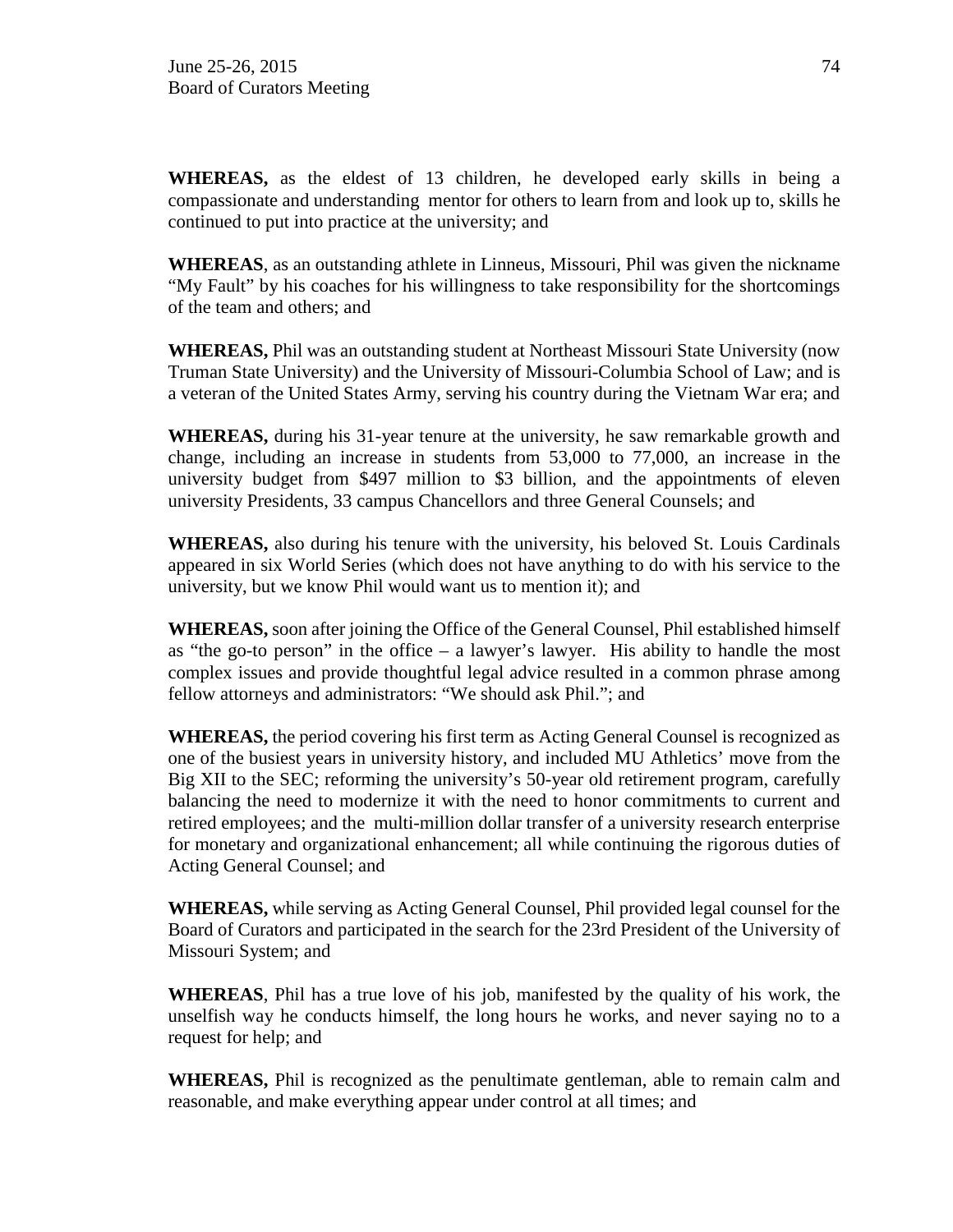**WHEREAS,** as the eldest of 13 children, he developed early skills in being a compassionate and understanding mentor for others to learn from and look up to, skills he continued to put into practice at the university; and

**WHEREAS**, as an outstanding athlete in Linneus, Missouri, Phil was given the nickname "My Fault" by his coaches for his willingness to take responsibility for the shortcomings of the team and others; and

**WHEREAS,** Phil was an outstanding student at Northeast Missouri State University (now Truman State University) and the University of Missouri-Columbia School of Law; and is a veteran of the United States Army, serving his country during the Vietnam War era; and

**WHEREAS,** during his 31-year tenure at the university, he saw remarkable growth and change, including an increase in students from 53,000 to 77,000, an increase in the university budget from $497 million to $3 billion, and the appointments of eleven university Presidents, 33 campus Chancellors and three General Counsels; and

**WHEREAS,** also during his tenure with the university, his beloved St. Louis Cardinals appeared in six World Series (which does not have anything to do with his service to the university, but we know Phil would want us to mention it); and

**WHEREAS,** soon after joining the Office of the General Counsel, Phil established himself as "the go-to person" in the office – a lawyer's lawyer. His ability to handle the most complex issues and provide thoughtful legal advice resulted in a common phrase among fellow attorneys and administrators: "We should ask Phil."; and

**WHEREAS,** the period covering his first term as Acting General Counsel is recognized as one of the busiest years in university history, and included MU Athletics' move from the Big XII to the SEC; reforming the university's 50-year old retirement program, carefully balancing the need to modernize it with the need to honor commitments to current and retired employees; and the multi-million dollar transfer of a university research enterprise for monetary and organizational enhancement; all while continuing the rigorous duties of Acting General Counsel; and

**WHEREAS,** while serving as Acting General Counsel, Phil provided legal counsel for the Board of Curators and participated in the search for the 23rd President of the University of Missouri System; and

**WHEREAS**, Phil has a true love of his job, manifested by the quality of his work, the unselfish way he conducts himself, the long hours he works, and never saying no to a request for help; and

**WHEREAS,** Phil is recognized as the penultimate gentleman, able to remain calm and reasonable, and make everything appear under control at all times; and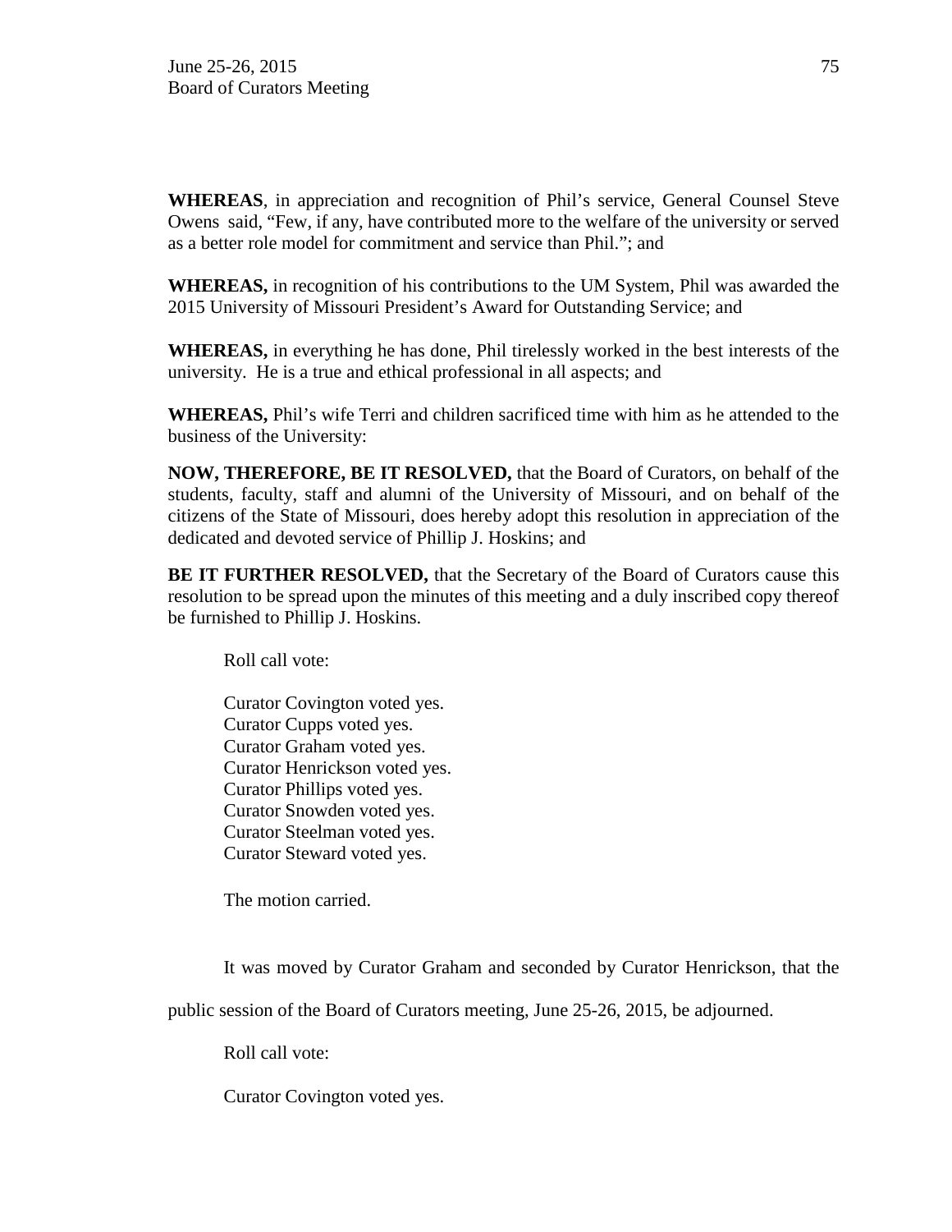**WHEREAS**, in appreciation and recognition of Phil's service, General Counsel Steve Owens said, "Few, if any, have contributed more to the welfare of the university or served as a better role model for commitment and service than Phil."; and

**WHEREAS,** in recognition of his contributions to the UM System, Phil was awarded the 2015 University of Missouri President's Award for Outstanding Service; and

**WHEREAS,** in everything he has done, Phil tirelessly worked in the best interests of the university. He is a true and ethical professional in all aspects; and

**WHEREAS,** Phil's wife Terri and children sacrificed time with him as he attended to the business of the University:

**NOW, THEREFORE, BE IT RESOLVED,** that the Board of Curators, on behalf of the students, faculty, staff and alumni of the University of Missouri, and on behalf of the citizens of the State of Missouri, does hereby adopt this resolution in appreciation of the dedicated and devoted service of Phillip J. Hoskins; and

**BE IT FURTHER RESOLVED,** that the Secretary of the Board of Curators cause this resolution to be spread upon the minutes of this meeting and a duly inscribed copy thereof be furnished to Phillip J. Hoskins.

Roll call vote:

Curator Covington voted yes.
Curator Cupps voted yes.
Curator Graham voted yes.
Curator Henrickson voted yes.
Curator Phillips voted yes.
Curator Snowden voted yes.
Curator Steelman voted yes.
Curator Steward voted yes.

The motion carried.

It was moved by Curator Graham and seconded by Curator Henrickson, that the public session of the Board of Curators meeting, June 25-26, 2015, be adjourned.

Roll call vote:

Curator Covington voted yes.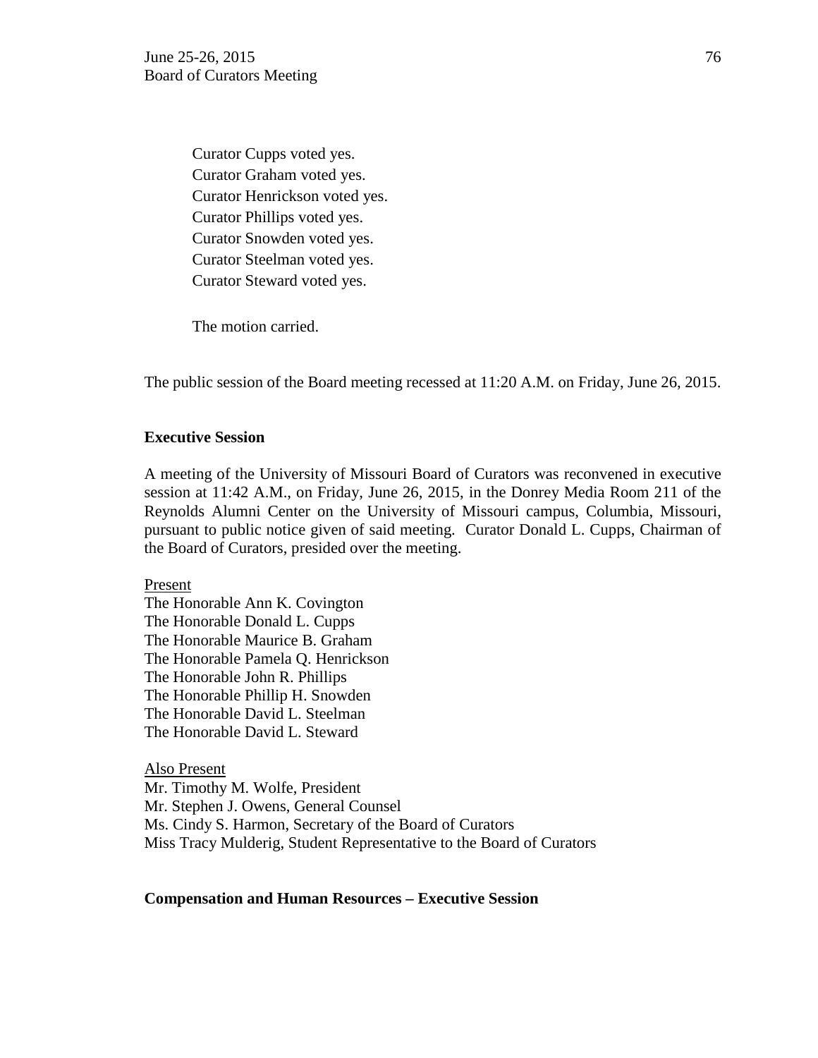Curator Cupps voted yes.
Curator Graham voted yes.
Curator Henrickson voted yes.
Curator Phillips voted yes.
Curator Snowden voted yes.
Curator Steelman voted yes.
Curator Steward voted yes.

The motion carried.

The public session of the Board meeting recessed at 11:20 A.M. on Friday, June 26, 2015.

**Executive Session**

A meeting of the University of Missouri Board of Curators was reconvened in executive session at 11:42 A.M., on Friday, June 26, 2015, in the Donrey Media Room 211 of the Reynolds Alumni Center on the University of Missouri campus, Columbia, Missouri, pursuant to public notice given of said meeting. Curator Donald L. Cupps, Chairman of the Board of Curators, presided over the meeting.

Present
The Honorable Ann K. Covington
The Honorable Donald L. Cupps
The Honorable Maurice B. Graham
The Honorable Pamela Q. Henrickson
The Honorable John R. Phillips
The Honorable Phillip H. Snowden
The Honorable David L. Steelman
The Honorable David L. Steward

Also Present
Mr. Timothy M. Wolfe, President
Mr. Stephen J. Owens, General Counsel
Ms. Cindy S. Harmon, Secretary of the Board of Curators
Miss Tracy Mulderig, Student Representative to the Board of Curators

**Compensation and Human Resources – Executive Session**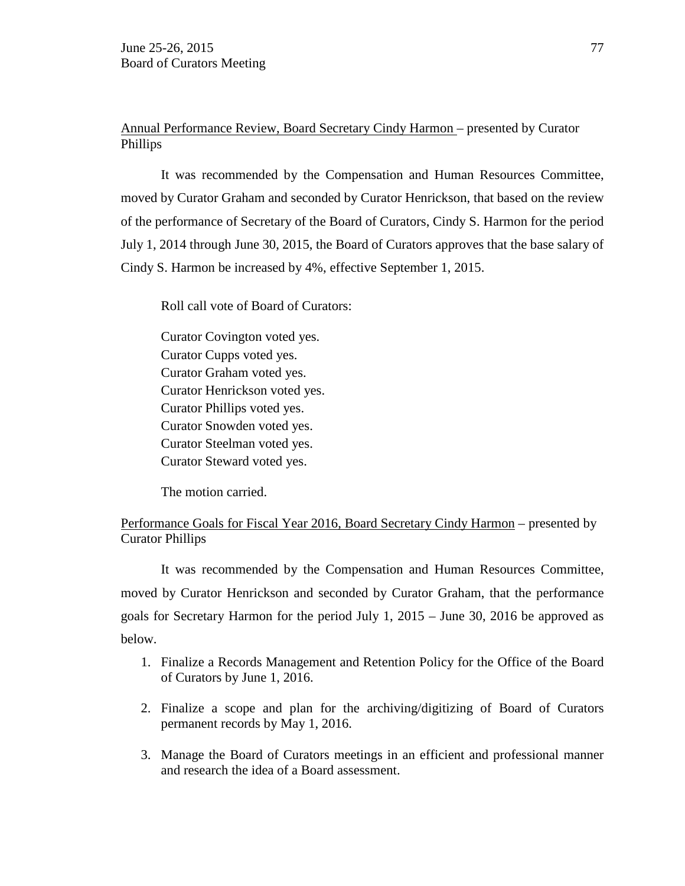<u>Annual Performance Review, Board Secretary Cindy Harmon</u> – presented by Curator Phillips

It was recommended by the Compensation and Human Resources Committee, moved by Curator Graham and seconded by Curator Henrickson, that based on the review of the performance of Secretary of the Board of Curators, Cindy S. Harmon for the period July 1, 2014 through June 30, 2015, the Board of Curators approves that the base salary of Cindy S. Harmon be increased by 4%, effective September 1, 2015.

Roll call vote of Board of Curators:

Curator Covington voted yes.
Curator Cupps voted yes.
Curator Graham voted yes.
Curator Henrickson voted yes.
Curator Phillips voted yes.
Curator Snowden voted yes.
Curator Steelman voted yes.
Curator Steward voted yes.

The motion carried.

<u>Performance Goals for Fiscal Year 2016, Board Secretary Cindy Harmon</u> – presented by Curator Phillips

It was recommended by the Compensation and Human Resources Committee, moved by Curator Henrickson and seconded by Curator Graham, that the performance goals for Secretary Harmon for the period July 1, 2015 – June 30, 2016 be approved as below.

1. Finalize a Records Management and Retention Policy for the Office of the Board of Curators by June 1, 2016.

2. Finalize a scope and plan for the archiving/digitizing of Board of Curators permanent records by May 1, 2016.

3. Manage the Board of Curators meetings in an efficient and professional manner and research the idea of a Board assessment.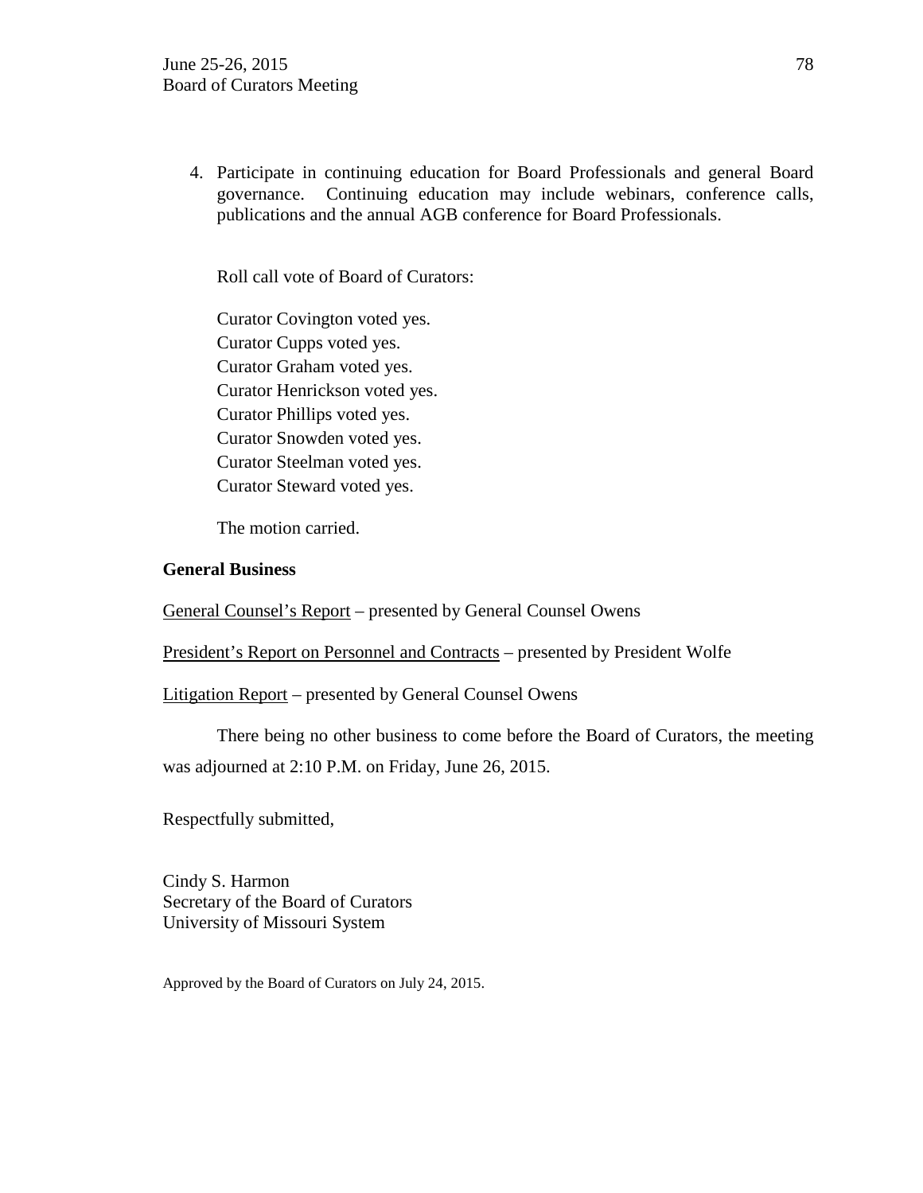4. Participate in continuing education for Board Professionals and general Board governance. Continuing education may include webinars, conference calls, publications and the annual AGB conference for Board Professionals.

Roll call vote of Board of Curators:

Curator Covington voted yes.
Curator Cupps voted yes.
Curator Graham voted yes.
Curator Henrickson voted yes.
Curator Phillips voted yes.
Curator Snowden voted yes.
Curator Steelman voted yes.
Curator Steward voted yes.

The motion carried.

**General Business**

General Counsel's Report – presented by General Counsel Owens

President's Report on Personnel and Contracts – presented by President Wolfe

Litigation Report – presented by General Counsel Owens

There being no other business to come before the Board of Curators, the meeting was adjourned at 2:10 P.M. on Friday, June 26, 2015.

Respectfully submitted,

Cindy S. Harmon
Secretary of the Board of Curators
University of Missouri System

Approved by the Board of Curators on July 24, 2015.